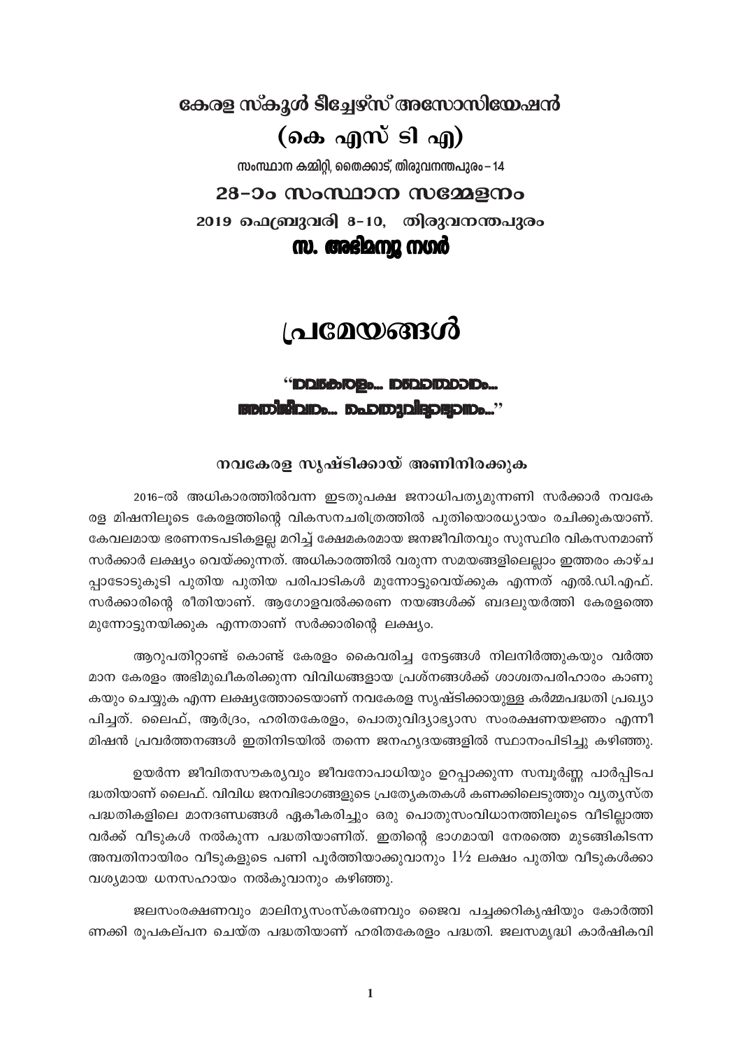# കേരള സ്കൂൾ ടീച്ചേഴ്സ് അസോസിയേഷൻ

# (കെ എസ് ടി എ)

സംസ്ഥാന കമ്മിറ്റി, തൈക്കാട്, തിരുവനന്തപുരം – 14

## 28–ാം സംസ്ഥാന സമ്മേളനം

2019 ഫെബ്രുവരി 8–10, തിരുവനന്തപുരം

**സ. അഭിമന്യു നഗർ**

# പ്രമേയങ്ങൾ

**"നവകേരളം... മതേതരത്വം... അതിജീവനം... പൊതുവിദ്യാഭ്യാസം..."**

### നവകേരള സൃഷ്ടിക്കായ് അണിനിരക്കുക

2016–ൽ അധികാരത്തിൽവന്ന ഇടതുപക്ഷ ജനാധിപത്യമുന്നണി സർക്കാർ നവകേരള മിഷനിലൂടെ കേരളത്തിന്റെ വികസനചരിത്രത്തിൽ പുതിയൊരധ്യായം രചിക്കുകയാണ്. കേവലമായ ഭരണനടപടികളല്ല മറിച്ച് ക്ഷേമകരമായ ജനജീവിതവും സുസ്ഥിര വികസനമാണ് സർക്കാർ ലക്ഷ്യം വെയ്ക്കുന്നത്. അധികാരത്തിൽ വരുന്ന സമയങ്ങളിലെല്ലാം ഇത്തരം കാഴ്ചപ്പാടോടുകൂടി പുതിയ പുതിയ പരിപാടികൾ മുന്നോട്ടുവെയ്ക്കുക എന്നത് എൽ.ഡി.എഫ്. സർക്കാരിന്റെ രീതിയാണ്. ആഗോളവൽക്കരണ നയങ്ങൾക്ക് ബദലുയർത്തി കേരളത്തെ മുന്നോട്ടുനയിക്കുക എന്നതാണ് സർക്കാരിന്റെ ലക്ഷ്യം.

ആറുപതിറ്റാണ്ട് കൊണ്ട് കേരളം കൈവരിച്ച നേട്ടങ്ങൾ നിലനിർത്തുകയും വർത്തമാന കേരളം അഭിമുഖീകരിക്കുന്ന വിവിധങ്ങളായ പ്രശ്നങ്ങൾക്ക് ശാശ്വതപരിഹാരം കാണുകയും ചെയ്യുക എന്ന ലക്ഷ്യത്തോടെയാണ് നവകേരള സൃഷ്ടിക്കായുള്ള കർമ്മപദ്ധതി പ്രഖ്യാപിച്ചത്. ലൈഫ്, ആർദ്രം, ഹരിതകേരളം, പൊതുവിദ്യാഭ്യാസ സംരക്ഷണയജ്ഞം എന്നീ മിഷൻ പ്രവർത്തനങ്ങൾ ഇതിനിടയിൽ തന്നെ ജനഹൃദയങ്ങളിൽ സ്ഥാനംപിടിച്ചു കഴിഞ്ഞു.

ഉയർന്ന ജീവിതസൗകര്യവും ജീവനോപാധിയും ഉറപ്പാക്കുന്ന സമ്പൂർണ്ണ പാർപ്പിടപദ്ധതിയാണ് ലൈഫ്. വിവിധ ജനവിഭാഗങ്ങളുടെ പ്രത്യേകതകൾ കണക്കിലെടുത്തും വ്യത്യസ്ത പദ്ധതികളിലെ മാനദണ്ഡങ്ങൾ ഏകീകരിച്ചും ഒരു പൊതുസംവിധാനത്തിലൂടെ വീടില്ലാത്തവർക്ക് വീടുകൾ നൽകുന്ന പദ്ധതിയാണിത്. ഇതിന്റെ ഭാഗമായി നേരത്തെ മുടങ്ങികിടന്ന അമ്പതിനായിരം വീടുകളുടെ പണി പൂർത്തിയാക്കുവാനും 1½ ലക്ഷം പുതിയ വീടുകൾക്കാവശ്യമായ ധനസഹായം നൽകുവാനും കഴിഞ്ഞു.

ജലസംരക്ഷണവും മാലിന്യസംസ്കരണവും ജൈവ പച്ചക്കറികൃഷിയും കോർത്തിണക്കി രൂപകല്പന ചെയ്ത പദ്ധതിയാണ് ഹരിതകേരളം പദ്ധതി. ജലസമൃദ്ധി കാർഷികവി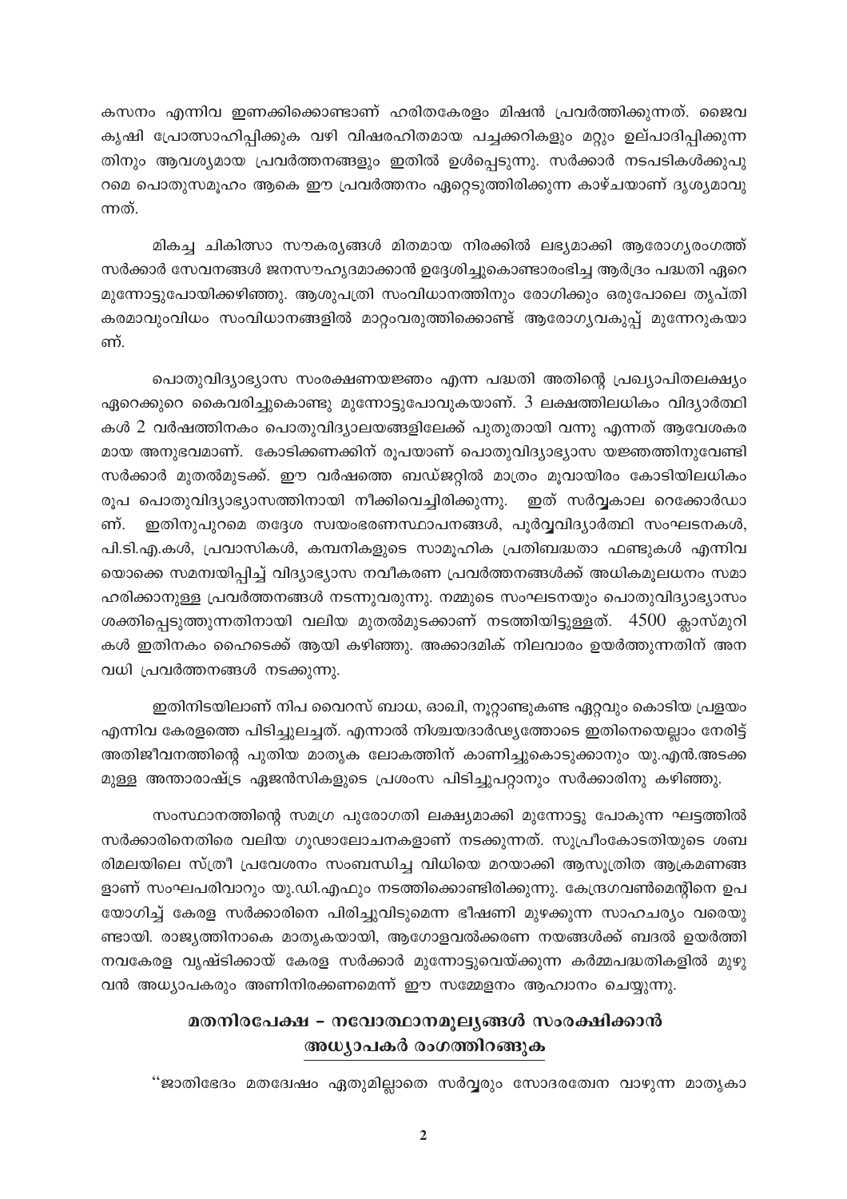കസനം എന്നിവ ഇണക്കിക്കൊണ്ടാണ് ഹരിതകേരളം മിഷൻ പ്രവർത്തിക്കുന്നത്. ജൈവ കൃഷി പ്രോത്സാഹിപ്പിക്കുക വഴി വിഷരഹിതമായ പച്ചക്കറികളും മറ്റും ഉല്പാദിപ്പിക്കുന്നതിനും ആവശ്യമായ പ്രവർത്തനങ്ങളും ഇതിൽ ഉൾപ്പെടുന്നു. സർക്കാർ നടപടികൾക്കുപുറമെ പൊതുസമൂഹം ആകെ ഈ പ്രവർത്തനം ഏറ്റെടുത്തിരിക്കുന്ന കാഴ്ചയാണ് ദൃശ്യമാവുന്നത്.

മികച്ച ചികിത്സാ സൗകര്യങ്ങൾ മിതമായ നിരക്കിൽ ലഭ്യമാക്കി ആരോഗ്യരംഗത്ത് സർക്കാർ സേവനങ്ങൾ ജനസൗഹൃദമാക്കാൻ ഉദ്ദേശിച്ചുകൊണ്ടാരംഭിച്ച ആർദ്രം പദ്ധതി ഏറെ മുന്നോട്ടുപോയിക്കഴിഞ്ഞു. ആശുപത്രി സംവിധാനത്തിനും രോഗിക്കും ഒരുപോലെ തൃപ്തികരമാവുംവിധം സംവിധാനങ്ങളിൽ മാറ്റംവരുത്തിക്കൊണ്ട് ആരോഗ്യവകുപ്പ് മുന്നേറുകയാണ്.

പൊതുവിദ്യാഭ്യാസ സംരക്ഷണയജ്ഞം എന്ന പദ്ധതി അതിന്റെ പ്രഖ്യാപിതലക്ഷ്യം ഏറെക്കുറെ കൈവരിച്ചുകൊണ്ടു മുന്നോട്ടുപോവുകയാണ്. 3 ലക്ഷത്തിലധികം വിദ്യാർത്ഥികൾ 2 വർഷത്തിനകം പൊതുവിദ്യാലയങ്ങളിലേക്ക് പുതുതായി വന്നു എന്നത് ആവേശകരമായ അനുഭവമാണ്. കോടിക്കണക്കിന് രൂപയാണ് പൊതുവിദ്യാഭ്യാസ യജ്ഞത്തിനുവേണ്ടി സർക്കാർ മുതൽമുടക്ക്. ഈ വർഷത്തെ ബഡ്ജറ്റിൽ മാത്രം മൂവായിരം കോടിയിലധികം രൂപ പൊതുവിദ്യാഭ്യാസത്തിനായി നീക്കിവെച്ചിരിക്കുന്നു. ഇത് സർവ്വകാല റെക്കോർഡാണ്. ഇതിനുപുറമെ തദ്ദേശ സ്വയംഭരണസ്ഥാപനങ്ങൾ, പൂർവ്വവിദ്യാർത്ഥി സംഘടനകൾ, പി.ടി.എ.കൾ, പ്രവാസികൾ, കമ്പനികളുടെ സാമൂഹിക പ്രതിബദ്ധതാ ഫണ്ടുകൾ എന്നിവയൊക്കെ സമന്വയിപ്പിച്ച് വിദ്യാഭ്യാസ നവീകരണ പ്രവർത്തനങ്ങൾക്ക് അധികമൂലധനം സമാഹരിക്കാനുള്ള പ്രവർത്തനങ്ങൾ നടന്നുവരുന്നു. നമ്മുടെ സംഘടനയും പൊതുവിദ്യാഭ്യാസം ശക്തിപ്പെടുത്തുന്നതിനായി വലിയ മുതൽമുടക്കാണ് നടത്തിയിട്ടുള്ളത്. 4500 ക്ലാസ്മുറികൾ ഇതിനകം ഹൈടെക്ക് ആയി കഴിഞ്ഞു. അക്കാദമിക് നിലവാരം ഉയർത്തുന്നതിന് അനവധി പ്രവർത്തനങ്ങൾ നടക്കുന്നു.

ഇതിനിടയിലാണ് നിപ വൈറസ് ബാധ, ഓഖി, നൂറ്റാണ്ടുകണ്ട ഏറ്റവും കൊടിയ പ്രളയം എന്നിവ കേരളത്തെ പിടിച്ചുലച്ചത്. എന്നാൽ നിശ്ചയദാർഢ്യത്തോടെ ഇതിനെയെല്ലാം നേരിട്ട് അതിജീവനത്തിന്റെ പുതിയ മാതൃക ലോകത്തിന് കാണിച്ചുകൊടുക്കാനും യു.എൻ.അടക്കമുള്ള അന്താരാഷ്ട്ര ഏജൻസികളുടെ പ്രശംസ പിടിച്ചുപറ്റാനും സർക്കാരിനു കഴിഞ്ഞു.

സംസ്ഥാനത്തിന്റെ സമഗ്ര പുരോഗതി ലക്ഷ്യമാക്കി മുന്നോട്ടു പോകുന്ന ഘട്ടത്തിൽ സർക്കാരിനെതിരെ വലിയ ഗൂഢാലോചനകളാണ് നടക്കുന്നത്. സുപ്രീംകോടതിയുടെ ശബരിമലയിലെ സ്ത്രീ പ്രവേശനം സംബന്ധിച്ച വിധിയെ മറയാക്കി ആസൂത്രിത ആക്രമണങ്ങളാണ് സംഘപരിവാറും യു.ഡി.എഫും നടത്തിക്കൊണ്ടിരിക്കുന്നു. കേന്ദ്രഗവൺമെന്റിനെ ഉപയോഗിച്ച് കേരള സർക്കാരിനെ പിരിച്ചുവിടുമെന്ന ഭീഷണി മുഴക്കുന്ന സാഹചര്യം വരെയുണ്ടായി. രാജ്യത്തിനാകെ മാതൃകയായി, ആഗോളവൽക്കരണ നയങ്ങൾക്ക് ബദൽ ഉയർത്തി നവകേരള വൃഷ്ടിക്കായ് കേരള സർക്കാർ മുന്നോട്ടുവെയ്ക്കുന്ന കർമ്മപദ്ധതികളിൽ മുഴുവൻ അധ്യാപകരും അണിനിരക്കണമെന്ന് ഈ സമ്മേളനം ആഹ്വാനം ചെയ്യുന്നു.

## മതനിരപേക്ഷ – നവോത്ഥാനമൂല്യങ്ങൾ സംരക്ഷിക്കാൻ അധ്യാപകർ രംഗത്തിറങ്ങുക

''ജാതിഭേദം മതദ്വേഷം ഏതുമില്ലാതെ സർവ്വരും സോദരത്വേന വാഴുന്ന മാതൃകാ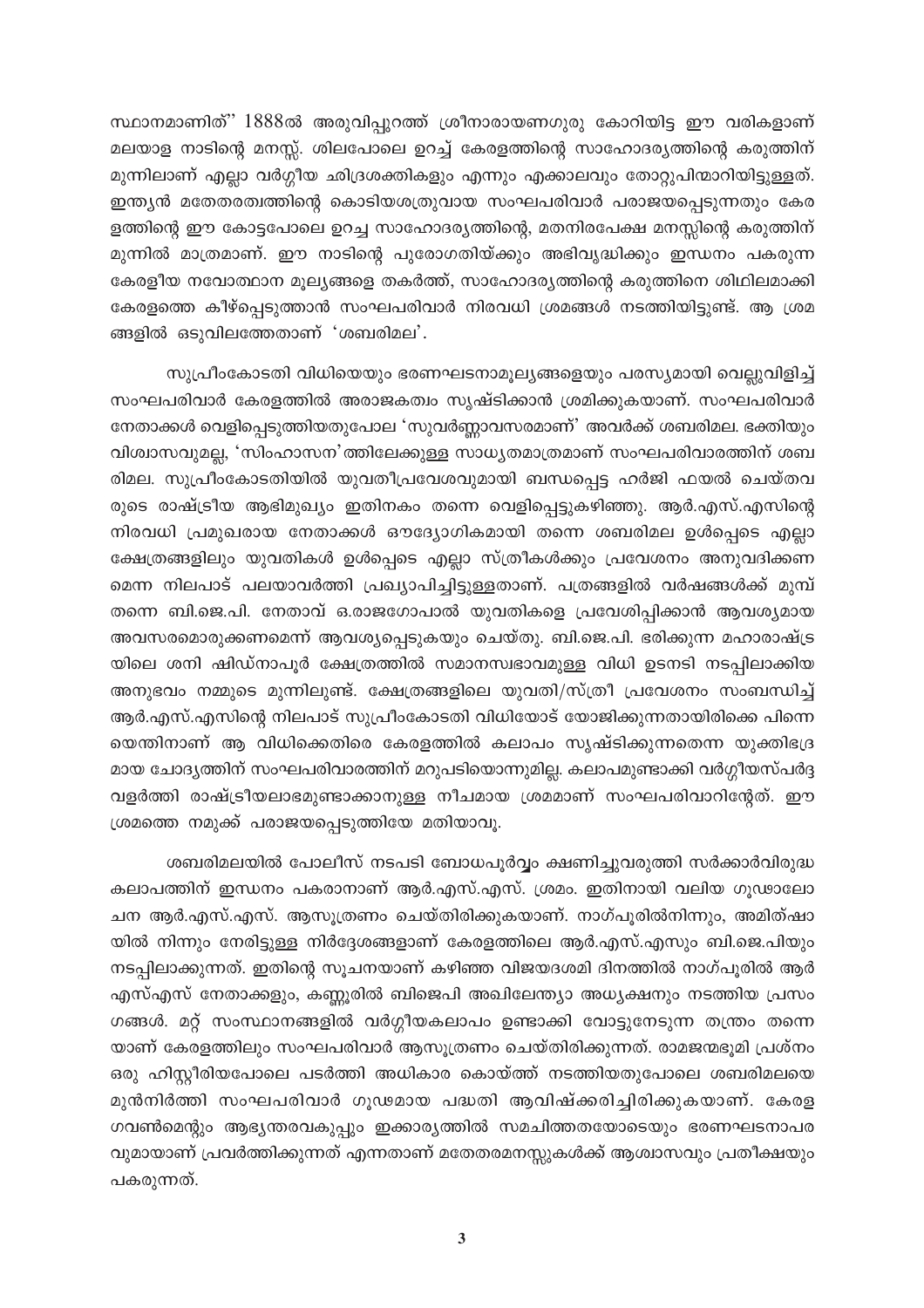സ്ഥാനമാണിത്" 1888ൽ അരുവിപ്പുറത്ത് ശ്രീനാരായണഗുരു കോറിയിട്ട ഈ വരികളാണ് മലയാള നാടിന്റെ മനസ്സ്. ശിലപോലെ ഉറച്ച് കേരളത്തിന്റെ സാഹോദര്യത്തിന്റെ കരുത്തിന് മുന്നിലാണ് എല്ലാ വർഗ്ഗീയ ഛിദ്രശക്തികളും എന്നും എക്കാലവും തോറ്റുപിന്മാറിയിട്ടുള്ളത്. ഇന്ത്യൻ മതേതരത്വത്തിന്റെ കൊടിയശത്രുവായ സംഘപരിവാർ പരാജയപ്പെടുന്നതും കേരളത്തിന്റെ ഈ കോട്ടപോലെ ഉറച്ച സാഹോദര്യത്തിന്റെ, മതനിരപേക്ഷ മനസ്സിന്റെ കരുത്തിന് മുന്നിൽ മാത്രമാണ്. ഈ നാടിന്റെ പുരോഗതിയ്ക്കും അഭിവൃദ്ധിക്കും ഇന്ധനം പകരുന്ന കേരളീയ നവോത്ഥാന മൂല്യങ്ങളെ തകർത്ത്, സാഹോദര്യത്തിന്റെ കരുത്തിനെ ശിഥിലമാക്കി കേരളത്തെ കീഴ്പ്പെടുത്താൻ സംഘപരിവാർ നിരവധി ശ്രമങ്ങൾ നടത്തിയിട്ടുണ്ട്. ആ ശ്രമങ്ങളിൽ ഒടുവിലത്തേതാണ് 'ശബരിമല'.

സുപ്രീംകോടതി വിധിയെയും ഭരണഘടനാമൂല്യങ്ങളെയും പരസ്യമായി വെല്ലുവിളിച്ച് സംഘപരിവാർ കേരളത്തിൽ അരാജകത്വം സൃഷ്ടിക്കാൻ ശ്രമിക്കുകയാണ്. സംഘപരിവാർ നേതാക്കൾ വെളിപ്പെടുത്തിയതുപോലെ 'സുവർണ്ണാവസരമാണ്' അവർക്ക് ശബരിമല. ഭക്തിയും വിശ്വാസവുമല്ല, 'സിംഹാസന'ത്തിലേക്കുള്ള സാധ്യതമാത്രമാണ് സംഘപരിവാരത്തിന് ശബരിമല. സുപ്രീംകോടതിയിൽ യുവതീപ്രവേശവുമായി ബന്ധപ്പെട്ട ഹർജി ഫയൽ ചെയ്തവരുടെ രാഷ്ട്രീയ ആഭിമുഖ്യം ഇതിനകം തന്നെ വെളിപ്പെട്ടുകഴിഞ്ഞു. ആർ.എസ്.എസിന്റെ നിരവധി പ്രമുഖരായ നേതാക്കൾ ഔദ്യോഗികമായി തന്നെ ശബരിമല ഉൾപ്പെടെ എല്ലാ ക്ഷേത്രങ്ങളിലും യുവതികൾ ഉൾപ്പെടെ എല്ലാ സ്ത്രീകൾക്കും പ്രവേശനം അനുവദിക്കണമെന്ന നിലപാട് പലയാവർത്തി പ്രഖ്യാപിച്ചിട്ടുള്ളതാണ്. പത്രങ്ങളിൽ വർഷങ്ങൾക്ക് മുമ്പ് തന്നെ ബി.ജെ.പി. നേതാവ് ഒ.രാജഗോപാൽ യുവതികളെ പ്രവേശിപ്പിക്കാൻ ആവശ്യമായ അവസരമൊരുക്കണമെന്ന് ആവശ്യപ്പെടുകയും ചെയ്തു. ബി.ജെ.പി. ഭരിക്കുന്ന മഹാരാഷ്ട്രയിലെ ശനി ഷിഡ്നാപൂർ ക്ഷേത്രത്തിൽ സമാനസ്വഭാവമുള്ള വിധി ഉടനടി നടപ്പിലാക്കിയ അനുഭവം നമ്മുടെ മുന്നിലുണ്ട്. ക്ഷേത്രങ്ങളിലെ യുവതി/സ്ത്രീ പ്രവേശനം സംബന്ധിച്ച് ആർ.എസ്.എസിന്റെ നിലപാട് സുപ്രീംകോടതി വിധിയോട് യോജിക്കുന്നതായിരിക്കെ പിന്നെയെന്തിനാണ് ആ വിധിക്കെതിരെ കേരളത്തിൽ കലാപം സൃഷ്ടിക്കുന്നതെന്ന യുക്തിഭദ്രമായ ചോദ്യത്തിന് സംഘപരിവാരത്തിന് മറുപടിയൊന്നുമില്ല. കലാപമുണ്ടാക്കി വർഗ്ഗീയസ്പർദ്ദ വളർത്തി രാഷ്ട്രീയലാഭമുണ്ടാക്കാനുള്ള നീചമായ ശ്രമമാണ് സംഘപരിവാറിന്റേത്. ഈ ശ്രമത്തെ നമുക്ക് പരാജയപ്പെടുത്തിയേ മതിയാവൂ.

ശബരിമലയിൽ പോലീസ് നടപടി ബോധപൂർവ്വം ക്ഷണിച്ചുവരുത്തി സർക്കാർവിരുദ്ധ കലാപത്തിന് ഇന്ധനം പകരാനാണ് ആർ.എസ്.എസ്. ശ്രമം. ഇതിനായി വലിയ ഗൂഢാലോചന ആർ.എസ്.എസ്. ആസൂത്രണം ചെയ്തിരിക്കുകയാണ്. നാഗ്പൂരിൽനിന്നും, അമിത്ഷായിൽ നിന്നും നേരിട്ടുള്ള നിർദ്ദേശങ്ങളാണ് കേരളത്തിലെ ആർ.എസ്.എസും ബി.ജെ.പിയും നടപ്പിലാക്കുന്നത്. ഇതിന്റെ സൂചനയാണ് കഴിഞ്ഞ വിജയദശമി ദിനത്തിൽ നാഗ്പൂരിൽ ആർഎസ്എസ് നേതാക്കളും, കണ്ണൂരിൽ ബിജെപി അഖിലേന്ത്യാ അധ്യക്ഷനും നടത്തിയ പ്രസംഗങ്ങൾ. മറ്റ് സംസ്ഥാനങ്ങളിൽ വർഗ്ഗീയകലാപം ഉണ്ടാക്കി വോട്ടുനേടുന്ന തന്ത്രം തന്നെയാണ് കേരളത്തിലും സംഘപരിവാർ ആസൂത്രണം ചെയ്തിരിക്കുന്നത്. രാമജന്മഭൂമി പ്രശ്നം ഒരു ഹിസ്റ്റീരിയപോലെ പടർത്തി അധികാര കൊയ്ത്ത് നടത്തിയതുപോലെ ശബരിമലയെ മുൻനിർത്തി സംഘപരിവാർ ഗൂഢമായ പദ്ധതി ആവിഷ്ക്കരിച്ചിരിക്കുകയാണ്. കേരള ഗവൺമെന്റും ആഭ്യന്തരവകുപ്പും ഇക്കാര്യത്തിൽ സമചിത്തതയോടെയും ഭരണഘടനാപരവുമായാണ് പ്രവർത്തിക്കുന്നത് എന്നതാണ് മതേതരമനസ്സുകൾക്ക് ആശ്വാസവും പ്രതീക്ഷയും പകരുന്നത്.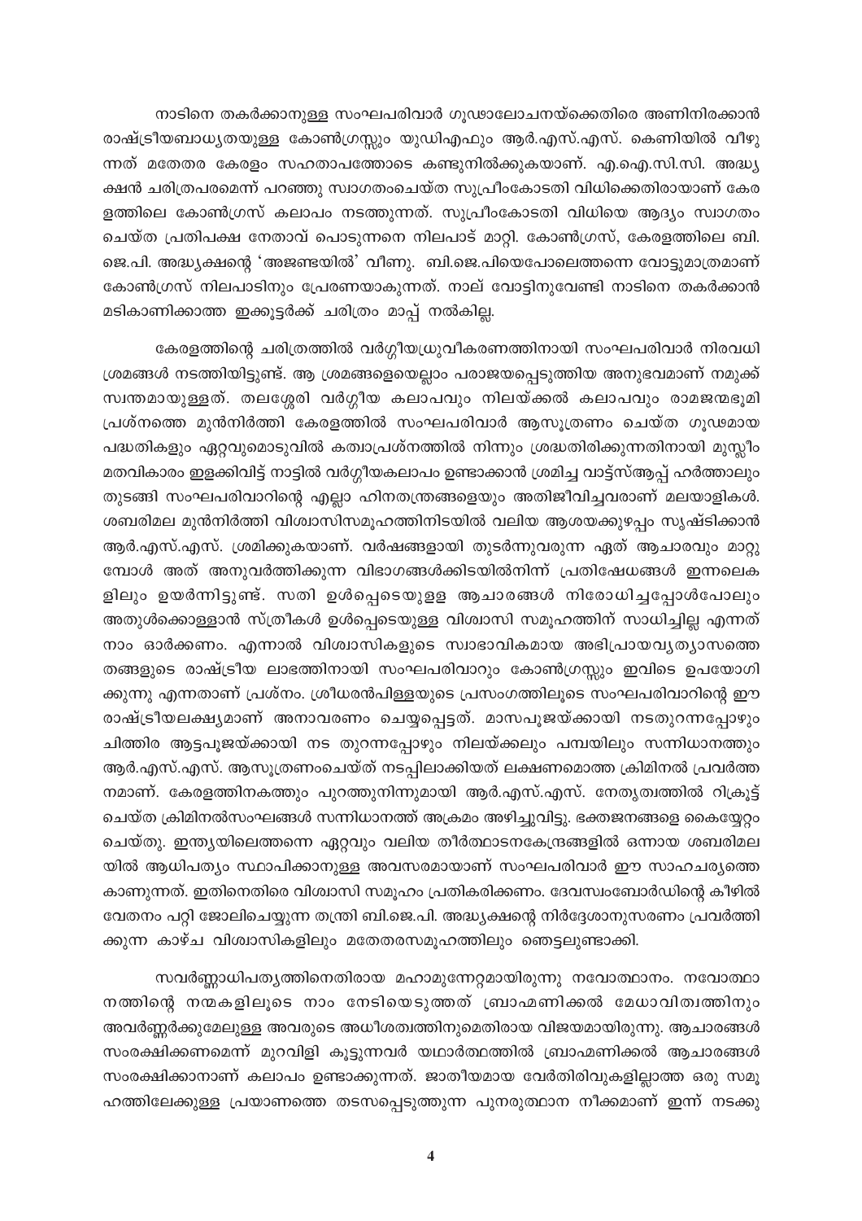നാടിനെ തകർക്കാനുള്ള സംഘപരിവാർ ഗൂഢാലോചനയ്ക്കെതിരെ അണിനിരക്കാൻ രാഷ്ട്രീയബാധ്യതയുള്ള കോൺഗ്രസ്സും യുഡിഎഫും ആർ.എസ്.എസ്. കെണിയിൽ വീഴുന്നത് മതേതര കേരളം സഹതാപത്തോടെ കണ്ടുനിൽക്കുകയാണ്. എ.ഐ.സി.സി. അദ്ധ്യക്ഷൻ ചരിത്രപരമെന്ന് പറഞ്ഞു സ്വാഗതംചെയ്ത സുപ്രീംകോടതി വിധിക്കെതിരായാണ് കേരളത്തിലെ കോൺഗ്രസ് കലാപം നടത്തുന്നത്. സുപ്രീംകോടതി വിധിയെ ആദ്യം സ്വാഗതം ചെയ്ത പ്രതിപക്ഷ നേതാവ് പൊടുന്നനെ നിലപാട് മാറ്റി. കോൺഗ്രസ്, കേരളത്തിലെ ബി.ജെ.പി. അദ്ധ്യക്ഷന്റെ 'അജണ്ടയിൽ' വീണു. ബി.ജെ.പിയെപോലെത്തന്നെ വോട്ടുമാത്രമാണ് കോൺഗ്രസ് നിലപാടിനും പ്രേരണയാകുന്നത്. നാല് വോട്ടിനുവേണ്ടി നാടിനെ തകർക്കാൻ മടികാണിക്കാത്ത ഇക്കൂട്ടർക്ക് ചരിത്രം മാപ്പ് നൽകില്ല.

കേരളത്തിന്റെ ചരിത്രത്തിൽ വർഗ്ഗീയധ്രുവീകരണത്തിനായി സംഘപരിവാർ നിരവധി ശ്രമങ്ങൾ നടത്തിയിട്ടുണ്ട്. ആ ശ്രമങ്ങളെയെല്ലാം പരാജയപ്പെടുത്തിയ അനുഭവമാണ് നമുക്ക് സ്വന്തമായുള്ളത്. തലശ്ശേരി വർഗ്ഗീയ കലാപവും നിലയ്ക്കൽ കലാപവും രാമജന്മഭൂമി പ്രശ്നത്തെ മുൻനിർത്തി കേരളത്തിൽ സംഘപരിവാർ ആസൂത്രണം ചെയ്ത ഗൂഢമായ പദ്ധതികളും ഏറ്റവുമൊടുവിൽ കത്വാപ്രശ്നത്തിൽ നിന്നും ശ്രദ്ധതിരിക്കുന്നതിനായി മുസ്ലീം മതവികാരം ഇളക്കിവിട്ട് നാട്ടിൽ വർഗ്ഗീയകലാപം ഉണ്ടാക്കാൻ ശ്രമിച്ച വാട്ട്സ്ആപ്പ് ഹർത്താലും തുടങ്ങി സംഘപരിവാറിന്റെ എല്ലാ ഹിനതന്ത്രങ്ങളെയും അതിജീവിച്ചവരാണ് മലയാളികൾ. ശബരിമല മുൻനിർത്തി വിശ്വാസിസമൂഹത്തിനിടയിൽ വലിയ ആശയക്കുഴപ്പം സൃഷ്ടിക്കാൻ ആർ.എസ്.എസ്. ശ്രമിക്കുകയാണ്. വർഷങ്ങളായി തുടർന്നുവരുന്ന ഏത് ആചാരവും മാറ്റുമ്പോൾ അത് അനുവർത്തിക്കുന്ന വിഭാഗങ്ങൾക്കിടയിൽനിന്ന് പ്രതിഷേധങ്ങൾ ഇന്നലെകളിലും ഉയർന്നിട്ടുണ്ട്. സതി ഉൾപ്പെടെയുള്ള ആചാരങ്ങൾ നിരോധിച്ചപ്പോൾപോലും അതുൾക്കൊള്ളാൻ സ്ത്രീകൾ ഉൾപ്പെടെയുള്ള വിശ്വാസി സമൂഹത്തിന് സാധിച്ചില്ല എന്നത് നാം ഓർക്കണം. എന്നാൽ വിശ്വാസികളുടെ സ്വാഭാവികമായ അഭിപ്രായവ്യത്യാസത്തെ തങ്ങളുടെ രാഷ്ട്രീയ ലാഭത്തിനായി സംഘപരിവാറും കോൺഗ്രസ്സും ഇവിടെ ഉപയോഗിക്കുന്നു എന്നതാണ് പ്രശ്നം. ശ്രീധരൻപിള്ളയുടെ പ്രസംഗത്തിലൂടെ സംഘപരിവാറിന്റെ ഈ രാഷ്ട്രീയലക്ഷ്യമാണ് അനാവരണം ചെയ്യപ്പെട്ടത്. മാസപൂജയ്ക്കായി നടതുറന്നപ്പോഴും ചിത്തിര ആട്ടപൂജയ്ക്കായി നട തുറന്നപ്പോഴും നിലയ്ക്കലും പമ്പയിലും സന്നിധാനത്തും ആർ.എസ്.എസ്. ആസൂത്രണംചെയ്ത് നടപ്പിലാക്കിയത് ലക്ഷണമൊത്ത ക്രിമിനൽ പ്രവർത്തനമാണ്. കേരളത്തിനകത്തും പുറത്തുനിന്നുമായി ആർ.എസ്.എസ്. നേതൃത്വത്തിൽ റിക്രൂട്ട് ചെയ്ത ക്രിമിനൽസംഘങ്ങൾ സന്നിധാനത്ത് അക്രമം അഴിച്ചുവിട്ടു. ഭക്തജനങ്ങളെ കൈയ്യേറ്റം ചെയ്തു. ഇന്ത്യയിലെത്തന്നെ ഏറ്റവും വലിയ തീർത്ഥാടനകേന്ദ്രങ്ങളിൽ ഒന്നായ ശബരിമലയിൽ ആധിപത്യം സ്ഥാപിക്കാനുള്ള അവസരമായാണ് സംഘപരിവാർ ഈ സാഹചര്യത്തെ കാണുന്നത്. ഇതിനെതിരെ വിശ്വാസി സമൂഹം പ്രതികരിക്കണം. ദേവസ്വംബോർഡിന്റെ കീഴിൽ വേതനം പറ്റി ജോലിചെയ്യുന്ന തന്ത്രി ബി.ജെ.പി. അദ്ധ്യക്ഷന്റെ നിർദ്ദേശാനുസരണം പ്രവർത്തിക്കുന്ന കാഴ്ച വിശ്വാസികളിലും മതേതരസമൂഹത്തിലും ഞെട്ടലുണ്ടാക്കി.

സവർണ്ണാധിപത്യത്തിനെതിരായ മഹാമുന്നേറ്റമായിരുന്നു നവോത്ഥാനം. നവോത്ഥാനത്തിന്റെ നന്മകളിലൂടെ നാം നേടിയെടുത്തത് ബ്രാഹ്മണിക്കൽ മേധാവിത്വത്തിനും അവർണ്ണർക്കുമേലുള്ള അവരുടെ അധീശത്വത്തിനുമെതിരായ വിജയമായിരുന്നു. ആചാരങ്ങൾ സംരക്ഷിക്കണമെന്ന് മുറവിളി കൂട്ടുന്നവർ യഥാർത്ഥത്തിൽ ബ്രാഹ്മണിക്കൽ ആചാരങ്ങൾ സംരക്ഷിക്കാനാണ് കലാപം ഉണ്ടാക്കുന്നത്. ജാതീയമായ വേർതിരിവുകളില്ലാത്ത ഒരു സമൂഹത്തിലേക്കുള്ള പ്രയാണത്തെ തടസപ്പെടുത്തുന്ന പുനരുത്ഥാന നീക്കമാണ് ഇന്ന് നടക്കു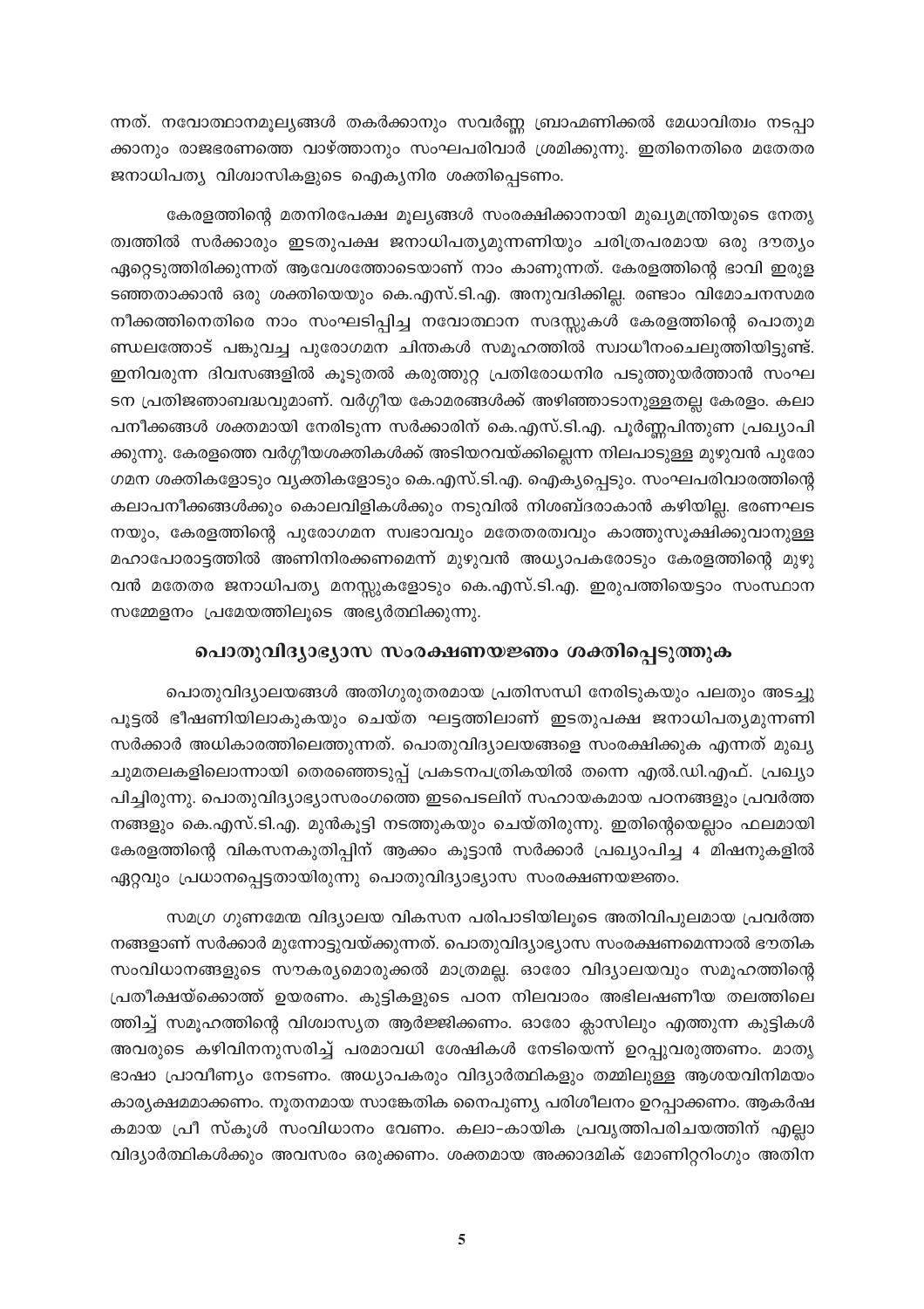ന്നത്. നവോത്ഥാനമൂല്യങ്ങൾ തകർക്കാനും സവർണ്ണ ബ്രാഹ്മണിക്കൽ മേധാവിത്വം നടപ്പാക്കാനും രാജഭരണത്തെ വാഴ്ത്താനും സംഘപരിവാർ ശ്രമിക്കുന്നു. ഇതിനെതിരെ മതേതര ജനാധിപത്യ വിശ്വാസികളുടെ ഐക്യനിര ശക്തിപ്പെടണം.

കേരളത്തിന്റെ മതനിരപേക്ഷ മൂല്യങ്ങൾ സംരക്ഷിക്കാനായി മുഖ്യമന്ത്രിയുടെ നേതൃത്വത്തിൽ സർക്കാരും ഇടതുപക്ഷ ജനാധിപത്യമുന്നണിയും ചരിത്രപരമായ ഒരു ദൗത്യം ഏറ്റെടുത്തിരിക്കുന്നത് ആവേശത്തോടെയാണ് നാം കാണുന്നത്. കേരളത്തിന്റെ ഭാവി ഇരുളടഞ്ഞതാക്കാൻ ഒരു ശക്തിയെയും കെ.എസ്.ടി.എ. അനുവദിക്കില്ല. രണ്ടാം വിമോചനസമര നീക്കത്തിനെതിരെ നാം സംഘടിപ്പിച്ച നവോത്ഥാന സദസ്സുകൾ കേരളത്തിന്റെ പൊതുമണ്ഡലത്തോട് പങ്കുവച്ച പുരോഗമന ചിന്തകൾ സമൂഹത്തിൽ സ്വാധീനംചെലുത്തിയിട്ടുണ്ട്. ഇനിവരുന്ന ദിവസങ്ങളിൽ കൂടുതൽ കരുത്തുറ്റ പ്രതിരോധനിര പടുത്തുയർത്താൻ സംഘടന പ്രതിജ്ഞാബദ്ധവുമാണ്. വർഗ്ഗീയ കോമരങ്ങൾക്ക് അഴിഞ്ഞാടാനുള്ളതല്ല കേരളം. കലാപനീക്കങ്ങൾ ശക്തമായി നേരിടുന്ന സർക്കാരിന് കെ.എസ്.ടി.എ. പൂർണ്ണപിന്തുണ പ്രഖ്യാപിക്കുന്നു. കേരളത്തെ വർഗ്ഗീയശക്തികൾക്ക് അടിയറവയ്ക്കില്ലെന്ന നിലപാടുള്ള മുഴുവൻ പുരോഗമന ശക്തികളോടും വ്യക്തികളോടും കെ.എസ്.ടി.എ. ഐക്യപ്പെടും. സംഘപരിവാരത്തിന്റെ കലാപനീക്കങ്ങൾക്കും കൊലവിളികൾക്കും നടുവിൽ നിശബ്ദരാകാൻ കഴിയില്ല. ഭരണഘടനയും, കേരളത്തിന്റെ പുരോഗമന സ്വഭാവവും മതേതരത്വവും കാത്തുസൂക്ഷിക്കുവാനുള്ള മഹാപോരാട്ടത്തിൽ അണിനിരക്കണമെന്ന് മുഴുവൻ അധ്യാപകരോടും കേരളത്തിന്റെ മുഴുവൻ മതേതര ജനാധിപത്യ മനസ്സുകളോടും കെ.എസ്.ടി.എ. ഇരുപത്തിയെട്ടാം സംസ്ഥാന സമ്മേളനം പ്രമേയത്തിലൂടെ അഭ്യർത്ഥിക്കുന്നു.

## പൊതുവിദ്യാഭ്യാസ സംരക്ഷണയജ്ഞം ശക്തിപ്പെടുത്തുക

പൊതുവിദ്യാലയങ്ങൾ അതിഗുരുതരമായ പ്രതിസന്ധി നേരിടുകയും പലതും അടച്ചുപൂട്ടൽ ഭീഷണിയിലാകുകയും ചെയ്ത ഘട്ടത്തിലാണ് ഇടതുപക്ഷ ജനാധിപത്യമുന്നണി സർക്കാർ അധികാരത്തിലെത്തുന്നത്. പൊതുവിദ്യാലയങ്ങളെ സംരക്ഷിക്കുക എന്നത് മുഖ്യ ചുമതലകളിലൊന്നായി തെരഞ്ഞെടുപ്പ് പ്രകടനപത്രികയിൽ തന്നെ എൽ.ഡി.എഫ്. പ്രഖ്യാപിച്ചിരുന്നു. പൊതുവിദ്യാഭ്യാസരംഗത്തെ ഇടപെടലിന് സഹായകമായ പഠനങ്ങളും പ്രവർത്തനങ്ങളും കെ.എസ്.ടി.എ. മുൻകൂട്ടി നടത്തുകയും ചെയ്തിരുന്നു. ഇതിന്റെയെല്ലാം ഫലമായി കേരളത്തിന്റെ വികസനകുതിപ്പിന് ആക്കം കൂട്ടാൻ സർക്കാർ പ്രഖ്യാപിച്ച 4 മിഷനുകളിൽ ഏറ്റവും പ്രധാനപ്പെട്ടതായിരുന്നു പൊതുവിദ്യാഭ്യാസ സംരക്ഷണയജ്ഞം.

സമഗ്ര ഗുണമേന്മ വിദ്യാലയ വികസന പരിപാടിയിലൂടെ അതിവിപുലമായ പ്രവർത്തനങ്ങളാണ് സർക്കാർ മുന്നോട്ടുവയ്ക്കുന്നത്. പൊതുവിദ്യാഭ്യാസ സംരക്ഷണമെന്നാൽ ഭൗതിക സംവിധാനങ്ങളുടെ സൗകര്യമൊരുക്കൽ മാത്രമല്ല. ഓരോ വിദ്യാലയവും സമൂഹത്തിന്റെ പ്രതീക്ഷയ്ക്കൊത്ത് ഉയരണം. കുട്ടികളുടെ പഠന നിലവാരം അഭിലഷണീയ തലത്തിലെത്തിച്ച് സമൂഹത്തിന്റെ വിശ്വാസ്യത ആർജ്ജിക്കണം. ഓരോ ക്ലാസിലും എത്തുന്ന കുട്ടികൾ അവരുടെ കഴിവിനനുസരിച്ച് പരമാവധി ശേഷികൾ നേടിയെന്ന് ഉറപ്പുവരുത്തണം. മാതൃഭാഷാ പ്രാവീണ്യം നേടണം. അധ്യാപകരും വിദ്യാർത്ഥികളും തമ്മിലുള്ള ആശയവിനിമയം കാര്യക്ഷമമാക്കണം. നൂതനമായ സാങ്കേതിക നൈപുണ്യ പരിശീലനം ഉറപ്പാക്കണം. ആകർഷകമായ പ്രീ സ്കൂൾ സംവിധാനം വേണം. കലാ-കായിക പ്രവൃത്തിപരിചയത്തിന് എല്ലാ വിദ്യാർത്ഥികൾക്കും അവസരം ഒരുക്കണം. ശക്തമായ അക്കാദമിക് മോണിറ്ററിംഗും അതിന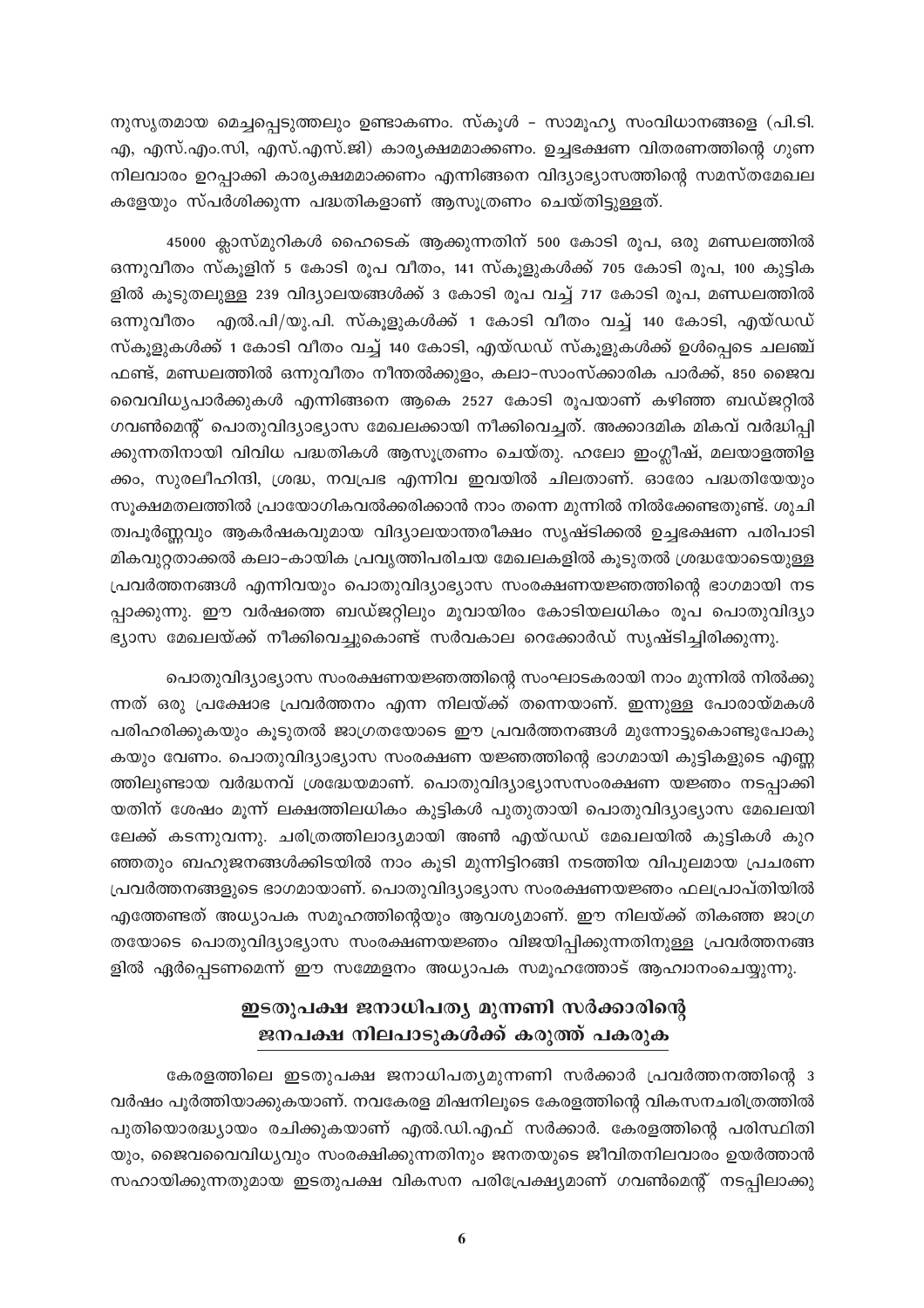നുസൃതമായ മെച്ചപ്പെടുത്തലും ഉണ്ടാകണം. സ്കൂൾ – സാമൂഹ്യ സംവിധാനങ്ങളെ (പി.ടി. എ, എസ്.എം.സി, എസ്.എസ്.ജി) കാര്യക്ഷമമാക്കണം. ഉച്ചഭക്ഷണ വിതരണത്തിന്റെ ഗുണ നിലവാരം ഉറപ്പാക്കി കാര്യക്ഷമമാക്കണം എന്നിങ്ങനെ വിദ്യാഭ്യാസത്തിന്റെ സമസ്തമേഖല കളേയും സ്പർശിക്കുന്ന പദ്ധതികളാണ് ആസൂത്രണം ചെയ്തിട്ടുള്ളത്.

45000 ക്ലാസ്മുറികൾ ഹൈടെക് ആക്കുന്നതിന് 500 കോടി രൂപ, ഒരു മണ്ഡലത്തിൽ ഒന്നുവീതം സ്കൂളിന് 5 കോടി രൂപ വീതം, 141 സ്കൂളുകൾക്ക് 705 കോടി രൂപ, 100 കുട്ടിക ളിൽ കൂടുതലുള്ള 239 വിദ്യാലയങ്ങൾക്ക് 3 കോടി രൂപ വച്ച് 717 കോടി രൂപ, മണ്ഡലത്തിൽ ഒന്നുവീതം എൽ.പി/യു.പി. സ്കൂളുകൾക്ക് 1 കോടി വീതം വച്ച് 140 കോടി, എയ്ഡഡ് സ്കൂളുകൾക്ക് 1 കോടി വീതം വച്ച് 140 കോടി, എയ്ഡഡ് സ്കൂളുകൾക്ക് ഉൾപ്പെടെ ചലഞ്ച് ഫണ്ട്, മണ്ഡലത്തിൽ ഒന്നുവീതം നീന്തൽക്കുളം, കലാ-സാംസ്ക്കാരിക പാർക്ക്, 850 ജൈവ വൈവിധ്യപാർക്കുകൾ എന്നിങ്ങനെ ആകെ 2527 കോടി രൂപയാണ് കഴിഞ്ഞ ബഡ്ജറ്റിൽ ഗവൺമെന്റ് പൊതുവിദ്യാഭ്യാസ മേഖലക്കായി നീക്കിവെച്ചത്. അക്കാദമിക മികവ് വർദ്ധിപ്പി ക്കുന്നതിനായി വിവിധ പദ്ധതികൾ ആസൂത്രണം ചെയ്തു. ഹലോ ഇംഗ്ലീഷ്, മലയാളത്തിള ക്കം, സുരലീഹിന്ദി, ശ്രദ്ധ, നവപ്രഭ എന്നിവ ഇവയിൽ ചിലതാണ്. ഓരോ പദ്ധതിയേയും സൂക്ഷമതലത്തിൽ പ്രായോഗികവൽക്കരിക്കാൻ നാം തന്നെ മുന്നിൽ നിൽക്കേണ്ടതുണ്ട്. ശുചി ത്വപൂർണ്ണവും ആകർഷകവുമായ വിദ്യാലയാന്തരീക്ഷം സൃഷ്ടിക്കൽ ഉച്ചഭക്ഷണ പരിപാടി മികവുറ്റതാക്കൽ കലാ-കായിക പ്രവൃത്തിപരിചയ മേഖലകളിൽ കൂടുതൽ ശ്രദ്ധയോടെയുള്ള പ്രവർത്തനങ്ങൾ എന്നിവയും പൊതുവിദ്യാഭ്യാസ സംരക്ഷണയജ്ഞത്തിന്റെ ഭാഗമായി നട പ്പാക്കുന്നു. ഈ വർഷത്തെ ബഡ്ജറ്റിലും മൂവായിരം കോടിയലധികം രൂപ പൊതുവിദ്യാ ഭ്യാസ മേഖലയ്ക്ക് നീക്കിവെച്ചുകൊണ്ട് സർവകാല റെക്കോർഡ് സൃഷ്ടിച്ചിരിക്കുന്നു.

പൊതുവിദ്യാഭ്യാസ സംരക്ഷണയജ്ഞത്തിന്റെ സംഘാടകരായി നാം മുന്നിൽ നിൽക്കു ന്നത് ഒരു പ്രക്ഷോഭ പ്രവർത്തനം എന്ന നിലയ്ക്ക് തന്നെയാണ്. ഇന്നുള്ള പോരായ്മകൾ പരിഹരിക്കുകയും കൂടുതൽ ജാഗ്രതയോടെ ഈ പ്രവർത്തനങ്ങൾ മുന്നോട്ടുകൊണ്ടുപോകു കയും വേണം. പൊതുവിദ്യാഭ്യാസ സംരക്ഷണ യജ്ഞത്തിന്റെ ഭാഗമായി കുട്ടികളുടെ എണ്ണ ത്തിലുണ്ടായ വർദ്ധനവ് ശ്രദ്ധേയമാണ്. പൊതുവിദ്യാഭ്യാസസംരക്ഷണ യജ്ഞം നടപ്പാക്കി യതിന് ശേഷം മൂന്ന് ലക്ഷത്തിലധികം കുട്ടികൾ പുതുതായി പൊതുവിദ്യാഭ്യാസ മേഖലയി ലേക്ക് കടന്നുവന്നു. ചരിത്രത്തിലാദ്യമായി അൺ എയ്ഡഡ് മേഖലയിൽ കുട്ടികൾ കുറ ഞ്ഞതും ബഹുജനങ്ങൾക്കിടയിൽ നാം കൂടി മുന്നിട്ടിറങ്ങി നടത്തിയ വിപുലമായ പ്രചരണ പ്രവർത്തനങ്ങളുടെ ഭാഗമായാണ്. പൊതുവിദ്യാഭ്യാസ സംരക്ഷണയജ്ഞം ഫലപ്രാപ്തിയിൽ എത്തേണ്ടത് അധ്യാപക സമൂഹത്തിന്റെയും ആവശ്യമാണ്. ഈ നിലയ്ക്ക് തികഞ്ഞ ജാഗ്ര തയോടെ പൊതുവിദ്യാഭ്യാസ സംരക്ഷണയജ്ഞം വിജയിപ്പിക്കുന്നതിനുള്ള പ്രവർത്തനങ്ങ ളിൽ ഏർപ്പെടണമെന്ന് ഈ സമ്മേളനം അധ്യാപക സമൂഹത്തോട് ആഹ്വാനംചെയ്യുന്നു.

## ഇടതുപക്ഷ ജനാധിപത്യ മുന്നണി സർക്കാരിന്റെ ജനപക്ഷ നിലപാടുകൾക്ക് കരുത്ത് പകരുക

കേരളത്തിലെ ഇടതുപക്ഷ ജനാധിപത്യമുന്നണി സർക്കാർ പ്രവർത്തനത്തിന്റെ 3 വർഷം പൂർത്തിയാക്കുകയാണ്. നവകേരള മിഷനിലൂടെ കേരളത്തിന്റെ വികസനചരിത്രത്തിൽ പുതിയൊരദ്ധ്യായം രചിക്കുകയാണ് എൽ.ഡി.എഫ് സർക്കാർ. കേരളത്തിന്റെ പരിസ്ഥിതി യും, ജൈവവൈവിധ്യവും സംരക്ഷിക്കുന്നതിനും ജനതയുടെ ജീവിതനിലവാരം ഉയർത്താൻ സഹായിക്കുന്നതുമായ ഇടതുപക്ഷ വികസന പരിപ്രേക്ഷ്യമാണ് ഗവൺമെന്റ് നടപ്പിലാക്കു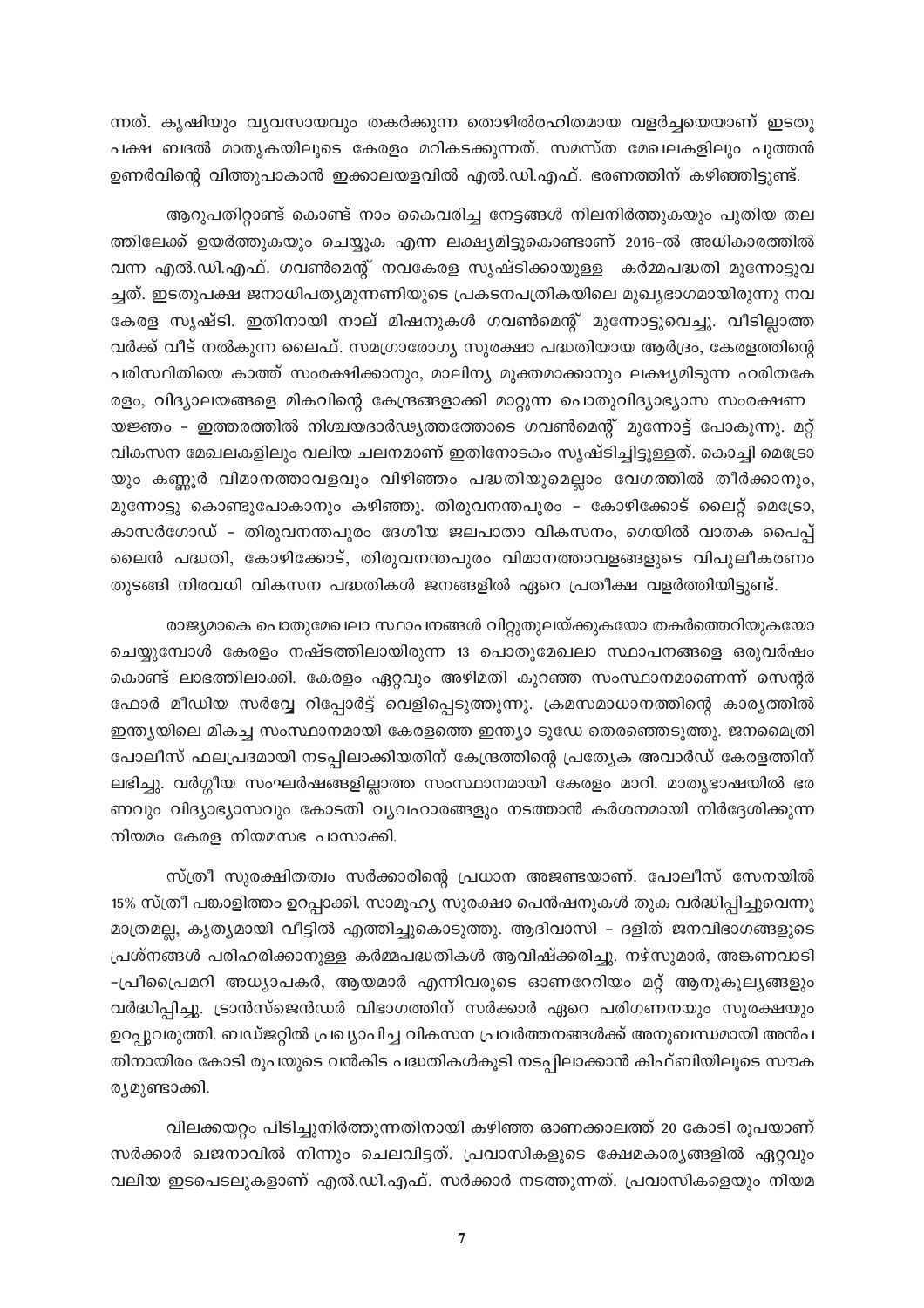ന്നത്. കൃഷിയും വ്യവസായവും തകർക്കുന്ന തൊഴിൽരഹിതമായ വളർച്ചയെയാണ് ഇടതുപക്ഷ ബദൽ മാതൃകയിലൂടെ കേരളം മറികടക്കുന്നത്. സമസ്ത മേഖലകളിലും പുത്തൻ ഉണർവിന്റെ വിത്തുപാകാൻ ഇക്കാലയളവിൽ എൽ.ഡി.എഫ്. ഭരണത്തിന് കഴിഞ്ഞിട്ടുണ്ട്.

ആറുപതിറ്റാണ്ട് കൊണ്ട് നാം കൈവരിച്ച നേട്ടങ്ങൾ നിലനിർത്തുകയും പുതിയ തലത്തിലേക്ക് ഉയർത്തുകയും ചെയ്യുക എന്ന ലക്ഷ്യമിട്ടുകൊണ്ടാണ് 2016-ൽ അധികാരത്തിൽ വന്ന എൽ.ഡി.എഫ്. ഗവൺമെന്റ് നവകേരള സൃഷ്ടിക്കായുള്ള കർമ്മപദ്ധതി മുന്നോട്ടുവച്ചത്. ഇടതുപക്ഷ ജനാധിപത്യമുന്നണിയുടെ പ്രകടനപത്രികയിലെ മുഖ്യഭാഗമായിരുന്നു നവകേരള സൃഷ്ടി. ഇതിനായി നാല് മിഷനുകൾ ഗവൺമെന്റ് മുന്നോട്ടുവെച്ചു. വീടില്ലാത്തവർക്ക് വീട് നൽകുന്ന ലൈഫ്. സമഗ്രാരോഗ്യ സുരക്ഷാ പദ്ധതിയായ ആർദ്രം, കേരളത്തിന്റെ പരിസ്ഥിതിയെ കാത്ത് സംരക്ഷിക്കാനും, മാലിന്യ മുക്തമാക്കാനും ലക്ഷ്യമിടുന്ന ഹരിതകേരളം, വിദ്യാലയങ്ങളെ മികവിന്റെ കേന്ദ്രങ്ങളാക്കി മാറ്റുന്ന പൊതുവിദ്യാഭ്യാസ സംരക്ഷണ യജ്ഞം - ഇത്തരത്തിൽ നിശ്ചയദാർഢ്യത്തോടെ ഗവൺമെന്റ് മുന്നോട്ട് പോകുന്നു. മറ്റ് വികസന മേഖലകളിലും വലിയ ചലനമാണ് ഇതിനോടകം സൃഷ്ടിച്ചിട്ടുള്ളത്. കൊച്ചി മെട്രോയും കണ്ണൂർ വിമാനത്താവളവും വിഴിഞ്ഞം പദ്ധതിയുമെല്ലാം വേഗത്തിൽ തീർക്കാനും, മുന്നോട്ടു കൊണ്ടുപോകാനും കഴിഞ്ഞു. തിരുവനന്തപുരം - കോഴിക്കോട് ലൈറ്റ് മെട്രോ, കാസർഗോഡ് - തിരുവനന്തപുരം ദേശീയ ജലപാതാ വികസനം, ഗെയിൽ വാതക പൈപ്പ് ലൈൻ പദ്ധതി, കോഴിക്കോട്, തിരുവനന്തപുരം വിമാനത്താവളങ്ങളുടെ വിപുലീകരണം തുടങ്ങി നിരവധി വികസന പദ്ധതികൾ ജനങ്ങളിൽ ഏറെ പ്രതീക്ഷ വളർത്തിയിട്ടുണ്ട്.

രാജ്യമാകെ പൊതുമേഖലാ സ്ഥാപനങ്ങൾ വിറ്റുതുലയ്ക്കുകയോ തകർത്തെറിയുകയോ ചെയ്യുമ്പോൾ കേരളം നഷ്ടത്തിലായിരുന്ന 13 പൊതുമേഖലാ സ്ഥാപനങ്ങളെ ഒരുവർഷം കൊണ്ട് ലാഭത്തിലാക്കി. കേരളം ഏറ്റവും അഴിമതി കുറഞ്ഞ സംസ്ഥാനമാണെന്ന് സെന്റർ ഫോർ മീഡിയ സർവ്വേ റിപ്പോർട്ട് വെളിപ്പെടുത്തുന്നു. ക്രമസമാധാനത്തിന്റെ കാര്യത്തിൽ ഇന്ത്യയിലെ മികച്ച സംസ്ഥാനമായി കേരളത്തെ ഇന്ത്യാ ടുഡേ തെരഞ്ഞെടുത്തു. ജനമൈത്രി പോലീസ് ഫലപ്രദമായി നടപ്പിലാക്കിയതിന് കേന്ദ്രത്തിന്റെ പ്രത്യേക അവാർഡ് കേരളത്തിന് ലഭിച്ചു. വർഗ്ഗീയ സംഘർഷങ്ങളില്ലാത്ത സംസ്ഥാനമായി കേരളം മാറി. മാതൃഭാഷയിൽ ഭരണവും വിദ്യാഭ്യാസവും കോടതി വ്യവഹാരങ്ങളും നടത്താൻ കർശനമായി നിർദ്ദേശിക്കുന്ന നിയമം കേരള നിയമസഭ പാസാക്കി.

സ്ത്രീ സുരക്ഷിതത്വം സർക്കാരിന്റെ പ്രധാന അജണ്ടയാണ്. പോലീസ് സേനയിൽ 15% സ്ത്രീ പങ്കാളിത്തം ഉറപ്പാക്കി. സാമൂഹ്യ സുരക്ഷാ പെൻഷനുകൾ തുക വർദ്ധിപ്പിച്ചുവെന്നു മാത്രമല്ല, കൃത്യമായി വീട്ടിൽ എത്തിച്ചുകൊടുത്തു. ആദിവാസി - ദളിത് ജനവിഭാഗങ്ങളുടെ പ്രശ്നങ്ങൾ പരിഹരിക്കാനുള്ള കർമ്മപദ്ധതികൾ ആവിഷ്ക്കരിച്ചു. നഴ്സുമാർ, അങ്കണവാടി -പ്രീപ്രൈമറി അധ്യാപകർ, ആയമാർ എന്നിവരുടെ ഓണറേറിയം മറ്റ് ആനുകൂല്യങ്ങളും വർദ്ധിപ്പിച്ചു. ട്രാൻസ്ജെൻഡർ വിഭാഗത്തിന് സർക്കാർ ഏറെ പരിഗണനയും സുരക്ഷയും ഉറപ്പുവരുത്തി. ബഡ്ജറ്റിൽ പ്രഖ്യാപിച്ച വികസന പ്രവർത്തനങ്ങൾക്ക് അനുബന്ധമായി അൻപതിനായിരം കോടി രൂപയുടെ വൻകിട പദ്ധതികൾകൂടി നടപ്പിലാക്കാൻ കിഫ്ബിയിലൂടെ സൗകര്യമുണ്ടാക്കി.

വിലക്കയറ്റം പിടിച്ചുനിർത്തുന്നതിനായി കഴിഞ്ഞ ഓണക്കാലത്ത് 20 കോടി രൂപയാണ് സർക്കാർ ഖജനാവിൽ നിന്നും ചെലവിട്ടത്. പ്രവാസികളുടെ ക്ഷേമകാര്യങ്ങളിൽ ഏറ്റവും വലിയ ഇടപെടലുകളാണ് എൽ.ഡി.എഫ്. സർക്കാർ നടത്തുന്നത്. പ്രവാസികളെയും നിയമ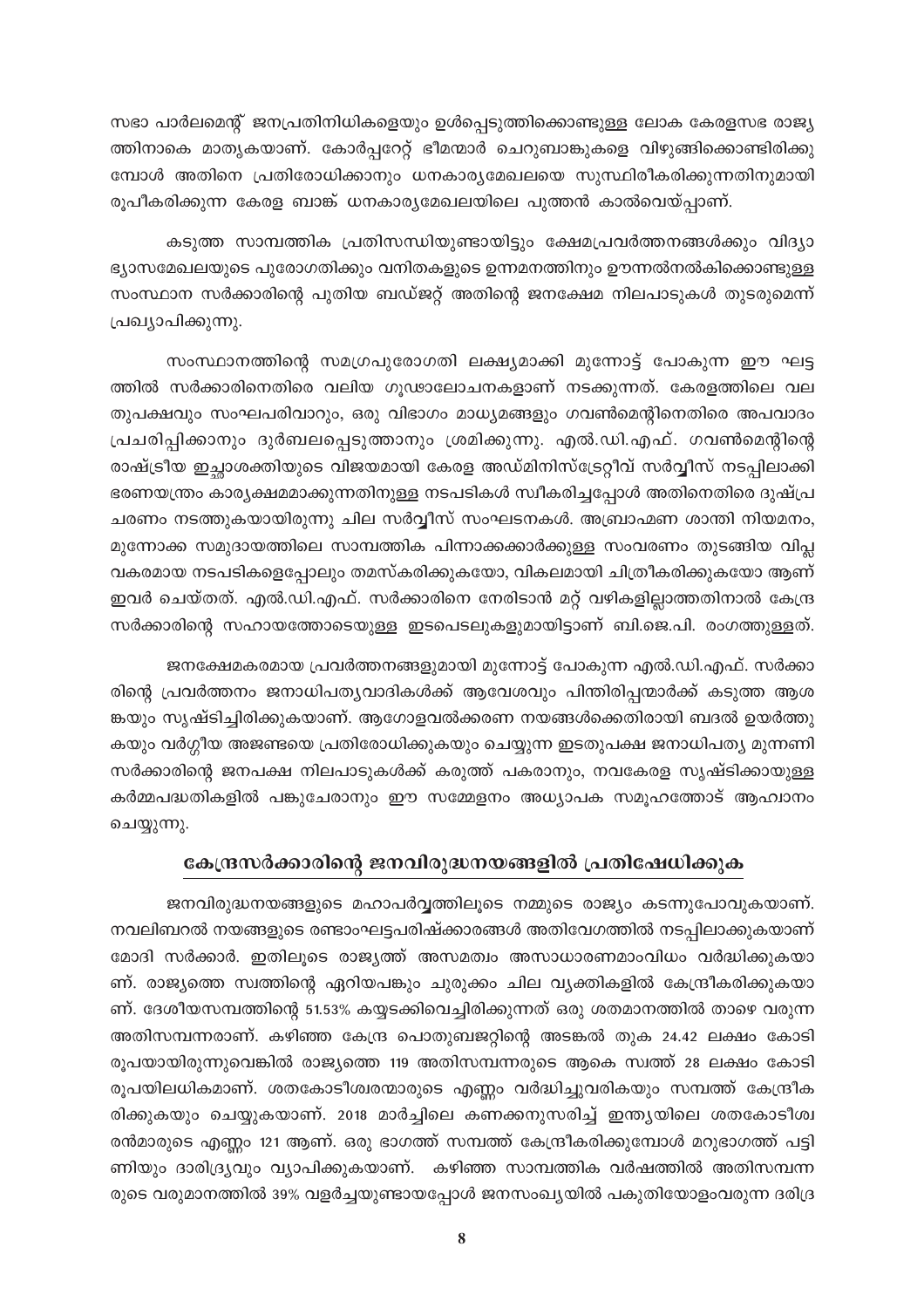സഭാ പാർലമെന്റ് ജനപ്രതിനിധികളെയും ഉൾപ്പെടുത്തിക്കൊണ്ടുള്ള ലോക കേരളസഭ രാജ്യത്തിനാകെ മാതൃകയാണ്. കോർപ്പറേറ്റ് ഭീമന്മാർ ചെറുബാങ്കുകളെ വിഴുങ്ങിക്കൊണ്ടിരിക്കുമ്പോൾ അതിനെ പ്രതിരോധിക്കാനും ധനകാര്യമേഖലയെ സുസ്ഥിരീകരിക്കുന്നതിനുമായി രൂപീകരിക്കുന്ന കേരള ബാങ്ക് ധനകാര്യമേഖലയിലെ പുത്തൻ കാൽവെയ്പ്പാണ്.

കടുത്ത സാമ്പത്തിക പ്രതിസന്ധിയുണ്ടായിട്ടും ക്ഷേമപ്രവർത്തനങ്ങൾക്കും വിദ്യാഭ്യാസമേഖലയുടെ പുരോഗതിക്കും വനിതകളുടെ ഉന്നമനത്തിനും ഊന്നൽനൽകിക്കൊണ്ടുള്ള സംസ്ഥാന സർക്കാരിന്റെ പുതിയ ബഡ്ജറ്റ് അതിന്റെ ജനക്ഷേമ നിലപാടുകൾ തുടരുമെന്ന് പ്രഖ്യാപിക്കുന്നു.

സംസ്ഥാനത്തിന്റെ സമഗ്രപുരോഗതി ലക്ഷ്യമാക്കി മുന്നോട്ട് പോകുന്ന ഈ ഘട്ടത്തിൽ സർക്കാരിനെതിരെ വലിയ ഗൂഢാലോചനകളാണ് നടക്കുന്നത്. കേരളത്തിലെ വലതുപക്ഷവും സംഘപരിവാറും, ഒരു വിഭാഗം മാധ്യമങ്ങളും ഗവൺമെന്റിനെതിരെ അപവാദം പ്രചരിപ്പിക്കാനും ദുർബലപ്പെടുത്താനും ശ്രമിക്കുന്നു. എൽ.ഡി.എഫ്. ഗവൺമെന്റിന്റെ രാഷ്ട്രീയ ഇച്ഛാശക്തിയുടെ വിജയമായി കേരള അഡ്മിനിസ്ട്രേറ്റീവ് സർവ്വീസ് നടപ്പിലാക്കി ഭരണയന്ത്രം കാര്യക്ഷമമാക്കുന്നതിനുള്ള നടപടികൾ സ്വീകരിച്ചപ്പോൾ അതിനെതിരെ ദുഷ്പ്രചരണം നടത്തുകയായിരുന്നു ചില സർവ്വീസ് സംഘടനകൾ. അബ്രാഹ്മണ ശാന്തി നിയമനം, മുന്നോക്ക സമുദായത്തിലെ സാമ്പത്തിക പിന്നാക്കക്കാർക്കുള്ള സംവരണം തുടങ്ങിയ വിപ്ലവകരമായ നടപടികളെപ്പോലും തമസ്കരിക്കുകയോ, വികലമായി ചിത്രീകരിക്കുകയോ ആണ് ഇവർ ചെയ്തത്. എൽ.ഡി.എഫ്. സർക്കാരിനെ നേരിടാൻ മറ്റ് വഴികളില്ലാത്തതിനാൽ കേന്ദ്ര സർക്കാരിന്റെ സഹായത്തോടെയുള്ള ഇടപെടലുകളുമായിട്ടാണ് ബി.ജെ.പി. രംഗത്തുള്ളത്.

ജനക്ഷേമകരമായ പ്രവർത്തനങ്ങളുമായി മുന്നോട്ട് പോകുന്ന എൽ.ഡി.എഫ്. സർക്കാരിന്റെ പ്രവർത്തനം ജനാധിപത്യവാദികൾക്ക് ആവേശവും പിന്തിരിപ്പന്മാർക്ക് കടുത്ത ആശങ്കയും സൃഷ്ടിച്ചിരിക്കുകയാണ്. ആഗോളവൽക്കരണ നയങ്ങൾക്കെതിരായി ബദൽ ഉയർത്തുകയും വർഗീയ അജണ്ടയെ പ്രതിരോധിക്കുകയും ചെയ്യുന്ന ഇടതുപക്ഷ ജനാധിപത്യ മുന്നണി സർക്കാരിന്റെ ജനപക്ഷ നിലപാടുകൾക്ക് കരുത്ത് പകരാനും, നവകേരള സൃഷ്ടിക്കായുള്ള കർമ്മപദ്ധതികളിൽ പങ്കുചേരാനും ഈ സമ്മേളനം അധ്യാപക സമൂഹത്തോട് ആഹ്വാനം ചെയ്യുന്നു.

## കേന്ദ്രസർക്കാരിന്റെ ജനവിരുദ്ധനയങ്ങളിൽ പ്രതിഷേധിക്കുക

ജനവിരുദ്ധനയങ്ങളുടെ മഹാപർവ്വത്തിലൂടെ നമ്മുടെ രാജ്യം കടന്നുപോവുകയാണ്. നവലിബറൽ നയങ്ങളുടെ രണ്ടാംഘട്ടപരിഷ്ക്കാരങ്ങൾ അതിവേഗത്തിൽ നടപ്പിലാക്കുകയാണ് മോദി സർക്കാർ. ഇതിലൂടെ രാജ്യത്ത് അസമത്വം അസാധാരണമാംവിധം വർദ്ധിക്കുകയാണ്. രാജ്യത്തെ സ്വത്തിന്റെ ഏറിയപങ്കും ചുരുക്കം ചില വ്യക്തികളിൽ കേന്ദ്രീകരിക്കുകയാണ്. ദേശീയസമ്പത്തിന്റെ 51.53% കയ്യടക്കിവെച്ചിരിക്കുന്നത് ഒരു ശതമാനത്തിൽ താഴെ വരുന്ന അതിസമ്പന്നരാണ്. കഴിഞ്ഞ കേന്ദ്ര പൊതുബജറ്റിന്റെ അടങ്കൽ തുക 24.42 ലക്ഷം കോടി രൂപയായിരുന്നുവെങ്കിൽ രാജ്യത്തെ 119 അതിസമ്പന്നരുടെ ആകെ സ്വത്ത് 28 ലക്ഷം കോടി രൂപയിലധികമാണ്. ശതകോടീശ്വരന്മാരുടെ എണ്ണം വർദ്ധിച്ചുവരികയും സമ്പത്ത് കേന്ദ്രീകരിക്കുകയും ചെയ്യുകയാണ്. 2018 മാർച്ചിലെ കണക്കനുസരിച്ച് ഇന്ത്യയിലെ ശതകോടീശ്വരൻമാരുടെ എണ്ണം 121 ആണ്. ഒരു ഭാഗത്ത് സമ്പത്ത് കേന്ദ്രീകരിക്കുമ്പോൾ മറുഭാഗത്ത് പട്ടിണിയും ദാരിദ്ര്യവും വ്യാപിക്കുകയാണ്. കഴിഞ്ഞ സാമ്പത്തിക വർഷത്തിൽ അതിസമ്പന്നരുടെ വരുമാനത്തിൽ 39% വളർച്ചയുണ്ടായപ്പോൾ ജനസംഖ്യയിൽ പകുതിയോളംവരുന്ന ദരിദ്ര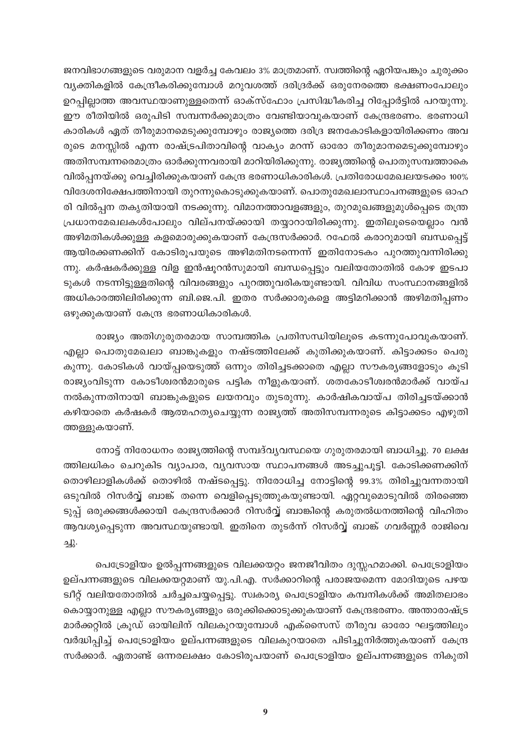ജനവിഭാഗങ്ങളുടെ വരുമാന വളർച്ച കേവലം 3% മാത്രമാണ്. സ്വത്തിന്റെ ഏറിയപങ്കും ചുരുക്കം വ്യക്തികളിൽ കേന്ദ്രീകരിക്കുമ്പോൾ മറുവശത്ത് ദരിദ്രർക്ക് ഒരുനേരത്തെ ഭക്ഷണംപോലും ഉറപ്പില്ലാത്ത അവസ്ഥയാണുള്ളതെന്ന് ഓക്സ്ഫോം പ്രസിദ്ധീകരിച്ച റിപ്പോർട്ടിൽ പറയുന്നു. ഈ രീതിയിൽ ഒരുപിടി സമ്പന്നർക്കുമാത്രം വേണ്ടിയാവുകയാണ് കേന്ദ്രഭരണം. ഭരണാധികാരികൾ ഏത് തീരുമാനമെടുക്കുമ്പോഴും രാജ്യത്തെ ദരിദ്ര ജനകോടികളായിരിക്കണം അവരുടെ മനസ്സിൽ എന്ന രാഷ്ട്രപിതാവിന്റെ വാക്യം മറന്ന് ഓരോ തീരുമാനമെടുക്കുമ്പോഴും അതിസമ്പന്നരെമാത്രം ഓർക്കുന്നവരായി മാറിയിരിക്കുന്നു. രാജ്യത്തിന്റെ പൊതുസമ്പത്താകെ വിൽപ്പനയ്ക്കു വെച്ചിരിക്കുകയാണ് കേന്ദ്ര ഭരണാധികാരികൾ. പ്രതിരോധമേഖലയടക്കം 100% വിദേശനിക്ഷേപത്തിനായി തുറന്നുകൊടുക്കുകയാണ്. പൊതുമേഖലാസ്ഥാപനങ്ങളുടെ ഓഹരി വിൽപ്പന തകൃതിയായി നടക്കുന്നു. വിമാനത്താവളങ്ങളും, തുറമുഖങ്ങളുമുൾപ്പെടെ തന്ത്രപ്രധാനമേഖലകൾപോലും വില്പനയ്ക്കായി തയ്യാറായിരിക്കുന്നു. ഇതിലൂടെയെല്ലാം വൻ അഴിമതികൾക്കുള്ള കളമൊരുക്കുകയാണ് കേന്ദ്രസർക്കാർ. റഫേൽ കരാറുമായി ബന്ധപ്പെട്ട് ആയിരക്കണക്കിന് കോടിരൂപയുടെ അഴിമതിനടന്നെന്ന് ഇതിനോടകം പുറത്തുവന്നിരിക്കുന്നു. കർഷകർക്കുള്ള വിള ഇൻഷൂറൻസുമായി ബന്ധപ്പെട്ടും വലിയതോതിൽ കോഴ ഇടപാടുകൾ നടന്നിട്ടുള്ളതിന്റെ വിവരങ്ങളും പുറത്തുവരികയുണ്ടായി. വിവിധ സംസ്ഥാനങ്ങളിൽ അധികാരത്തിലിരിക്കുന്ന ബി.ജെ.പി. ഇതര സർക്കാരുകളെ അട്ടിമറിക്കാൻ അഴിമതിപ്പണം ഒഴുക്കുകയാണ് കേന്ദ്ര ഭരണാധികാരികൾ.

രാജ്യം അതിഗുരുതരമായ സാമ്പത്തിക പ്രതിസന്ധിയിലൂടെ കടന്നുപോവുകയാണ്. എല്ലാ പൊതുമേഖലാ ബാങ്കുകളും നഷ്ടത്തിലേക്ക് കുതിക്കുകയാണ്. കിട്ടാക്കടം പെരുകുന്നു. കോടികൾ വായ്പ്പയെടുത്ത് ഒന്നും തിരിച്ചടക്കാതെ എല്ലാ സൗകര്യങ്ങളോടും കൂടി രാജ്യംവിടുന്ന കോടീശ്വരൻമാരുടെ പട്ടിക നീളുകയാണ്. ശതകോടീശ്വരൻമാർക്ക് വായ്പ നൽകുന്നതിനായി ബാങ്കുകളുടെ ലയനവും തുടരുന്നു. കാർഷികവായ്പ തിരിച്ചടയ്ക്കാൻ കഴിയാതെ കർഷകർ ആത്മഹത്യചെയ്യുന്ന രാജ്യത്ത് അതിസമ്പന്നരുടെ കിട്ടാക്കടം എഴുതിത്തള്ളുകയാണ്.

നോട്ട് നിരോധനം രാജ്യത്തിന്റെ സമ്പദ്‌വ്യവസ്ഥയെ ഗുരുതരമായി ബാധിച്ചു. 70 ലക്ഷത്തിലധികം ചെറുകിട വ്യാപാര, വ്യവസായ സ്ഥാപനങ്ങൾ അടച്ചുപൂട്ടി. കോടിക്കണക്കിന് തൊഴിലാളികൾക്ക് തൊഴിൽ നഷ്ടപ്പെട്ടു. നിരോധിച്ച നോട്ടിന്റെ 99.3% തിരിച്ചുവന്നതായി ഒടുവിൽ റിസർവ്വ് ബാങ്ക് തന്നെ വെളിപ്പെടുത്തുകയുണ്ടായി. ഏറ്റവുമൊടുവിൽ തിരഞ്ഞെടുപ്പ് ഒരുക്കങ്ങൾക്കായി കേന്ദ്രസർക്കാർ റിസർവ്വ് ബാങ്കിന്റെ കരുതൽധനത്തിന്റെ വിഹിതം ആവശ്യപ്പെടുന്ന അവസ്ഥയുണ്ടായി. ഇതിനെ തുടർന്ന് റിസർവ്വ് ബാങ്ക് ഗവർണ്ണർ രാജിവെച്ചു.

പെട്രോളിയം ഉൽപ്പന്നങ്ങളുടെ വിലക്കയറ്റം ജനജീവിതം ദുസ്സഹമാക്കി. പെട്രോളിയം ഉല്പന്നങ്ങളുടെ വിലക്കയറ്റമാണ് യു.പി.എ. സർക്കാറിന്റെ പരാജയമെന്ന മോദിയുടെ പഴയ ട്വീറ്റ് വലിയതോതിൽ ചർച്ചചെയ്യപ്പെട്ടു. സ്വകാര്യ പെട്രോളിയം കമ്പനികൾക്ക് അമിതലാഭം കൊയ്യാനുള്ള എല്ലാ സൗകര്യങ്ങളും ഒരുക്കിക്കൊടുക്കുകയാണ് കേന്ദ്രഭരണം. അന്താരാഷ്ട്ര മാർക്കറ്റിൽ ക്രൂഡ് ഓയിലിന് വിലകുറയുമ്പോൾ എക്സൈസ് തീരുവ ഓരോ ഘട്ടത്തിലും വർദ്ധിപ്പിച്ച് പെട്രോളിയം ഉല്പന്നങ്ങളുടെ വിലകുറയാതെ പിടിച്ചുനിർത്തുകയാണ് കേന്ദ്ര സർക്കാർ. ഏതാണ്ട് ഒന്നരലക്ഷം കോടിരൂപയാണ് പെട്രോളിയം ഉല്പന്നങ്ങളുടെ നികുതി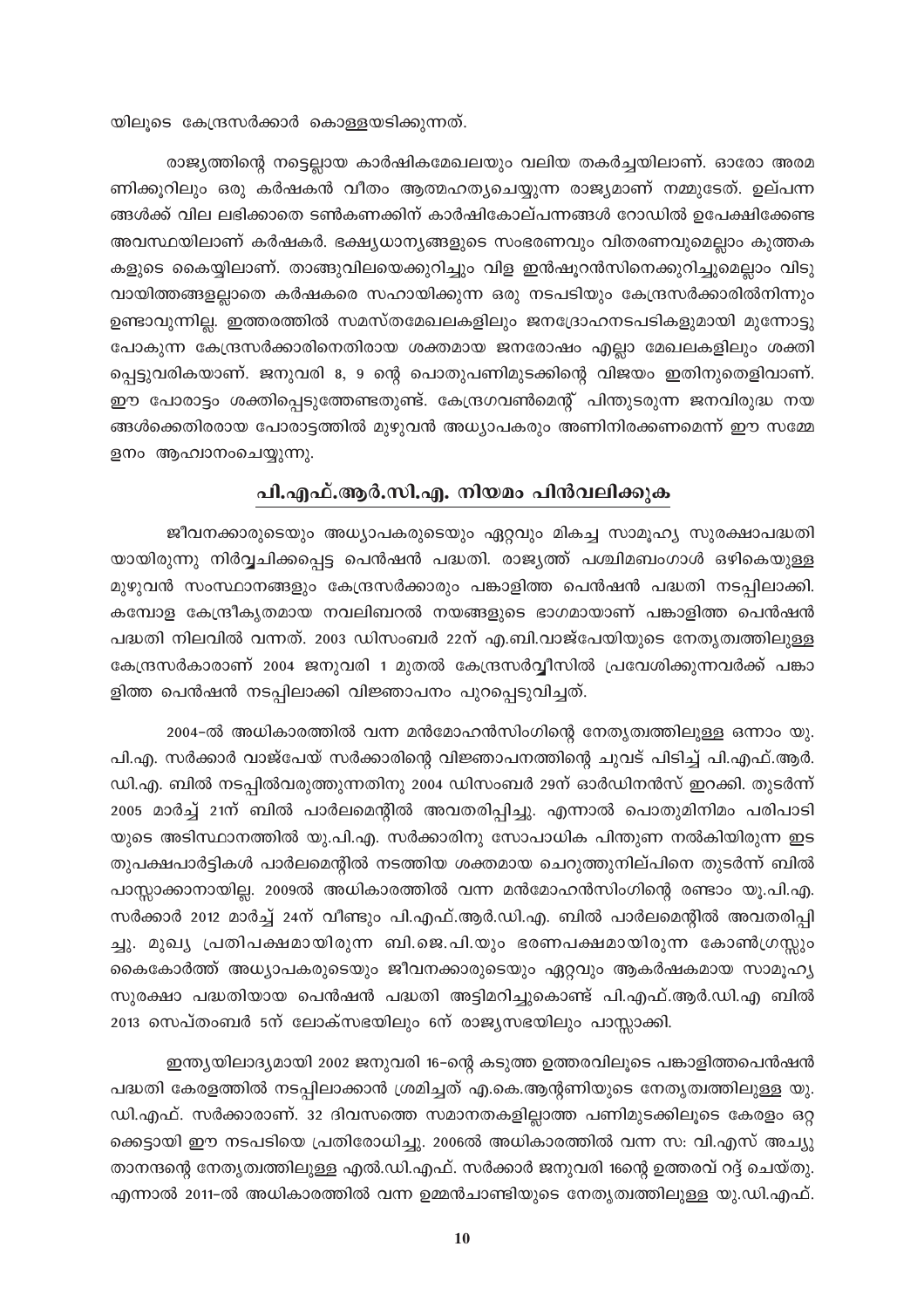യിലൂടെ കേന്ദ്രസർക്കാർ കൊള്ളയടിക്കുന്നത്.

രാജ്യത്തിന്റെ നട്ടെല്ലായ കാർഷികമേഖലയും വലിയ തകർച്ചയിലാണ്. ഓരോ അരമണിക്കൂറിലും ഒരു കർഷകൻ വീതം ആത്മഹത്യചെയ്യുന്ന രാജ്യമാണ് നമ്മുടേത്. ഉല്പന്നങ്ങൾക്ക് വില ലഭിക്കാതെ ടൺകണക്കിന് കാർഷികോല്പന്നങ്ങൾ റോഡിൽ ഉപേക്ഷിക്കേണ്ട അവസ്ഥയിലാണ് കർഷകർ. ഭക്ഷ്യധാന്യങ്ങളുടെ സംഭരണവും വിതരണവുമെല്ലാം കുത്തകകളുടെ കൈയ്യിലാണ്. താങ്ങുവിലയെക്കുറിച്ചും വിള ഇൻഷുറൻസിനെക്കുറിച്ചുമെല്ലാം വിടുവായിത്തങ്ങളല്ലാതെ കർഷകരെ സഹായിക്കുന്ന ഒരു നടപടിയും കേന്ദ്രസർക്കാരിൽനിന്നും ഉണ്ടാവുന്നില്ല. ഇത്തരത്തിൽ സമസ്തമേഖലകളിലും ജനദ്രോഹനടപടികളുമായി മുന്നോട്ടുപോകുന്ന കേന്ദ്രസർക്കാരിനെതിരായ ശക്തമായ ജനരോഷം എല്ലാ മേഖലകളിലും ശക്തിപ്പെട്ടുവരികയാണ്. ജനുവരി 8, 9 ന്റെ പൊതുപണിമുടക്കിന്റെ വിജയം ഇതിനുതെളിവാണ്. ഈ പോരാട്ടം ശക്തിപ്പെടുത്തേണ്ടതുണ്ട്. കേന്ദ്രഗവൺമെന്റ് പിന്തുടരുന്ന ജനവിരുദ്ധ നയങ്ങൾക്കെതിരായ പോരാട്ടത്തിൽ മുഴുവൻ അധ്യാപകരും അണിനിരക്കണമെന്ന് ഈ സമ്മേളനം ആഹ്വാനംചെയ്യുന്നു.

## പി.എഫ്.ആർ.സി.എ. നിയമം പിൻവലിക്കുക

ജീവനക്കാരുടെയും അധ്യാപകരുടെയും ഏറ്റവും മികച്ച സാമൂഹ്യ സുരക്ഷാപദ്ധതിയായിരുന്നു നിർവ്വചിക്കപ്പെട്ട പെൻഷൻ പദ്ധതി. രാജ്യത്ത് പശ്ചിമബംഗാൾ ഒഴികെയുള്ള മുഴുവൻ സംസ്ഥാനങ്ങളും കേന്ദ്രസർക്കാരും പങ്കാളിത്ത പെൻഷൻ പദ്ധതി നടപ്പിലാക്കി. കമ്പോള കേന്ദ്രീകൃതമായ നവലിബറൽ നയങ്ങളുടെ ഭാഗമായാണ് പങ്കാളിത്ത പെൻഷൻ പദ്ധതി നിലവിൽ വന്നത്. 2003 ഡിസംബർ 22ന് എ.ബി.വാജ്പേയിയുടെ നേതൃത്വത്തിലുള്ള കേന്ദ്രസർകാരാണ് 2004 ജനുവരി 1 മുതൽ കേന്ദ്രസർവ്വീസിൽ പ്രവേശിക്കുന്നവർക്ക് പങ്കാളിത്ത പെൻഷൻ നടപ്പിലാക്കി വിജ്ഞാപനം പുറപ്പെടുവിച്ചത്.

2004–ൽ അധികാരത്തിൽ വന്ന മൻമോഹൻസിംഗിന്റെ നേതൃത്വത്തിലുള്ള ഒന്നാം യു.പി.എ. സർക്കാർ വാജ്പേയ് സർക്കാരിന്റെ വിജ്ഞാപനത്തിന്റെ ചുവട് പിടിച്ച് പി.എഫ്.ആർ.ഡി.എ. ബിൽ നടപ്പിൽവരുത്തുന്നതിനു 2004 ഡിസംബർ 29ന് ഓർഡിനൻസ് ഇറക്കി. തുടർന്ന് 2005 മാർച്ച് 21ന് ബിൽ പാർലമെന്റിൽ അവതരിപ്പിച്ചു. എന്നാൽ പൊതുമിനിമം പരിപാടിയുടെ അടിസ്ഥാനത്തിൽ യു.പി.എ. സർക്കാരിനു സോപാധിക പിന്തുണ നൽകിയിരുന്ന ഇടതുപക്ഷപാർട്ടികൾ പാർലമെന്റിൽ നടത്തിയ ശക്തമായ ചെറുത്തുനില്പിനെ തുടർന്ന് ബിൽ പാസ്സാക്കാനായില്ല. 2009ൽ അധികാരത്തിൽ വന്ന മൻമോഹൻസിംഗിന്റെ രണ്ടാം യൂ.പി.എ. സർക്കാർ 2012 മാർച്ച് 24ന് വീണ്ടും പി.എഫ്.ആർ.ഡി.എ. ബിൽ പാർലമെന്റിൽ അവതരിപ്പിച്ചു. മുഖ്യ പ്രതിപക്ഷമായിരുന്ന ബി.ജെ.പി.യും ഭരണപക്ഷമായിരുന്ന കോൺഗ്രസ്സും കൈകോർത്ത് അധ്യാപകരുടെയും ജീവനക്കാരുടെയും ഏറ്റവും ആകർഷകമായ സാമൂഹ്യ സുരക്ഷാ പദ്ധതിയായ പെൻഷൻ പദ്ധതി അട്ടിമറിച്ചുകൊണ്ട് പി.എഫ്.ആർ.ഡി.എ ബിൽ 2013 സെപ്തംബർ 5ന് ലോക്സഭയിലും 6ന് രാജ്യസഭയിലും പാസ്സാക്കി.

ഇന്ത്യയിലാദ്യമായി 2002 ജനുവരി 16–ന്റെ കടുത്ത ഉത്തരവിലൂടെ പങ്കാളിത്തപെൻഷൻ പദ്ധതി കേരളത്തിൽ നടപ്പിലാക്കാൻ ശ്രമിച്ചത് എ.കെ.ആന്റണിയുടെ നേതൃത്വത്തിലുള്ള യു.ഡി.എഫ്. സർക്കാരാണ്. 32 ദിവസത്തെ സമാനതകളില്ലാത്ത പണിമുടക്കിലൂടെ കേരളം ഒറ്റക്കെട്ടായി ഈ നടപടിയെ പ്രതിരോധിച്ചു. 2006ൽ അധികാരത്തിൽ വന്ന സ: വി.എസ് അച്യുതാനന്ദന്റെ നേതൃത്വത്തിലുള്ള എൽ.ഡി.എഫ്. സർക്കാർ ജനുവരി 16ന്റെ ഉത്തരവ് റദ്ദ് ചെയ്തു. എന്നാൽ 2011–ൽ അധികാരത്തിൽ വന്ന ഉമ്മൻചാണ്ടിയുടെ നേതൃത്വത്തിലുള്ള യു.ഡി.എഫ്.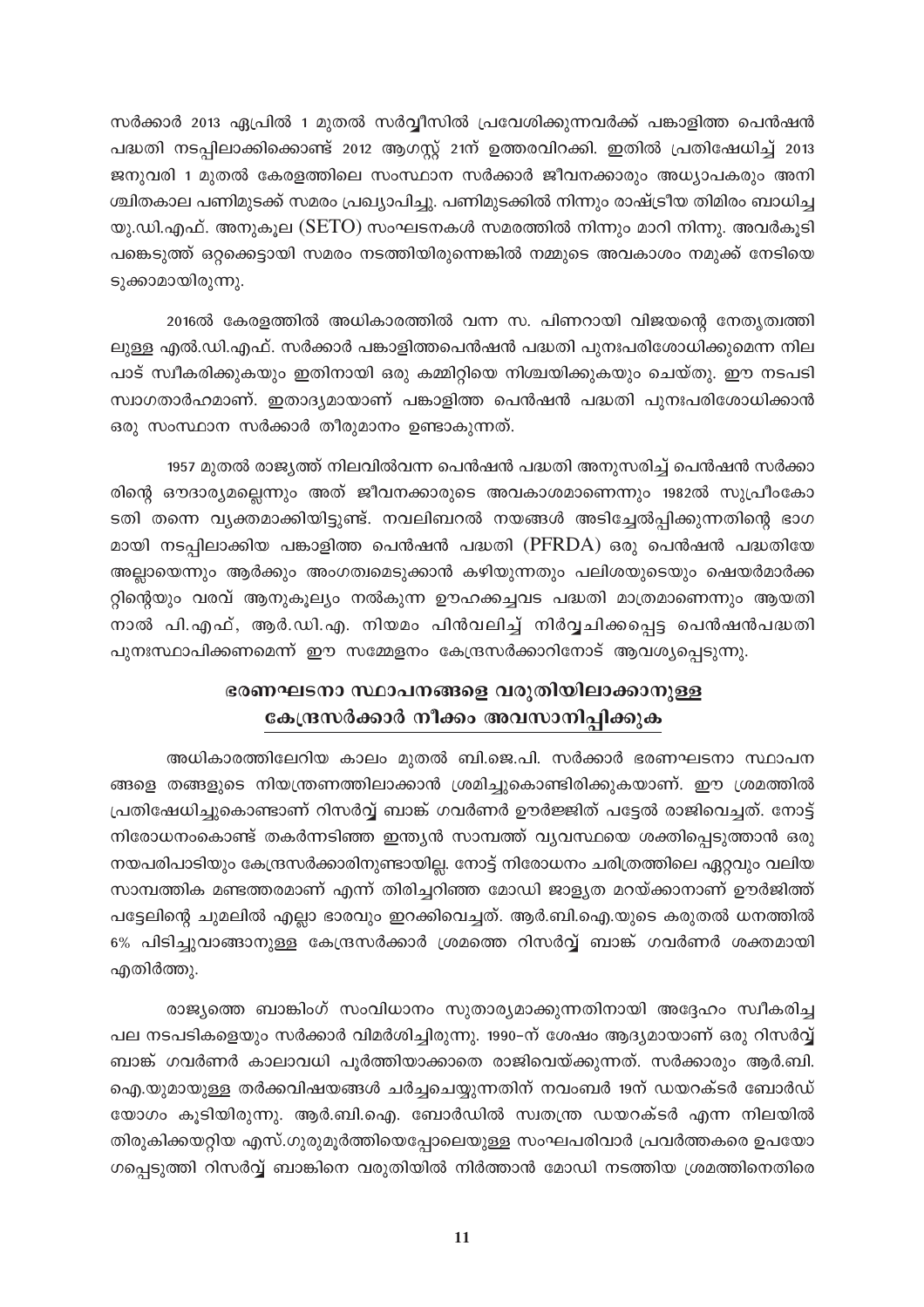സർക്കാർ 2013 ഏപ്രിൽ 1 മുതൽ സർവ്വീസിൽ പ്രവേശിക്കുന്നവർക്ക് പങ്കാളിത്ത പെൻഷൻ പദ്ധതി നടപ്പിലാക്കിക്കൊണ്ട് 2012 ആഗസ്റ്റ് 21ന് ഉത്തരവിറക്കി. ഇതിൽ പ്രതിഷേധിച്ച് 2013 ജനുവരി 1 മുതൽ കേരളത്തിലെ സംസ്ഥാന സർക്കാർ ജീവനക്കാരും അധ്യാപകരും അനിശ്ചിതകാല പണിമുടക്ക് സമരം പ്രഖ്യാപിച്ചു. പണിമുടക്കിൽ നിന്നും രാഷ്ട്രീയ തിമിരം ബാധിച്ച യു.ഡി.എഫ്. അനുകൂല (SETO) സംഘടനകൾ സമരത്തിൽ നിന്നും മാറി നിന്നു. അവർകൂടി പങ്കെടുത്ത് ഒറ്റക്കെട്ടായി സമരം നടത്തിയിരുന്നെങ്കിൽ നമ്മുടെ അവകാശം നമുക്ക് നേടിയെടുക്കാമായിരുന്നു.

2016ൽ കേരളത്തിൽ അധികാരത്തിൽ വന്ന സ. പിണറായി വിജയന്റെ നേതൃത്വത്തിലുള്ള എൽ.ഡി.എഫ്. സർക്കാർ പങ്കാളിത്തപെൻഷൻ പദ്ധതി പുനഃപരിശോധിക്കുമെന്ന നിലപാട് സ്വീകരിക്കുകയും ഇതിനായി ഒരു കമ്മിറ്റിയെ നിശ്ചയിക്കുകയും ചെയ്തു. ഈ നടപടി സ്വാഗതാർഹമാണ്. ഇതാദ്യമായാണ് പങ്കാളിത്ത പെൻഷൻ പദ്ധതി പുനഃപരിശോധിക്കാൻ ഒരു സംസ്ഥാന സർക്കാർ തീരുമാനം ഉണ്ടാകുന്നത്.

1957 മുതൽ രാജ്യത്ത് നിലവിൽവന്ന പെൻഷൻ പദ്ധതി അനുസരിച്ച് പെൻഷൻ സർക്കാരിന്റെ ഔദാര്യമല്ലെന്നും അത് ജീവനക്കാരുടെ അവകാശമാണെന്നും 1982ൽ സുപ്രീംകോടതി തന്നെ വ്യക്തമാക്കിയിട്ടുണ്ട്. നവലിബറൽ നയങ്ങൾ അടിച്ചേൽപ്പിക്കുന്നതിന്റെ ഭാഗമായി നടപ്പിലാക്കിയ പങ്കാളിത്ത പെൻഷൻ പദ്ധതി (PFRDA) ഒരു പെൻഷൻ പദ്ധതിയേ അല്ലായെന്നും ആർക്കും അംഗത്വമെടുക്കാൻ കഴിയുന്നതും പലിശയുടെയും ഷെയർമാർക്കറ്റിന്റെയും വരവ് ആനുകൂല്യം നൽകുന്ന ഊഹക്കച്ചവട പദ്ധതി മാത്രമാണെന്നും ആയതിനാൽ പി.എഫ്, ആർ.ഡി.എ. നിയമം പിൻവലിച്ച് നിർവ്വചിക്കപ്പെട്ട പെൻഷൻപദ്ധതി പുനഃസ്ഥാപിക്കണമെന്ന് ഈ സമ്മേളനം കേന്ദ്രസർക്കാറിനോട് ആവശ്യപ്പെടുന്നു.

## ഭരണഘടനാ സ്ഥാപനങ്ങളെ വരുതിയിലാക്കാനുള്ള കേന്ദ്രസർക്കാർ നീക്കം അവസാനിപ്പിക്കുക

അധികാരത്തിലേറിയ കാലം മുതൽ ബി.ജെ.പി. സർക്കാർ ഭരണഘടനാ സ്ഥാപനങ്ങളെ തങ്ങളുടെ നിയന്ത്രണത്തിലാക്കാൻ ശ്രമിച്ചുകൊണ്ടിരിക്കുകയാണ്. ഈ ശ്രമത്തിൽ പ്രതിഷേധിച്ചുകൊണ്ടാണ് റിസർവ്വ് ബാങ്ക് ഗവർണർ ഊർജ്ജിത് പട്ടേൽ രാജിവെച്ചത്. നോട്ട് നിരോധനംകൊണ്ട് തകർന്നടിഞ്ഞ ഇന്ത്യൻ സാമ്പത്ത് വ്യവസ്ഥയെ ശക്തിപ്പെടുത്താൻ ഒരു നയപരിപാടിയും കേന്ദ്രസർക്കാരിനുണ്ടായില്ല. നോട്ട് നിരോധനം ചരിത്രത്തിലെ ഏറ്റവും വലിയ സാമ്പത്തിക മണ്ടത്തരമാണ് എന്ന് തിരിച്ചറിഞ്ഞ മോഡി ജാള്യത മറയ്ക്കാനാണ് ഊർജിത്ത് പട്ടേലിന്റെ ചുമലിൽ എല്ലാ ഭാരവും ഇറക്കിവെച്ചത്. ആർ.ബി.ഐ.യുടെ കരുതൽ ധനത്തിൽ 6% പിടിച്ചുവാങ്ങാനുള്ള കേന്ദ്രസർക്കാർ ശ്രമത്തെ റിസർവ്വ് ബാങ്ക് ഗവർണർ ശക്തമായി എതിർത്തു.

രാജ്യത്തെ ബാങ്കിംഗ് സംവിധാനം സുതാര്യമാക്കുന്നതിനായി അദ്ദേഹം സ്വീകരിച്ച പല നടപടികളെയും സർക്കാർ വിമർശിച്ചിരുന്നു. 1990-ന് ശേഷം ആദ്യമായാണ് ഒരു റിസർവ്വ് ബാങ്ക് ഗവർണർ കാലാവധി പൂർത്തിയാക്കാതെ രാജിവെയ്ക്കുന്നത്. സർക്കാരും ആർ.ബി.ഐ.യുമായുള്ള തർക്കവിഷയങ്ങൾ ചർച്ചചെയ്യുന്നതിന് നവംബർ 19ന് ഡയറക്ടർ ബോർഡ് യോഗം കൂടിയിരുന്നു. ആർ.ബി.ഐ. ബോർഡിൽ സ്വതന്ത്ര ഡയറക്ടർ എന്ന നിലയിൽ തിരുകിക്കയറ്റിയ എസ്.ഗുരുമൂർത്തിയെപ്പോലെയുള്ള സംഘപരിവാർ പ്രവർത്തകരെ ഉപയോഗപ്പെടുത്തി റിസർവ്വ് ബാങ്കിനെ വരുതിയിൽ നിർത്താൻ മോഡി നടത്തിയ ശ്രമത്തിനെതിരെ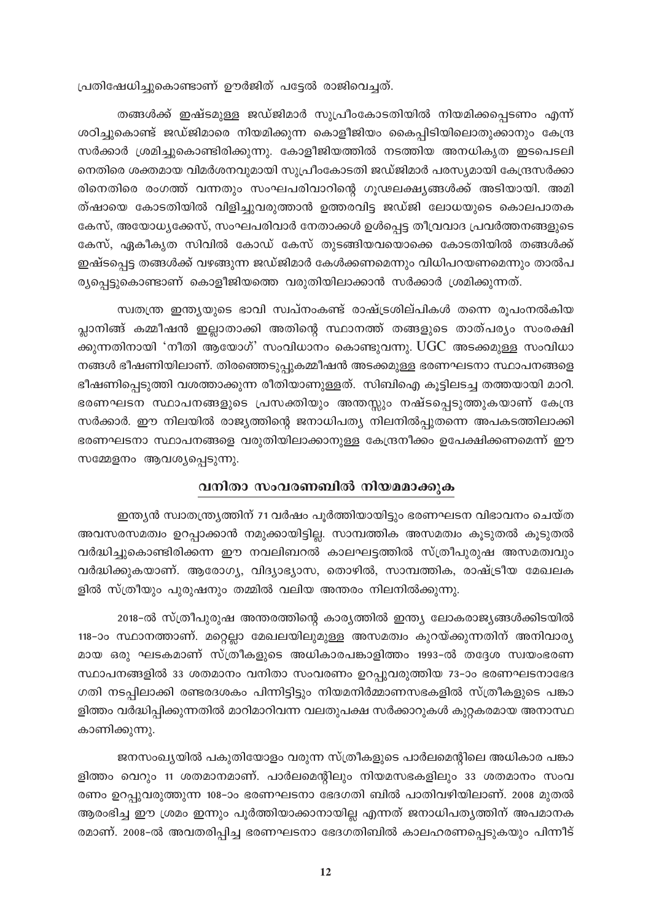പ്രതിഷേധിച്ചുകൊണ്ടാണ് ഊർജിത് പട്ടേൽ രാജിവെച്ചത്.

തങ്ങൾക്ക് ഇഷ്ടമുള്ള ജഡ്ജിമാർ സുപ്രീംകോടതിയിൽ നിയമിക്കപ്പെടണം എന്ന് ശഠിച്ചുകൊണ്ട് ജഡ്ജിമാരെ നിയമിക്കുന്ന കൊളീജിയം കൈപ്പിടിയിലൊതുക്കാനും കേന്ദ്ര സർക്കാർ ശ്രമിച്ചുകൊണ്ടിരിക്കുന്നു. കോളീജിയത്തിൽ നടത്തിയ അനധികൃത ഇടപെടലിനെതിരെ ശക്തമായ വിമർശനവുമായി സുപ്രീംകോടതി ജഡ്ജിമാർ പരസ്യമായി കേന്ദ്രസർക്കാരിനെതിരെ രംഗത്ത് വന്നതും സംഘപരിവാറിന്റെ ഗൂഢലക്ഷ്യങ്ങൾക്ക് അടിയായി. അമിത്ഷായെ കോടതിയിൽ വിളിച്ചുവരുത്താൻ ഉത്തരവിട്ട ജഡ്ജി ലോധയുടെ കൊലപാതക കേസ്, അയോധ്യക്കേസ്, സംഘപരിവാർ നേതാക്കൾ ഉൾപ്പെട്ട തീവ്രവാദ പ്രവർത്തനങ്ങളുടെ കേസ്, ഏകീകൃത സിവിൽ കോഡ് കേസ് തുടങ്ങിയവയൊക്കെ കോടതിയിൽ തങ്ങൾക്ക് ഇഷ്ടപ്പെട്ട തങ്ങൾക്ക് വഴങ്ങുന്ന ജഡ്ജിമാർ കേൾക്കണമെന്നും വിധിപറയണമെന്നും താൽപര്യപ്പെട്ടുകൊണ്ടാണ് കൊളീജിയത്തെ വരുതിയിലാക്കാൻ സർക്കാർ ശ്രമിക്കുന്നത്.

സ്വതന്ത്ര ഇന്ത്യയുടെ ഭാവി സ്വപ്നംകണ്ട് രാഷ്ട്രശില്പികൾ തന്നെ രൂപംനൽകിയ പ്ലാനിങ്ങ് കമ്മീഷൻ ഇല്ലാതാക്കി അതിന്റെ സ്ഥാനത്ത് തങ്ങളുടെ താത്പര്യം സംരക്ഷിക്കുന്നതിനായി 'നീതി ആയോഗ്' സംവിധാനം കൊണ്ടുവന്നു. UGC അടക്കമുള്ള സംവിധാനങ്ങൾ ഭീഷണിയിലാണ്. തിരഞ്ഞെടുപ്പുകമ്മീഷൻ അടക്കമുള്ള ഭരണഘടനാ സ്ഥാപനങ്ങളെ ഭീഷണിപ്പെടുത്തി വശത്താക്കുന്ന രീതിയാണുള്ളത്. സിബിഐ കൂട്ടിലടച്ച തത്തയായി മാറി. ഭരണഘടന സ്ഥാപനങ്ങളുടെ പ്രസക്തിയും അന്തസ്സും നഷ്ടപ്പെടുത്തുകയാണ് കേന്ദ്ര സർക്കാർ. ഈ നിലയിൽ രാജ്യത്തിന്റെ ജനാധിപത്യ നിലനിൽപ്പുതന്നെ അപകടത്തിലാക്കി ഭരണഘടനാ സ്ഥാപനങ്ങളെ വരുതിയിലാക്കാനുള്ള കേന്ദ്രനീക്കം ഉപേക്ഷിക്കണമെന്ന് ഈ സമ്മേളനം ആവശ്യപ്പെടുന്നു.

## വനിതാ സംവരണബിൽ നിയമമാക്കുക

ഇന്ത്യൻ സ്വാതന്ത്ര്യത്തിന് 71 വർഷം പൂർത്തിയായിട്ടും ഭരണഘടന വിഭാവനം ചെയ്ത അവസരസമത്വം ഉറപ്പാക്കാൻ നമുക്കായിട്ടില്ല. സാമ്പത്തിക അസമത്വം കൂടുതൽ കൂടുതൽ വർദ്ധിച്ചുകൊണ്ടിരിക്കുന്ന ഈ നവലിബറൽ കാലഘട്ടത്തിൽ സ്ത്രീപുരുഷ അസമത്വവും വർദ്ധിക്കുകയാണ്. ആരോഗ്യ, വിദ്യാഭ്യാസ, തൊഴിൽ, സാമ്പത്തിക, രാഷ്ട്രീയ മേഖലകളിൽ സ്ത്രീയും പുരുഷനും തമ്മിൽ വലിയ അന്തരം നിലനിൽക്കുന്നു.

2018-ൽ സ്ത്രീപുരുഷ അന്തരത്തിന്റെ കാര്യത്തിൽ ഇന്ത്യ ലോകരാജ്യങ്ങൾക്കിടയിൽ 118-ാം സ്ഥാനത്താണ്. മറ്റെല്ലാ മേഖലയിലുമുള്ള അസമത്വം കുറയ്ക്കുന്നതിന് അനിവാര്യമായ ഒരു ഘടകമാണ് സ്ത്രീകളുടെ അധികാരപങ്കാളിത്തം 1993-ൽ തദ്ദേശ സ്വയംഭരണ സ്ഥാപനങ്ങളിൽ 33 ശതമാനം വനിതാ സംവരണം ഉറപ്പുവരുത്തിയ 73-ാം ഭരണഘടനാഭേദഗതി നടപ്പിലാക്കി രണ്ടരദശകം പിന്നിട്ടിട്ടും നിയമനിർമ്മാണസഭകളിൽ സ്ത്രീകളുടെ പങ്കാളിത്തം വർദ്ധിപ്പിക്കുന്നതിൽ മാറിമാറിവന്ന വലതുപക്ഷ സർക്കാറുകൾ കുറ്റകരമായ അനാസ്ഥ കാണിക്കുന്നു.

ജനസംഖ്യയിൽ പകുതിയോളം വരുന്ന സ്ത്രീകളുടെ പാർലമെന്റിലെ അധികാര പങ്കാളിത്തം വെറും 11 ശതമാനമാണ്. പാർലമെന്റിലും നിയമസഭകളിലും 33 ശതമാനം സംവരണം ഉറപ്പുവരുത്തുന്ന 108-ാം ഭരണഘടനാ ഭേദഗതി ബിൽ പാതിവഴിയിലാണ്. 2008 മുതൽ ആരംഭിച്ച ഈ ശ്രമം ഇന്നും പൂർത്തിയാക്കാനായില്ല എന്നത് ജനാധിപത്യത്തിന് അപമാനകരമാണ്. 2008-ൽ അവതരിപ്പിച്ച ഭരണഘടനാ ഭേദഗതിബിൽ കാലഹരണപ്പെടുകയും പിന്നീട്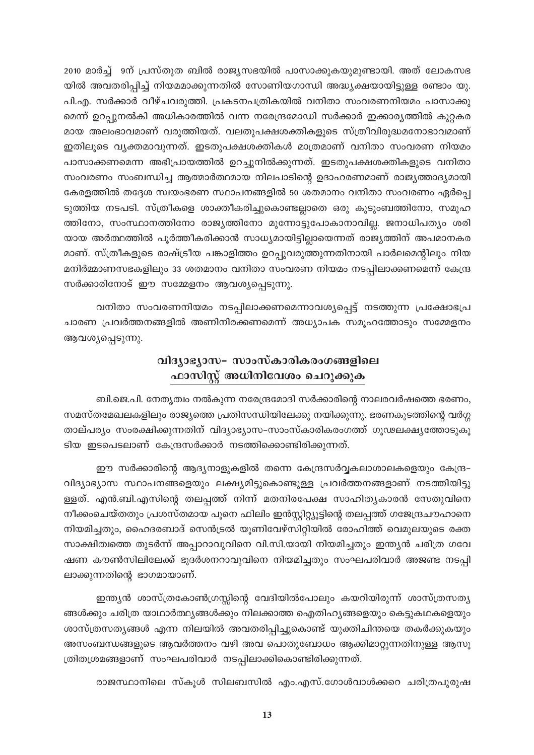2010 മാർച്ച് 9ന് പ്രസ്തുത ബിൽ രാജ്യസഭയിൽ പാസാക്കുകയുമുണ്ടായി. അത് ലോകസഭയിൽ അവതരിപ്പിച്ച് നിയമമാക്കുന്നതിൽ സോണിയഗാന്ധി അദ്ധ്യക്ഷയായിട്ടുള്ള രണ്ടാം യു.പി.എ. സർക്കാർ വീഴ്ചവരുത്തി. പ്രകടനപത്രികയിൽ വനിതാ സംവരണനിയമം പാസാക്കുമെന്ന് ഉറപ്പുനൽകി അധികാരത്തിൽ വന്ന നരേന്ദ്രമോഡി സർക്കാർ ഇക്കാര്യത്തിൽ കുറ്റകരമായ അലംഭാവമാണ് വരുത്തിയത്. വലതുപക്ഷശക്തികളുടെ സ്ത്രീവിരുദ്ധമനോഭാവമാണ് ഇതിലൂടെ വ്യക്തമാവുന്നത്. ഇടതുപക്ഷശക്തികൾ മാത്രമാണ് വനിതാ സംവരണ നിയമം പാസാക്കണമെന്ന അഭിപ്രായത്തിൽ ഉറച്ചുനിൽക്കുന്നത്. ഇടതുപക്ഷശക്തികളുടെ വനിതാ സംവരണം സംബന്ധിച്ച ആത്മാർത്ഥമായ നിലപാടിന്റെ ഉദാഹരണമാണ് രാജ്യത്താദ്യമായി കേരളത്തിൽ തദ്ദേശ സ്വയംഭരണ സ്ഥാപനങ്ങളിൽ 50 ശതമാനം വനിതാ സംവരണം ഏർപ്പെടുത്തിയ നടപടി. സ്ത്രീകളെ ശാക്തീകരിച്ചുകൊണ്ടല്ലാതെ ഒരു കുടുംബത്തിനോ, സമൂഹത്തിനോ, സംസ്ഥാനത്തിനോ രാജ്യത്തിനോ മുന്നോട്ടുപോകാനാവില്ല. ജനാധിപത്യം ശരിയായ അർത്ഥത്തിൽ പൂർത്തീകരിക്കാൻ സാധ്യമായിട്ടില്ലായെന്നത് രാജ്യത്തിന് അപമാനകരമാണ്. സ്ത്രീകളുടെ രാഷ്ട്രീയ പങ്കാളിത്തം ഉറപ്പുവരുത്തുന്നതിനായി പാർലമെന്റിലും നിയമനിർമ്മാണസഭകളിലും 33 ശതമാനം വനിതാ സംവരണ നിയമം നടപ്പിലാക്കണമെന്ന് കേന്ദ്ര സർക്കാരിനോട് ഈ സമ്മേളനം ആവശ്യപ്പെടുന്നു.

വനിതാ സംവരണനിയമം നടപ്പിലാക്കണമെന്നാവശ്യപ്പെട്ട് നടത്തുന്ന പ്രക്ഷോഭപ്രചാരണ പ്രവർത്തനങ്ങളിൽ അണിനിരക്കണമെന്ന് അധ്യാപക സമൂഹത്തോടും സമ്മേളനം ആവശ്യപ്പെടുന്നു.

## വിദ്യാഭ്യാസ- സാംസ്കാരികരംഗങ്ങളിലെ ഫാസിസ്റ്റ് അധിനിവേശം ചെറുക്കുക

ബി.ജെ.പി. നേതൃത്വം നൽകുന്ന നരേന്ദ്രമോദി സർക്കാരിന്റെ നാലരവർഷത്തെ ഭരണം, സമസ്തമേഖലകളിലും രാജ്യത്തെ പ്രതിസന്ധിയിലേക്കു നയിക്കുന്നു. ഭരണകൂടത്തിന്റെ വർഗ്ഗ താല്പര്യം സംരക്ഷിക്കുന്നതിന് വിദ്യാഭ്യാസ-സാംസ്കാരികരംഗത്ത് ഗൂഢലക്ഷ്യത്തോടുകൂടിയ ഇടപെടലാണ് കേന്ദ്രസർക്കാർ നടത്തിക്കൊണ്ടിരിക്കുന്നത്.

ഈ സർക്കാരിന്റെ ആദ്യനാളുകളിൽ തന്നെ കേന്ദ്രസർവ്വകലാശാലകളെയും കേന്ദ്ര-വിദ്യാഭ്യാസ സ്ഥാപനങ്ങളെയും ലക്ഷ്യമിട്ടുകൊണ്ടുള്ള പ്രവർത്തനങ്ങളാണ് നടത്തിയിട്ടുള്ളത്. എൻ.ബി.എസിന്റെ തലപ്പത്ത് നിന്ന് മതനിരപേക്ഷ സാഹിത്യകാരൻ സേതുവിനെ നീക്കംചെയ്തതും പ്രശസ്തമായ പൂനെ ഫിലിം ഇൻസ്റ്റിറ്റ്യൂട്ടിന്റെ തലപ്പത്ത് ഗജേന്ദ്രചൗഹാനെ നിയമിച്ചതും, ഹൈദരബാദ് സെൻട്രൽ യൂണിവേഴ്സിറ്റിയിൽ രോഹിത്ത് വെമുലയുടെ രക്തസാക്ഷിത്വത്തെ തുടർന്ന് അപ്പാറാവുവിനെ വി.സി.യായി നിയമിച്ചതും ഇന്ത്യൻ ചരിത്ര ഗവേഷണ കൗൺസിലിലേക്ക് ഭൂദർശനറാവുവിനെ നിയമിച്ചതും സംഘപരിവാർ അജണ്ട നടപ്പിലാക്കുന്നതിന്റെ ഭാഗമായാണ്.

ഇന്ത്യൻ ശാസ്ത്രകോൺഗ്രസ്സിന്റെ വേദിയിൽപോലും കയറിയിരുന്ന് ശാസ്ത്രസത്യങ്ങൾക്കും ചരിത്ര യാഥാർത്ഥ്യങ്ങൾക്കും നിലക്കാത്ത ഐതിഹ്യങ്ങളെയും കെട്ടുകഥകളെയും ശാസ്ത്രസത്യങ്ങൾ എന്ന നിലയിൽ അവതരിപ്പിച്ചുകൊണ്ട് യുക്തിചിന്തയെ തകർക്കുകയും അസംബന്ധങ്ങളുടെ ആവർത്തനം വഴി അവ പൊതുബോധം ആക്കിമാറ്റുന്നതിനുള്ള ആസൂത്രിതശ്രമങ്ങളാണ് സംഘപരിവാർ നടപ്പിലാക്കികൊണ്ടിരിക്കുന്നത്.

രാജസ്ഥാനിലെ സ്കൂൾ സിലബസിൽ എം.എസ്.ഗോൾവാൾക്കറെ ചരിത്രപുരുഷ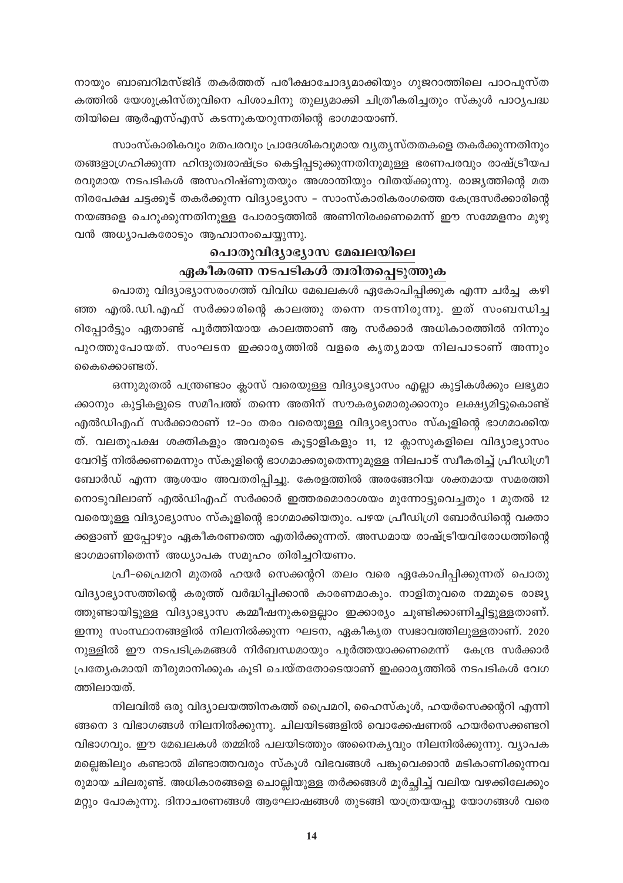നായും ബാബറിമസ്ജിദ് തകർത്തത് പരീക്ഷാചോദ്യമാക്കിയും ഗുജറാത്തിലെ പാഠപുസ്ത കത്തിൽ യേശുക്രിസ്തുവിനെ പിശാചിനു തുല്യമാക്കി ചിത്രീകരിച്ചതും സ്കൂൾ പാഠ്യപദ്ധ തിയിലെ ആർഎസ്എസ് കടന്നുകയറുന്നതിന്റെ ഭാഗമായാണ്.

സാംസ്കാരികവും മതപരവും പ്രാദേശികവുമായ വ്യത്യസ്തതകളെ തകർക്കുന്നതിനും തങ്ങളാഗ്രഹിക്കുന്ന ഹിന്ദുത്വരാഷ്ട്രം കെട്ടിപ്പടുക്കുന്നതിനുമുള്ള ഭരണപരവും രാഷ്ട്രീയപ രവുമായ നടപടികൾ അസഹിഷ്ണുതയും അശാന്തിയും വിതയ്ക്കുന്നു. രാജ്യത്തിന്റെ മത നിരപേക്ഷ ചട്ടക്കൂട് തകർക്കുന്ന വിദ്യാഭ്യാസ - സാംസ്കാരികരംഗത്തെ കേന്ദ്രസർക്കാരിന്റെ നയങ്ങളെ ചെറുക്കുന്നതിനുള്ള പോരാട്ടത്തിൽ അണിനിരക്കണമെന്ന് ഈ സമ്മേളനം മുഴു വൻ അധ്യാപകരോടും ആഹ്വാനംചെയ്യുന്നു.

## പൊതുവിദ്യാഭ്യാസ മേഖലയിലെ ഏകീകരണ നടപടികൾ ത്വരിതപ്പെടുത്തുക

പൊതു വിദ്യാഭ്യാസരംഗത്ത് വിവിധ മേഖലകൾ ഏകോപിപ്പിക്കുക എന്ന ചർച്ച കഴി ഞ്ഞ എൽ.ഡി.എഫ് സർക്കാരിന്റെ കാലത്തു തന്നെ നടന്നിരുന്നു. ഇത് സംബന്ധിച്ച റിപ്പോർട്ടും ഏതാണ്ട് പൂർത്തിയായ കാലത്താണ് ആ സർക്കാർ അധികാരത്തിൽ നിന്നും പുറത്തുപോയത്. സംഘടന ഇക്കാര്യത്തിൽ വളരെ കൃത്യമായ നിലപാടാണ് അന്നും കൈക്കൊണ്ടത്.

ഒന്നുമുതൽ പന്ത്രണ്ടാം ക്ലാസ് വരെയുള്ള വിദ്യാഭ്യാസം എല്ലാ കുട്ടികൾക്കും ലഭ്യമാ ക്കാനും കുട്ടികളുടെ സമീപത്ത് തന്നെ അതിന് സൗകര്യമൊരുക്കാനും ലക്ഷ്യമിട്ടുകൊണ്ട് എൽഡിഎഫ് സർക്കാരാണ് 12-ാം തരം വരെയുള്ള വിദ്യാഭ്യാസം സ്കൂളിന്റെ ഭാഗമാക്കിയ ത്. വലതുപക്ഷ ശക്തികളും അവരുടെ കൂട്ടാളികളും 11, 12 ക്ലാസുകളിലെ വിദ്യാഭ്യാസം വേറിട്ട് നിൽക്കണമെന്നും സ്കൂളിന്റെ ഭാഗമാക്കരുതെന്നുമുള്ള നിലപാട് സ്വീകരിച്ച് പ്രീഡിഗ്രീ ബോർഡ് എന്ന ആശയം അവതരിപ്പിച്ചു. കേരളത്തിൽ അരങ്ങേറിയ ശക്തമായ സമരത്തി നൊടുവിലാണ് എൽഡിഎഫ് സർക്കാർ ഇത്തരമൊരാശയം മുന്നോട്ടുവെച്ചതും 1 മുതൽ 12 വരെയുള്ള വിദ്യാഭ്യാസം സ്കൂളിന്റെ ഭാഗമാക്കിയതും. പഴയ പ്രീഡിഗ്രി ബോർഡിന്റെ വക്താ ക്കളാണ് ഇപ്പോഴും ഏകീകരണത്തെ എതിർക്കുന്നത്. അന്ധമായ രാഷ്ട്രീയവിരോധത്തിന്റെ ഭാഗമാണിതെന്ന് അധ്യാപക സമൂഹം തിരിച്ചറിയണം.

പ്രീ-പ്രൈമറി മുതൽ ഹയർ സെക്കന്ററി തലം വരെ ഏകോപിപ്പിക്കുന്നത് പൊതു വിദ്യാഭ്യാസത്തിന്റെ കരുത്ത് വർദ്ധിപ്പിക്കാൻ കാരണമാകും. നാളിതുവരെ നമ്മുടെ രാജ്യ ത്തുണ്ടായിട്ടുള്ള വിദ്യാഭ്യാസ കമ്മീഷനുകളെല്ലാം ഇക്കാര്യം ചൂണ്ടിക്കാണിച്ചിട്ടുള്ളതാണ്. ഇന്നു സംസ്ഥാനങ്ങളിൽ നിലനിൽക്കുന്ന ഘടന, ഏകീകൃത സ്വഭാവത്തിലുള്ളതാണ്. 2020 നുള്ളിൽ ഈ നടപടിക്രമങ്ങൾ നിർബന്ധമായും പൂർത്തയാക്കണമെന്ന് കേന്ദ്ര സർക്കാർ പ്രത്യേകമായി തീരുമാനിക്കുക കൂടി ചെയ്തതോടെയാണ് ഇക്കാര്യത്തിൽ നടപടികൾ വേഗ ത്തിലായത്.

നിലവിൽ ഒരു വിദ്യാലയത്തിനകത്ത് പ്രൈമറി, ഹൈസ്കൂൾ, ഹയർസെക്കന്ററി എന്നി ങ്ങനെ 3 വിഭാഗങ്ങൾ നിലനിൽക്കുന്നു. ചിലയിടങ്ങളിൽ വൊക്കേഷണൽ ഹയർസെക്കണ്ടറി വിഭാഗവും. ഈ മേഖലകൾ തമ്മിൽ പലയിടത്തും അനൈക്യവും നിലനിൽക്കുന്നു. വ്യാപക മല്ലെങ്കിലും കണ്ടാൽ മിണ്ടാത്തവരും സ്കൂൾ വിഭവങ്ങൾ പങ്കുവെക്കാൻ മടികാണിക്കുന്നവ രുമായ ചിലരുണ്ട്. അധികാരങ്ങളെ ചൊല്ലിയുള്ള തർക്കങ്ങൾ മൂർച്ഛിച്ച് വലിയ വഴക്കിലേക്കും മറ്റും പോകുന്നു. ദിനാചരണങ്ങൾ ആഘോഷങ്ങൾ തുടങ്ങി യാത്രയയപ്പു യോഗങ്ങൾ വരെ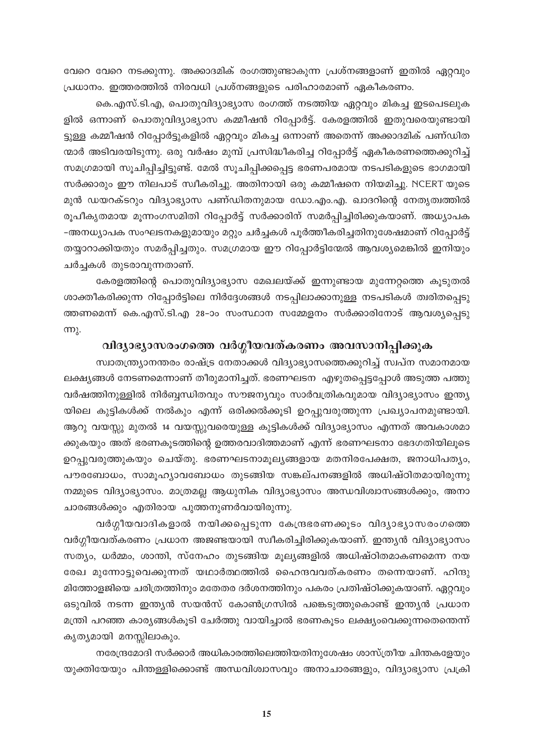വേറെ വേറെ നടക്കുന്നു. അക്കാദമിക് രംഗത്തുണ്ടാകുന്ന പ്രശ്നങ്ങളാണ് ഇതിൽ ഏറ്റവും പ്രധാനം. ഇത്തരത്തിൽ നിരവധി പ്രശ്നങ്ങളുടെ പരിഹാരമാണ് ഏകീകരണം.

കെ.എസ്.ടി.എ, പൊതുവിദ്യാഭ്യാസ രംഗത്ത് നടത്തിയ ഏറ്റവും മികച്ച ഇടപെടലുകളിൽ ഒന്നാണ് പൊതുവിദ്യാഭ്യാസ കമ്മീഷൻ റിപ്പോർട്ട്. കേരളത്തിൽ ഇതുവരെയുണ്ടായിട്ടുള്ള കമ്മീഷൻ റിപ്പോർട്ടുകളിൽ ഏറ്റവും മികച്ച ഒന്നാണ് അതെന്ന് അക്കാദമിക് പണ്ഡിതന്മാർ അടിവരയിടുന്നു. ഒരു വർഷം മുമ്പ് പ്രസിദ്ധീകരിച്ച റിപ്പോർട്ട് ഏകീകരണത്തെക്കുറിച്ച് സമഗ്രമായി സൂചിപ്പിച്ചിട്ടുണ്ട്. മേൽ സൂചിപ്പിക്കപ്പെട്ട ഭരണപരമായ നടപടികളുടെ ഭാഗമായി സർക്കാരും ഈ നിലപാട് സ്വീകരിച്ചു. അതിനായി ഒരു കമ്മീഷനെ നിയമിച്ചു. NCERT യുടെ മുൻ ഡയറക്ടറും വിദ്യാഭ്യാസ പണ്ഡിതനുമായ ഡോ.എം.എ. ഖാദറിന്റെ നേതൃത്വത്തിൽ രൂപീകൃതമായ മൂന്നംഗസമിതി റിപ്പോർട്ട് സർക്കാരിന് സമർപ്പിച്ചിരിക്കുകയാണ്. അധ്യാപക-അനധ്യാപക സംഘടനകളുമായും മറ്റും ചർച്ചകൾ പൂർത്തീകരിച്ചതിനുശേഷമാണ് റിപ്പോർട്ട് തയ്യാറാക്കിയതും സമർപ്പിച്ചതും. സമഗ്രമായ ഈ റിപ്പോർട്ടിന്മേൽ ആവശ്യമെങ്കിൽ ഇനിയും ചർച്ചകൾ തുടരാവുന്നതാണ്.

കേരളത്തിന്റെ പൊതുവിദ്യാഭ്യാസ മേഖലയ്ക്ക് ഇന്നുണ്ടായ മുന്നേറ്റത്തെ കൂടുതൽ ശാക്തീകരിക്കുന്ന റിപ്പോർട്ടിലെ നിർദ്ദേശങ്ങൾ നടപ്പിലാക്കാനുള്ള നടപടികൾ ത്വരിതപ്പെടുത്തണമെന്ന് കെ.എസ്.ടി.എ 28-ാം സംസ്ഥാന സമ്മേളനം സർക്കാരിനോട് ആവശ്യപ്പെടുന്നു.

## വിദ്യാഭ്യാസരംഗത്തെ വർഗ്ഗീയവത്കരണം അവസാനിപ്പിക്കുക

സ്വാതന്ത്ര്യാനന്തരം രാഷ്ട്ര നേതാക്കൾ വിദ്യാഭ്യാസത്തെക്കുറിച്ച് സ്വപ്ന സമാനമായ ലക്ഷ്യങ്ങൾ നേടണമെന്നാണ് തീരുമാനിച്ചത്. ഭരണഘടന എഴുതപ്പെട്ടപ്പോൾ അടുത്ത പത്തു വർഷത്തിനുള്ളിൽ നിർബ്ബന്ധിതവും സൗജന്യവും സാർവത്രികവുമായ വിദ്യാഭ്യാസം ഇന്ത്യയിലെ കുട്ടികൾക്ക് നൽകും എന്ന് ഒരിക്കൽക്കൂടി ഉറപ്പുവരുത്തുന്ന പ്രഖ്യാപനമുണ്ടായി. ആറു വയസ്സു മുതൽ 14 വയസ്സുവരെയുള്ള കുട്ടികൾക്ക് വിദ്യാഭ്യാസം എന്നത് അവകാശമാക്കുകയും അത് ഭരണകൂടത്തിന്റെ ഉത്തരവാദിത്തമാണ് എന്ന് ഭരണഘടനാ ഭേദഗതിയിലൂടെ ഉറപ്പുവരുത്തുകയും ചെയ്തു. ഭരണഘടനാമൂല്യങ്ങളായ മതനിരപേക്ഷത, ജനാധിപത്യം, പൗരബോധം, സാമൂഹ്യാവബോധം തുടങ്ങിയ സങ്കല്പനങ്ങളിൽ അധിഷ്ഠിതമായിരുന്നു നമ്മുടെ വിദ്യാഭ്യാസം. മാത്രമല്ല ആധുനിക വിദ്യാഭ്യാസം അന്ധവിശ്വാസങ്ങൾക്കും, അനാചാരങ്ങൾക്കും എതിരായ പുത്തനുണർവായിരുന്നു.

വർഗ്ഗീയവാദികളാൽ നയിക്കപ്പെടുന്ന കേന്ദ്രഭരണക്കൂടം വിദ്യാഭ്യാസരംഗത്തെ വർഗ്ഗീയവത്കരണം പ്രധാന അജണ്ടയായി സ്വീകരിച്ചിരിക്കുകയാണ്. ഇന്ത്യൻ വിദ്യാഭ്യാസം സത്യം, ധർമ്മം, ശാന്തി, സ്നേഹം തുടങ്ങിയ മൂല്യങ്ങളിൽ അധിഷ്ഠിതമാകണമെന്ന നയരേഖ മുന്നോട്ടുവെക്കുന്നത് യഥാർത്ഥത്തിൽ ഹൈന്ദവവത്കരണം തന്നെയാണ്. ഹിന്ദു മിത്തോളജിയെ ചരിത്രത്തിനും മതേതര ദർശനത്തിനും പകരം പ്രതിഷ്ഠിക്കുകയാണ്. ഏറ്റവും ഒടുവിൽ നടന്ന ഇന്ത്യൻ സയൻസ് കോൺഗ്രസിൽ പങ്കെടുത്തുകൊണ്ട് ഇന്ത്യൻ പ്രധാനമന്ത്രി പറഞ്ഞ കാര്യങ്ങൾകൂടി ചേർത്തു വായിച്ചാൽ ഭരണകൂടം ലക്ഷ്യംവെക്കുന്നതെന്തെന്ന് കൃത്യമായി മനസ്സിലാകും.

നരേന്ദ്രമോദി സർക്കാർ അധികാരത്തിലെത്തിയതിനുശേഷം ശാസ്ത്രീയ ചിന്തകളേയും യുക്തിയേയും പിന്തള്ളിക്കൊണ്ട് അന്ധവിശ്വാസവും അനാചാരങ്ങളും, വിദ്യാഭ്യാസ പ്രക്രി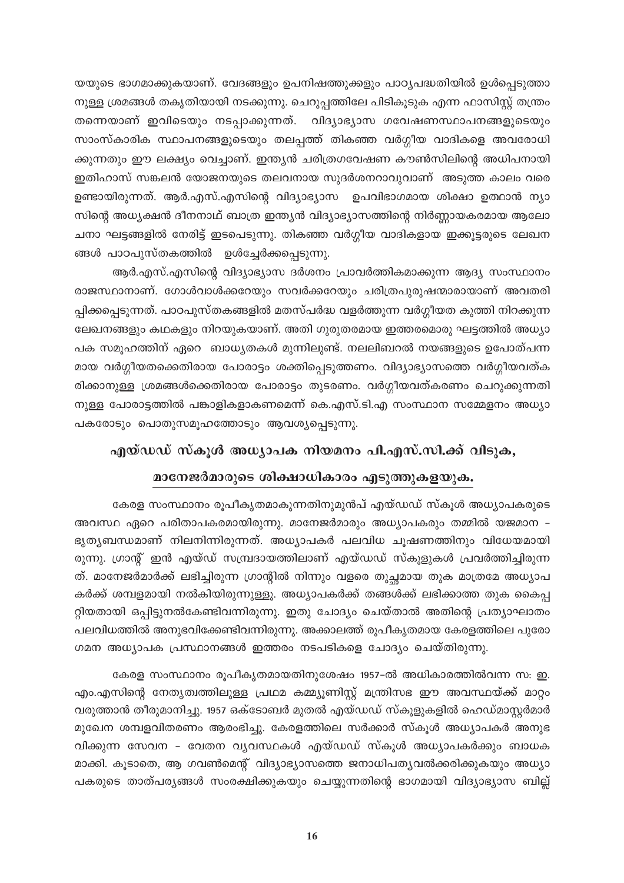യയുടെ ഭാഗമാക്കുകയാണ്. വേദങ്ങളും ഉപനിഷത്തുക്കളും പാഠ്യപദ്ധതിയിൽ ഉൾപ്പെടുത്താനുള്ള ശ്രമങ്ങൾ തകൃതിയായി നടക്കുന്നു. ചെറുപ്പത്തിലേ പിടികൂടുക എന്ന ഫാസിസ്റ്റ് തന്ത്രം തന്നെയാണ് ഇവിടെയും നടപ്പാക്കുന്നത്. വിദ്യാഭ്യാസ ഗവേഷണസ്ഥാപനങ്ങളുടെയും സാംസ്കാരിക സ്ഥാപനങ്ങളുടെയും തലപ്പത്ത് തികഞ്ഞ വർഗ്ഗീയ വാദികളെ അവരോധിക്കുന്നതും ഈ ലക്ഷ്യം വെച്ചാണ്. ഇന്ത്യൻ ചരിത്രഗവേഷണ കൗൺസിലിന്റെ അധിപനായി ഇതിഹാസ് സങ്കലൻ യോജനയുടെ തലവനായ സുദർശനറാവുവാണ് അടുത്ത കാലം വരെ ഉണ്ടായിരുന്നത്. ആർ.എസ്.എസിന്റെ വിദ്യാഭ്യാസ ഉപവിഭാഗമായ ശിക്ഷാ ഉത്ഥാൻ ന്യാസിന്റെ അധ്യക്ഷൻ ദീനനാഥ് ബാത്ര ഇന്ത്യൻ വിദ്യാഭ്യാസത്തിന്റെ നിർണ്ണായകരമായ ആലോചനാ ഘട്ടങ്ങളിൽ നേരിട്ട് ഇടപെടുന്നു. തികഞ്ഞ വർഗ്ഗീയ വാദികളായ ഇക്കൂട്ടരുടെ ലേഖനങ്ങൾ പാഠപുസ്തകത്തിൽ ഉൾച്ചേർക്കപ്പെടുന്നു.

ആർ.എസ്.എസിന്റെ വിദ്യാഭ്യാസ ദർശനം പ്രാവർത്തികമാക്കുന്ന ആദ്യ സംസ്ഥാനം രാജസ്ഥാനാണ്. ഗോൾവാൾക്കറേയും സവർക്കറേയും ചരിത്രപുരുഷന്മാരായാണ് അവതരിപ്പിക്കപ്പെടുന്നത്. പാഠപുസ്തകങ്ങളിൽ മതസ്പർദ്ധ വളർത്തുന്ന വർഗ്ഗീയത കുത്തി നിറക്കുന്ന ലേഖനങ്ങളും കഥകളും നിറയുകയാണ്. അതി ഗുരുതരമായ ഇത്തരമൊരു ഘട്ടത്തിൽ അധ്യാപക സമൂഹത്തിന് ഏറെ ബാധ്യതകൾ മുന്നിലുണ്ട്. നവലിബറൽ നയങ്ങളുടെ ഉപോത്പന്നമായ വർഗ്ഗീയതക്കെതിരായ പോരാട്ടം ശക്തിപ്പെടുത്തണം. വിദ്യാഭ്യാസത്തെ വർഗ്ഗീയവത്കരിക്കാനുള്ള ശ്രമങ്ങൾക്കെതിരായ പോരാട്ടം തുടരണം. വർഗ്ഗീയവത്കരണം ചെറുക്കുന്നതിനുള്ള പോരാട്ടത്തിൽ പങ്കാളികളാകണമെന്ന് കെ.എസ്.ടി.എ സംസ്ഥാന സമ്മേളനം അധ്യാപകരോടും പൊതുസമൂഹത്തോടും ആവശ്യപ്പെടുന്നു.

## എയ്ഡഡ് സ്കൂൾ അധ്യാപക നിയമനം പി.എസ്.സി.ക്ക് വിടുക, മാനേജർമാരുടെ ശിക്ഷാധികാരം എടുത്തുകളയുക.

കേരള സംസ്ഥാനം രൂപീകൃതമാകുന്നതിനുമുൻപ് എയ്ഡഡ് സ്കൂൾ അധ്യാപകരുടെ അവസ്ഥ ഏറെ പരിതാപകരമായിരുന്നു. മാനേജർമാരും അധ്യാപകരും തമ്മിൽ യജമാന - ഭൃത്യബന്ധമാണ് നിലനിന്നിരുന്നത്. അധ്യാപകർ പലവിധ ചൂഷണത്തിനും വിധേയമായിരുന്നു. ഗ്രാന്റ് ഇൻ എയ്ഡ് സമ്പ്രദായത്തിലാണ് എയ്ഡഡ് സ്കൂളുകൾ പ്രവർത്തിച്ചിരുന്നത്. മാനേജർമാർക്ക് ലഭിച്ചിരുന്ന ഗ്രാന്റിൽ നിന്നും വളരെ തുച്ഛമായ തുക മാത്രമേ അധ്യാപകർക്ക് ശമ്പളമായി നൽകിയിരുന്നുള്ളൂ. അധ്യാപകർക്ക് തങ്ങൾക്ക് ലഭിക്കാത്ത തുക കൈപ്പറ്റിയതായി ഒപ്പിട്ടുനൽകേണ്ടിവന്നിരുന്നു. ഇതു ചോദ്യം ചെയ്താൽ അതിന്റെ പ്രത്യാഘാതം പലവിധത്തിൽ അനുഭവിക്കേണ്ടിവന്നിരുന്നു. അക്കാലത്ത് രൂപീകൃതമായ കേരളത്തിലെ പുരോഗമന അധ്യാപക പ്രസ്ഥാനങ്ങൾ ഇത്തരം നടപടികളെ ചോദ്യം ചെയ്തിരുന്നു.

കേരള സംസ്ഥാനം രൂപീകൃതമായതിനുശേഷം 1957-ൽ അധികാരത്തിൽവന്ന സ: ഇ.എം.എസിന്റെ നേതൃത്വത്തിലുള്ള പ്രഥമ കമ്മ്യൂണിസ്റ്റ് മന്ത്രിസഭ ഈ അവസ്ഥയ്ക്ക് മാറ്റം വരുത്താൻ തീരുമാനിച്ചു. 1957 ഒക്ടോബർ മുതൽ എയ്ഡഡ് സ്കൂളുകളിൽ ഹെഡ്മാസ്റ്റർമാർ മുഖേന ശമ്പളവിതരണം ആരംഭിച്ചു. കേരളത്തിലെ സർക്കാർ സ്കൂൾ അധ്യാപകർ അനുഭവിക്കുന്ന സേവന - വേതന വ്യവസ്ഥകൾ എയ്ഡഡ് സ്കൂൾ അധ്യാപകർക്കും ബാധകമാക്കി. കൂടാതെ, ആ ഗവൺമെന്റ് വിദ്യാഭ്യാസത്തെ ജനാധിപത്യവൽക്കരിക്കുകയും അധ്യാപകരുടെ താത്പര്യങ്ങൾ സംരക്ഷിക്കുകയും ചെയ്യുന്നതിന്റെ ഭാഗമായി വിദ്യാഭ്യാസ ബില്ല്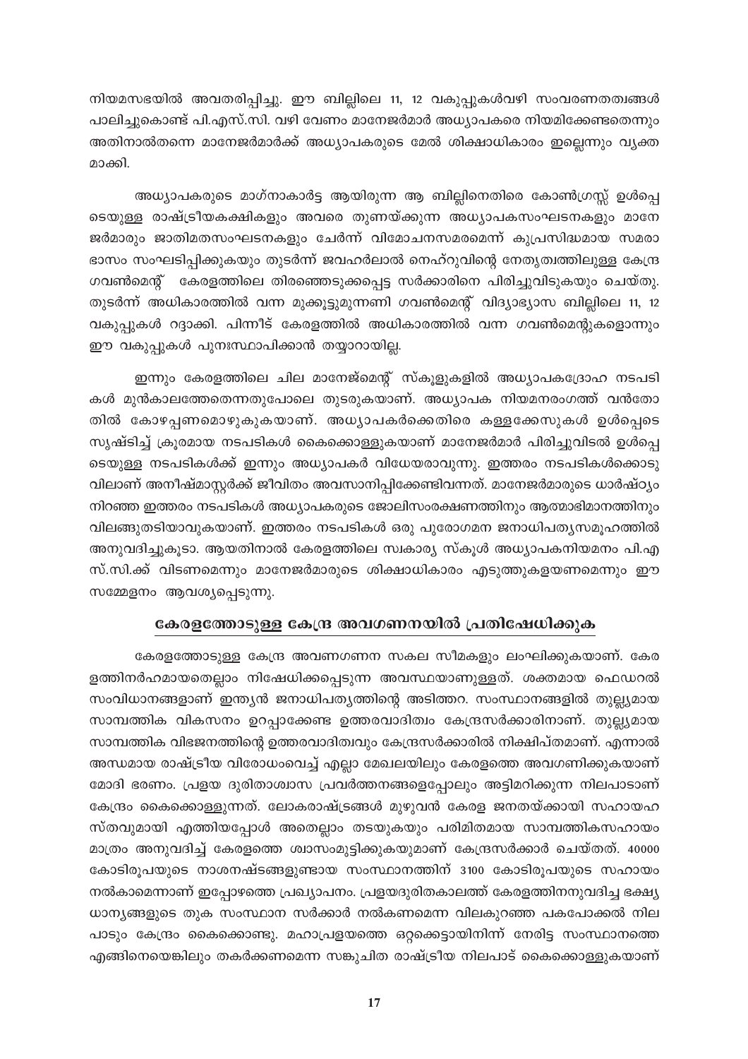നിയമസഭയിൽ അവതരിപ്പിച്ചു. ഈ ബില്ലിലെ 11, 12 വകുപ്പുകൾവഴി സംവരണതത്വങ്ങൾ പാലിച്ചുകൊണ്ട് പി.എസ്.സി. വഴി വേണം മാനേജർമാർ അധ്യാപകരെ നിയമിക്കേണ്ടതെന്നും അതിനാൽതന്നെ മാനേജർമാർക്ക് അധ്യാപകരുടെ മേൽ ശിക്ഷാധികാരം ഇല്ലെന്നും വ്യക്തമാക്കി.

അധ്യാപകരുടെ മാഗ്നാകാർട്ട ആയിരുന്ന ആ ബില്ലിനെതിരെ കോൺഗ്രസ്സ് ഉൾപ്പെടെയുള്ള രാഷ്ട്രീയകക്ഷികളും അവരെ തുണയ്ക്കുന്ന അധ്യാപകസംഘടനകളും മാനേജർമാരും ജാതിമതസംഘടനകളും ചേർന്ന് വിമോചനസമരമെന്ന് കുപ്രസിദ്ധമായ സമരാഭാസം സംഘടിപ്പിക്കുകയും തുടർന്ന് ജവഹർലാൽ നെഹ്റുവിന്റെ നേതൃത്വത്തിലുള്ള കേന്ദ്ര ഗവൺമെന്റ് കേരളത്തിലെ തിരഞ്ഞെടുക്കപ്പെട്ട സർക്കാരിനെ പിരിച്ചുവിടുകയും ചെയ്തു. തുടർന്ന് അധികാരത്തിൽ വന്ന മുക്കൂട്ടുമുന്നണി ഗവൺമെന്റ് വിദ്യാഭ്യാസ ബില്ലിലെ 11, 12 വകുപ്പുകൾ റദ്ദാക്കി. പിന്നീട് കേരളത്തിൽ അധികാരത്തിൽ വന്ന ഗവൺമെന്റുകളൊന്നും ഈ വകുപ്പുകൾ പുനഃസ്ഥാപിക്കാൻ തയ്യാറായില്ല.

ഇന്നും കേരളത്തിലെ ചില മാനേജ്മെന്റ് സ്കൂളുകളിൽ അധ്യാപകദ്രോഹ നടപടികൾ മുൻകാലത്തേതെന്നതുപോലെ തുടരുകയാണ്. അധ്യാപക നിയമനരംഗത്ത് വൻതോതിൽ കോഴപ്പണമൊഴുകുകയാണ്. അധ്യാപകർക്കെതിരെ കള്ളക്കേസുകൾ ഉൾപ്പെടെ സൃഷ്ടിച്ച് ക്രൂരമായ നടപടികൾ കൈക്കൊള്ളുകയാണ് മാനേജർമാർ പിരിച്ചുവിടൽ ഉൾപ്പെടെയുള്ള നടപടികൾക്ക് ഇന്നും അധ്യാപകർ വിധേയരാവുന്നു. ഇത്തരം നടപടികൾക്കൊടുവിലാണ് അനീഷ്മാസ്റ്റർക്ക് ജീവിതം അവസാനിപ്പിക്കേണ്ടിവന്നത്. മാനേജർമാരുടെ ധാർഷ്ട്യം നിറഞ്ഞ ഇത്തരം നടപടികൾ അധ്യാപകരുടെ ജോലിസംരക്ഷണത്തിനും ആത്മാഭിമാനത്തിനും വിലങ്ങുതടിയാവുകയാണ്. ഇത്തരം നടപടികൾ ഒരു പുരോഗമന ജനാധിപത്യസമൂഹത്തിൽ അനുവദിച്ചുകൂടാ. ആയതിനാൽ കേരളത്തിലെ സ്വകാര്യ സ്കൂൾ അധ്യാപകനിയമനം പി.എസ്.സി.ക്ക് വിടണമെന്നും മാനേജർമാരുടെ ശിക്ഷാധികാരം എടുത്തുകളയണമെന്നും ഈ സമ്മേളനം ആവശ്യപ്പെടുന്നു.

## കേരളത്തോടുള്ള കേന്ദ്ര അവഗണനയിൽ പ്രതിഷേധിക്കുക

കേരളത്തോടുള്ള കേന്ദ്ര അവണഗണന സകല സീമകളും ലംഘിക്കുകയാണ്. കേരളത്തിനർഹമായതെല്ലാം നിഷേധിക്കപ്പെടുന്ന അവസ്ഥയാണുള്ളത്. ശക്തമായ ഫെഡറൽ സംവിധാനങ്ങളാണ് ഇന്ത്യൻ ജനാധിപത്യത്തിന്റെ അടിത്തറ. സംസ്ഥാനങ്ങളിൽ തുല്ല്യമായ സാമ്പത്തിക വികസനം ഉറപ്പാക്കേണ്ട ഉത്തരവാദിത്വം കേന്ദ്രസർക്കാരിനാണ്. തുല്ല്യമായ സാമ്പത്തിക വിഭജനത്തിന്റെ ഉത്തരവാദിത്വവും കേന്ദ്രസർക്കാരിൽ നിക്ഷിപ്തമാണ്. എന്നാൽ അന്ധമായ രാഷ്ട്രീയ വിരോധംവെച്ച് എല്ലാ മേഖലയിലും കേരളത്തെ അവഗണിക്കുകയാണ് മോദി ഭരണം. പ്രളയ ദുരിതാശ്വാസ പ്രവർത്തനങ്ങളെപ്പോലും അട്ടിമറിക്കുന്ന നിലപാടാണ് കേന്ദ്രം കൈക്കൊള്ളുന്നത്. ലോകരാഷ്ട്രങ്ങൾ മുഴുവൻ കേരള ജനതയ്ക്കായി സഹായഹസ്തവുമായി എത്തിയപ്പോൾ അതെല്ലാം തടയുകയും പരിമിതമായ സാമ്പത്തികസഹായം മാത്രം അനുവദിച്ച് കേരളത്തെ ശ്വാസംമുട്ടിക്കുകയുമാണ് കേന്ദ്രസർക്കാർ ചെയ്തത്. 40000 കോടിരൂപയുടെ നാശനഷ്ടങ്ങളുണ്ടായ സംസ്ഥാനത്തിന് 3100 കോടിരൂപയുടെ സഹായം നൽകാമെന്നാണ് ഇപ്പോഴത്തെ പ്രഖ്യാപനം. പ്രളയദുരിതകാലത്ത് കേരളത്തിനനുവദിച്ച ഭക്ഷ്യധാന്യങ്ങളുടെ തുക സംസ്ഥാന സർക്കാർ നൽകണമെന്ന വിലകുറഞ്ഞ പകപോക്കൽ നിലപാടും കേന്ദ്രം കൈക്കൊണ്ടു. മഹാപ്രളയത്തെ ഒറ്റക്കെട്ടായിനിന്ന് നേരിട്ട സംസ്ഥാനത്തെ എങ്ങിനെയെങ്കിലും തകർക്കണമെന്ന സങ്കുചിത രാഷ്ട്രീയ നിലപാട് കൈക്കൊള്ളുകയാണ്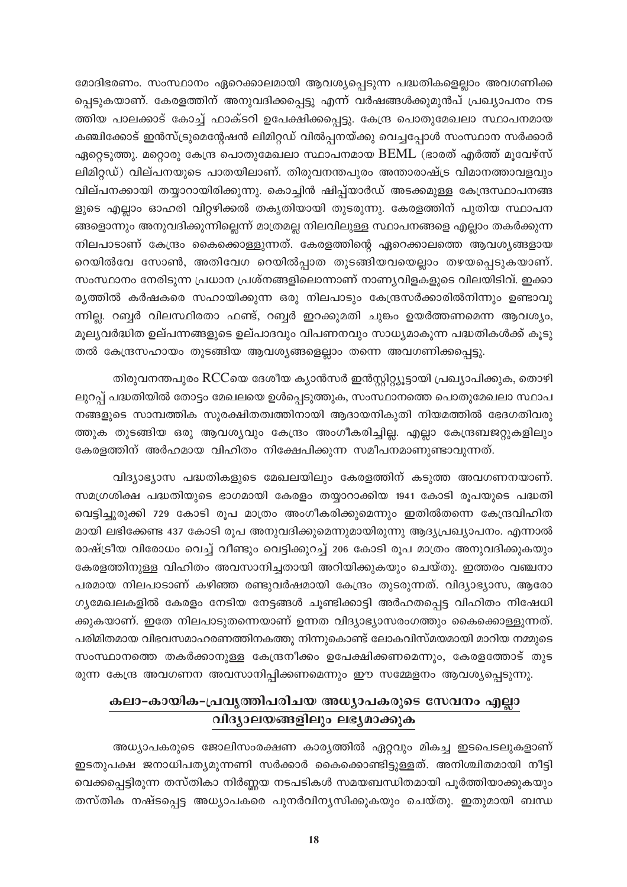മോദിഭരണം. സംസ്ഥാനം ഏറെക്കാലമായി ആവശ്യപ്പെടുന്ന പദ്ധതികളെല്ലാം അവഗണിക്കപ്പെടുകയാണ്. കേരളത്തിന് അനുവദിക്കപ്പെട്ടു എന്ന് വർഷങ്ങൾക്കുമുൻപ് പ്രഖ്യാപനം നടത്തിയ പാലക്കാട് കോച്ച് ഫാക്ടറി ഉപേക്ഷിക്കപ്പെട്ടു. കേന്ദ്ര പൊതുമേഖലാ സ്ഥാപനമായ കഞ്ചിക്കോട് ഇൻസ്ട്രുമെന്റേഷൻ ലിമിറ്റഡ് വിൽപ്പനയ്ക്കു വെച്ചപ്പോൾ സംസ്ഥാന സർക്കാർ ഏറ്റെടുത്തു. മറ്റൊരു കേന്ദ്ര പൊതുമേഖലാ സ്ഥാപനമായ BEML (ഭാരത് എർത്ത് മൂവേഴ്സ് ലിമിറ്റഡ്) വില്പനയുടെ പാതയിലാണ്. തിരുവനന്തപുരം അന്താരാഷ്ട്ര വിമാനത്താവളവും വില്പനക്കായി തയ്യാറായിരിക്കുന്നു. കൊച്ചിൻ ഷിപ്പ്യാർഡ് അടക്കമുള്ള കേന്ദ്രസ്ഥാപനങ്ങളുടെ എല്ലാം ഓഹരി വിറ്റഴിക്കൽ തകൃതിയായി തുടരുന്നു. കേരളത്തിന് പുതിയ സ്ഥാപനങ്ങളൊന്നും അനുവദിക്കുന്നില്ലെന്ന് മാത്രമല്ല നിലവിലുള്ള സ്ഥാപനങ്ങളെ എല്ലാം തകർക്കുന്ന നിലപാടാണ് കേന്ദ്രം കൈക്കൊള്ളുന്നത്. കേരളത്തിന്റെ ഏറെക്കാലത്തെ ആവശ്യങ്ങളായ റെയിൽവേ സോൺ, അതിവേഗ റെയിൽപ്പാത തുടങ്ങിയവയെല്ലാം തഴയപ്പെടുകയാണ്. സംസ്ഥാനം നേരിടുന്ന പ്രധാന പ്രശ്നങ്ങളിലൊന്നാണ് നാണ്യവിളകളുടെ വിലയിടിവ്. ഇക്കാര്യത്തിൽ കർഷകരെ സഹായിക്കുന്ന ഒരു നിലപാടും കേന്ദ്രസർക്കാരിൽനിന്നും ഉണ്ടാവുന്നില്ല. റബ്ബർ വിലസ്ഥിരതാ ഫണ്ട്, റബ്ബർ ഇറക്കുമതി ചുങ്കം ഉയർത്തണമെന്ന ആവശ്യം, മൂല്യവർദ്ധിത ഉല്പന്നങ്ങളുടെ ഉല്പാദവും വിപണനവും സാധ്യമാകുന്ന പദ്ധതികൾക്ക് കൂടുതൽ കേന്ദ്രസഹായം തുടങ്ങിയ ആവശ്യങ്ങളെല്ലാം തന്നെ അവഗണിക്കപ്പെട്ടു.

തിരുവനന്തപുരം RCCയെ ദേശീയ ക്യാൻസർ ഇൻസ്റ്റിറ്റ്യൂട്ടായി പ്രഖ്യാപിക്കുക, തൊഴിലുറപ്പ് പദ്ധതിയിൽ തോട്ടം മേഖലയെ ഉൾപ്പെടുത്തുക, സംസ്ഥാനത്തെ പൊതുമേഖലാ സ്ഥാപനങ്ങളുടെ സാമ്പത്തിക സുരക്ഷിതത്വത്തിനായി ആദായനികുതി നിയമത്തിൽ ഭേദഗതിവരുത്തുക തുടങ്ങിയ ഒരു ആവശ്യവും കേന്ദ്രം അംഗീകരിച്ചില്ല. എല്ലാ കേന്ദ്രബജറ്റുകളിലും കേരളത്തിന് അർഹമായ വിഹിതം നിക്ഷേപിക്കുന്ന സമീപനമാണുണ്ടാവുന്നത്.

വിദ്യാഭ്യാസ പദ്ധതികളുടെ മേഖലയിലും കേരളത്തിന് കടുത്ത അവഗണനയാണ്. സമഗ്രശിക്ഷ പദ്ധതിയുടെ ഭാഗമായി കേരളം തയ്യാറാക്കിയ 1941 കോടി രൂപയുടെ പദ്ധതി വെട്ടിച്ചുരുക്കി 729 കോടി രൂപ മാത്രം അംഗീകരിക്കുമെന്നും ഇതിൽതന്നെ കേന്ദ്രവിഹിതമായി ലഭിക്കേണ്ട 437 കോടി രൂപ അനുവദിക്കുമെന്നുമായിരുന്നു ആദ്യപ്രഖ്യാപനം. എന്നാൽ രാഷ്ട്രീയ വിരോധം വെച്ച് വീണ്ടും വെട്ടിക്കുറച്ച് 206 കോടി രൂപ മാത്രം അനുവദിക്കുകയും കേരളത്തിനുള്ള വിഹിതം അവസാനിച്ചതായി അറിയിക്കുകയും ചെയ്തു. ഇത്തരം വഞ്ചനാപരമായ നിലപാടാണ് കഴിഞ്ഞ രണ്ടുവർഷമായി കേന്ദ്രം തുടരുന്നത്. വിദ്യാഭ്യാസ, ആരോഗ്യമേഖലകളിൽ കേരളം നേടിയ നേട്ടങ്ങൾ ചൂണ്ടിക്കാട്ടി അർഹതപ്പെട്ട വിഹിതം നിഷേധിക്കുകയാണ്. ഇതേ നിലപാടുതന്നെയാണ് ഉന്നത വിദ്യാഭ്യാസരംഗത്തും കൈക്കൊള്ളുന്നത്. പരിമിതമായ വിഭവസമാഹരണത്തിനകത്തു നിന്നുകൊണ്ട് ലോകവിസ്മയമായി മാറിയ നമ്മുടെ സംസ്ഥാനത്തെ തകർക്കാനുള്ള കേന്ദ്രനീക്കം ഉപേക്ഷിക്കണമെന്നും, കേരളത്തോട് തുടരുന്ന കേന്ദ്ര അവഗണന അവസാനിപ്പിക്കണമെന്നും ഈ സമ്മേളനം ആവശ്യപ്പെടുന്നു.

## കലാ-കായിക-പ്രവൃത്തിപരിചയ അധ്യാപകരുടെ സേവനം എല്ലാ വിദ്യാലയങ്ങളിലും ലഭ്യമാക്കുക

അധ്യാപകരുടെ ജോലിസംരക്ഷണ കാര്യത്തിൽ ഏറ്റവും മികച്ച ഇടപെടലുകളാണ് ഇടതുപക്ഷ ജനാധിപത്യമുന്നണി സർക്കാർ കൈക്കൊണ്ടിട്ടുള്ളത്. അനിശ്ചിതമായി നീട്ടിവെക്കപ്പെട്ടിരുന്ന തസ്തികാ നിർണ്ണയ നടപടികൾ സമയബന്ധിതമായി പൂർത്തിയാക്കുകയും തസ്തിക നഷ്ടപ്പെട്ട അധ്യാപകരെ പുനർവിന്യസിക്കുകയും ചെയ്തു. ഇതുമായി ബന്ധ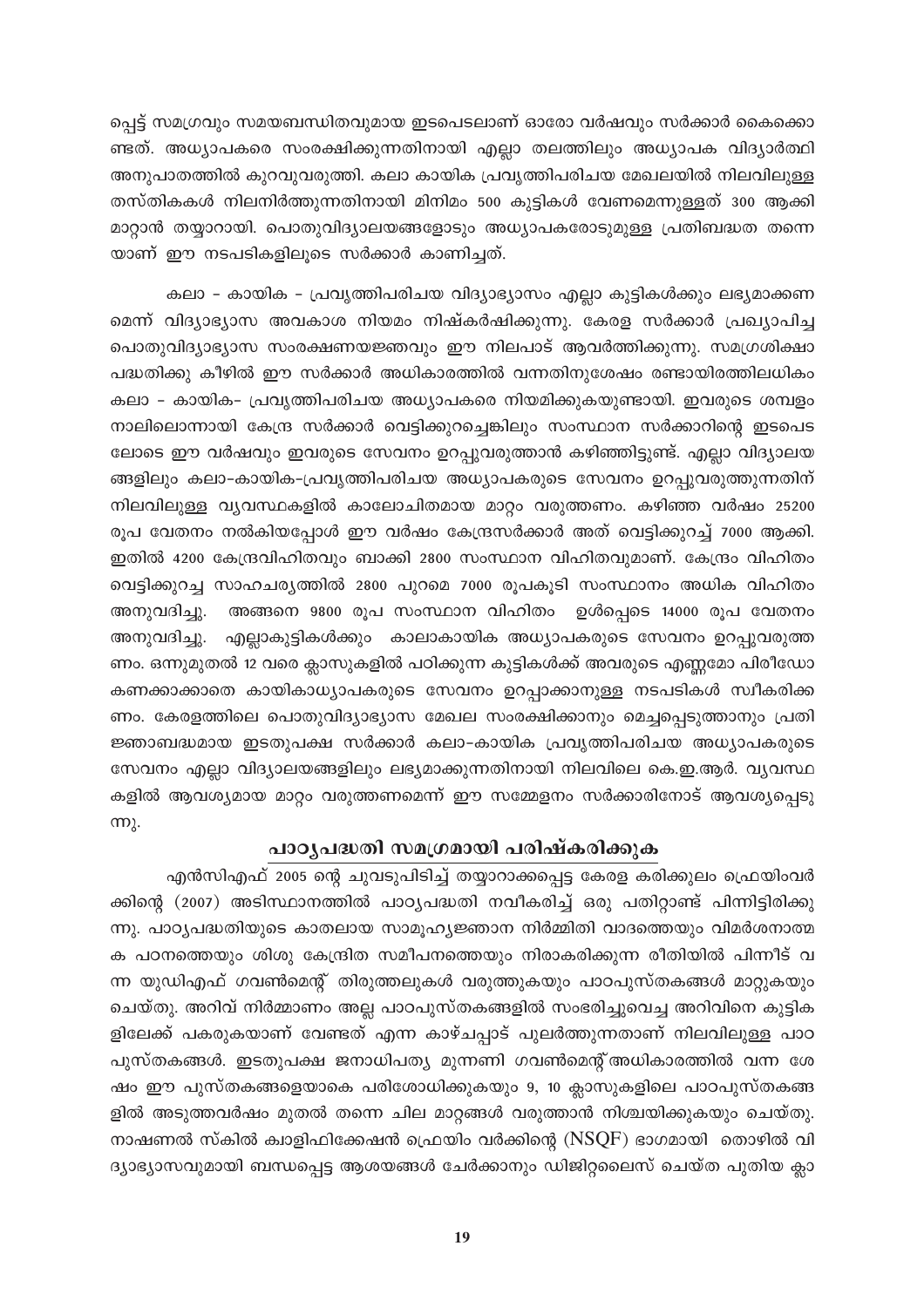പ്പെട്ട് സമഗ്രവും സമയബന്ധിതവുമായ ഇടപെടലാണ് ഓരോ വർഷവും സർക്കാർ കൈക്കൊണ്ടത്. അധ്യാപകരെ സംരക്ഷിക്കുന്നതിനായി എല്ലാ തലത്തിലും അധ്യാപക വിദ്യാർത്ഥി അനുപാതത്തിൽ കുറവുവരുത്തി. കലാ കായിക പ്രവൃത്തിപരിചയ മേഖലയിൽ നിലവിലുള്ള തസ്തികകൾ നിലനിർത്തുന്നതിനായി മിനിമം 500 കുട്ടികൾ വേണമെന്നുള്ളത് 300 ആക്കി മാറ്റാൻ തയ്യാറായി. പൊതുവിദ്യാലയങ്ങളോടും അധ്യാപകരോടുമുള്ള പ്രതിബദ്ധത തന്നെയാണ് ഈ നടപടികളിലൂടെ സർക്കാർ കാണിച്ചത്.

കലാ - കായിക - പ്രവൃത്തിപരിചയ വിദ്യാഭ്യാസം എല്ലാ കുട്ടികൾക്കും ലഭ്യമാക്കണമെന്ന് വിദ്യാഭ്യാസ അവകാശ നിയമം നിഷ്കർഷിക്കുന്നു. കേരള സർക്കാർ പ്രഖ്യാപിച്ച പൊതുവിദ്യാഭ്യാസ സംരക്ഷണയജ്ഞവും ഈ നിലപാട് ആവർത്തിക്കുന്നു. സമഗ്രശിക്ഷാ പദ്ധതിക്കു കീഴിൽ ഈ സർക്കാർ അധികാരത്തിൽ വന്നതിനുശേഷം രണ്ടായിരത്തിലധികം കലാ - കായിക- പ്രവൃത്തിപരിചയ അധ്യാപകരെ നിയമിക്കുകയുണ്ടായി. ഇവരുടെ ശമ്പളം നാലിലൊന്നായി കേന്ദ്ര സർക്കാർ വെട്ടിക്കുറച്ചെങ്കിലും സംസ്ഥാന സർക്കാറിന്റെ ഇടപെടലോടെ ഈ വർഷവും ഇവരുടെ സേവനം ഉറപ്പുവരുത്താൻ കഴിഞ്ഞിട്ടുണ്ട്. എല്ലാ വിദ്യാലയങ്ങളിലും കലാ-കായിക-പ്രവൃത്തിപരിചയ അധ്യാപകരുടെ സേവനം ഉറപ്പുവരുത്തുന്നതിന് നിലവിലുള്ള വ്യവസ്ഥകളിൽ കാലോചിതമായ മാറ്റം വരുത്തണം. കഴിഞ്ഞ വർഷം 25200 രൂപ വേതനം നൽകിയപ്പോൾ ഈ വർഷം കേന്ദ്രസർക്കാർ അത് വെട്ടിക്കുറച്ച് 7000 ആക്കി. ഇതിൽ 4200 കേന്ദ്രവിഹിതവും ബാക്കി 2800 സംസ്ഥാന വിഹിതവുമാണ്. കേന്ദ്രം വിഹിതം വെട്ടിക്കുറച്ച സാഹചര്യത്തിൽ 2800 പുറമെ 7000 രൂപകൂടി സംസ്ഥാനം അധിക വിഹിതം അനുവദിച്ചു. അങ്ങനെ 9800 രൂപ സംസ്ഥാന വിഹിതം ഉൾപ്പെടെ 14000 രൂപ വേതനം അനുവദിച്ചു. എല്ലാകുട്ടികൾക്കും കാലാകായിക അധ്യാപകരുടെ സേവനം ഉറപ്പുവരുത്തണം. ഒന്നുമുതൽ 12 വരെ ക്ലാസുകളിൽ പഠിക്കുന്ന കുട്ടികൾക്ക് അവരുടെ എണ്ണമോ പിരീഡോ കണക്കാക്കാതെ കായികാധ്യാപകരുടെ സേവനം ഉറപ്പാക്കാനുള്ള നടപടികൾ സ്വീകരിക്കണം. കേരളത്തിലെ പൊതുവിദ്യാഭ്യാസ മേഖല സംരക്ഷിക്കാനും മെച്ചപ്പെടുത്താനും പ്രതിജ്ഞാബദ്ധമായ ഇടതുപക്ഷ സർക്കാർ കലാ-കായിക പ്രവൃത്തിപരിചയ അധ്യാപകരുടെ സേവനം എല്ലാ വിദ്യാലയങ്ങളിലും ലഭ്യമാക്കുന്നതിനായി നിലവിലെ കെ.ഇ.ആർ. വ്യവസ്ഥകളിൽ ആവശ്യമായ മാറ്റം വരുത്തണമെന്ന് ഈ സമ്മേളനം സർക്കാരിനോട് ആവശ്യപ്പെടുന്നു.

## പാഠ്യപദ്ധതി സമഗ്രമായി പരിഷ്കരിക്കുക

എൻസിഎഫ് 2005 ന്റെ ചുവടുപിടിച്ച് തയ്യാറാക്കപ്പെട്ട കേരള കരിക്കുലം ഫ്രെയിംവർക്കിന്റെ (2007) അടിസ്ഥാനത്തിൽ പാഠ്യപദ്ധതി നവീകരിച്ച് ഒരു പതിറ്റാണ്ട് പിന്നിട്ടിരിക്കുന്നു. പാഠ്യപദ്ധതിയുടെ കാതലായ സാമൂഹ്യജ്ഞാന നിർമ്മിതി വാദത്തെയും വിമർശനാത്മക പഠനത്തെയും ശിശു കേന്ദ്രിത സമീപനത്തെയും നിരാകരിക്കുന്ന രീതിയിൽ പിന്നീട് വന്ന യുഡിഎഫ് ഗവൺമെന്റ് തിരുത്തലുകൾ വരുത്തുകയും പാഠപുസ്തകങ്ങൾ മാറ്റുകയും ചെയ്തു. അറിവ് നിർമ്മാണം അല്ല പാഠപുസ്തകങ്ങളിൽ സംഭരിച്ചുവെച്ച അറിവിനെ കുട്ടികളിലേക്ക് പകരുകയാണ് വേണ്ടത് എന്ന കാഴ്ചപ്പാട് പുലർത്തുന്നതാണ് നിലവിലുള്ള പാഠപുസ്തകങ്ങൾ. ഇടതുപക്ഷ ജനാധിപത്യ മുന്നണി ഗവൺമെന്റ് അധികാരത്തിൽ വന്ന ശേഷം ഈ പുസ്തകങ്ങളെയാകെ പരിശോധിക്കുകയും 9, 10 ക്ലാസുകളിലെ പാഠപുസ്തകങ്ങളിൽ അടുത്തവർഷം മുതൽ തന്നെ ചില മാറ്റങ്ങൾ വരുത്താൻ നിശ്ചയിക്കുകയും ചെയ്തു. നാഷണൽ സ്കിൽ ക്വാളിഫിക്കേഷൻ ഫ്രെയിം വർക്കിന്റെ (NSQF) ഭാഗമായി തൊഴിൽ വിദ്യാഭ്യാസവുമായി ബന്ധപ്പെട്ട ആശയങ്ങൾ ചേർക്കാനും ഡിജിറ്റലൈസ് ചെയ്ത പുതിയ ക്ലാ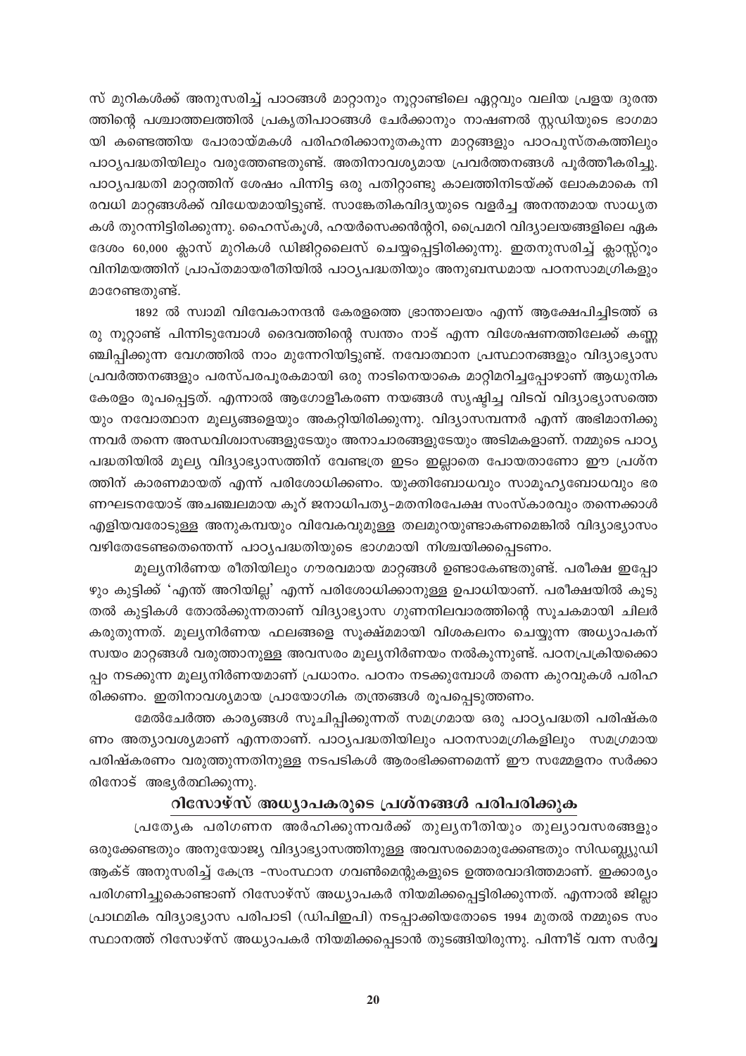സ് മുറികൾക്ക് അനുസരിച്ച് പാഠങ്ങൾ മാറ്റാനും നൂറ്റാണ്ടിലെ ഏറ്റവും വലിയ പ്രളയ ദുരന്തത്തിന്റെ പശ്ചാത്തലത്തിൽ പ്രകൃതിപാഠങ്ങൾ ചേർക്കാനും നാഷണൽ സ്റ്റഡിയുടെ ഭാഗമായി കണ്ടെത്തിയ പോരായ്മകൾ പരിഹരിക്കാനുതകുന്ന മാറ്റങ്ങളും പാഠപുസ്തകത്തിലും പാഠ്യപദ്ധതിയിലും വരുത്തേണ്ടതുണ്ട്. അതിനാവശ്യമായ പ്രവർത്തനങ്ങൾ പൂർത്തീകരിച്ചു. പാഠ്യപദ്ധതി മാറ്റത്തിന് ശേഷം പിന്നിട്ട ഒരു പതിറ്റാണ്ടു കാലത്തിനിടയ്ക്ക് ലോകമാകെ നിരവധി മാറ്റങ്ങൾക്ക് വിധേയമായിട്ടുണ്ട്. സാങ്കേതികവിദ്യയുടെ വളർച്ച അനന്തമായ സാധ്യതകൾ തുറന്നിട്ടിരിക്കുന്നു. ഹൈസ്കൂൾ, ഹയർസെക്കൻഡറി, പ്രൈമറി വിദ്യാലയങ്ങളിലെ ഏകദേശം 60,000 ക്ലാസ് മുറികൾ ഡിജിറ്റലൈസ് ചെയ്യപ്പെട്ടിരിക്കുന്നു. ഇതനുസരിച്ച് ക്ലാസ്സ്റൂം വിനിമയത്തിന് പ്രാപ്തമായരീതിയിൽ പാഠ്യപദ്ധതിയും അനുബന്ധമായ പഠനസാമഗ്രികളും മാറേണ്ടതുണ്ട്.

1892 ൽ സ്വാമി വിവേകാനന്ദൻ കേരളത്തെ ഭ്രാന്താലയം എന്ന് ആക്ഷേപിച്ചിടത്ത് ഒരു നൂറ്റാണ്ട് പിന്നിടുമ്പോൾ ദൈവത്തിന്റെ സ്വന്തം നാട് എന്ന വിശേഷണത്തിലേക്ക് കണ്ണഞ്ചിപ്പിക്കുന്ന വേഗത്തിൽ നാം മുന്നേറിയിട്ടുണ്ട്. നവോത്ഥാന പ്രസ്ഥാനങ്ങളും വിദ്യാഭ്യാസ പ്രവർത്തനങ്ങളും പരസ്പരപൂരകമായി ഒരു നാടിനെയാകെ മാറ്റിമറിച്ചപ്പോഴാണ് ആധുനിക കേരളം രൂപപ്പെട്ടത്. എന്നാൽ ആഗോളീകരണ നയങ്ങൾ സൃഷ്ടിച്ച വിടവ് വിദ്യാഭ്യാസത്തെയും നവോത്ഥാന മൂല്യങ്ങളെയും അകറ്റിയിരിക്കുന്നു. വിദ്യാസമ്പന്നർ എന്ന് അഭിമാനിക്കുന്നവർ തന്നെ അന്ധവിശ്വാസങ്ങളുടേയും അനാചാരങ്ങളുടേയും അടിമകളാണ്. നമ്മുടെ പാഠ്യപദ്ധതിയിൽ മൂല്യ വിദ്യാഭ്യാസത്തിന് വേണ്ടത്ര ഇടം ഇല്ലാതെ പോയതാണോ ഈ പ്രശ്നത്തിന് കാരണമായത് എന്ന് പരിശോധിക്കണം. യുക്തിബോധവും സാമൂഹ്യബോധവും ഭരണഘടനയോട് അചഞ്ചലമായ കൂറ് ജനാധിപത്യ-മതനിരപേക്ഷ സംസ്കാരവും തന്നെക്കാൾ എളിയവരോടുള്ള അനുകമ്പയും വിവേകവുമുള്ള തലമുറയുണ്ടാകണമെങ്കിൽ വിദ്യാഭ്യാസം വഴിതേടേണ്ടതെന്തെന്ന് പാഠ്യപദ്ധതിയുടെ ഭാഗമായി നിശ്ചയിക്കപ്പെടണം.

മൂല്യനിർണയ രീതിയിലും ഗൗരവമായ മാറ്റങ്ങൾ ഉണ്ടാകേണ്ടതുണ്ട്. പരീക്ഷ ഇപ്പോഴും കുട്ടിക്ക് 'എന്ത് അറിയില്ല' എന്ന് പരിശോധിക്കാനുള്ള ഉപാധിയാണ്. പരീക്ഷയിൽ കൂടുതൽ കുട്ടികൾ തോൽക്കുന്നതാണ് വിദ്യാഭ്യാസ ഗുണനിലവാരത്തിന്റെ സൂചകമായി ചിലർ കരുതുന്നത്. മൂല്യനിർണയ ഫലങ്ങളെ സൂക്ഷ്മമായി വിശകലനം ചെയ്യുന്ന അധ്യാപകന് സ്വയം മാറ്റങ്ങൾ വരുത്താനുള്ള അവസരം മൂല്യനിർണയം നൽകുന്നുണ്ട്. പഠനപ്രക്രിയക്കൊപ്പം നടക്കുന്ന മൂല്യനിർണയമാണ് പ്രധാനം. പഠനം നടക്കുമ്പോൾ തന്നെ കുറവുകൾ പരിഹരിക്കണം. ഇതിനാവശ്യമായ പ്രായോഗിക തന്ത്രങ്ങൾ രൂപപ്പെടുത്തണം.

മേൽചേർത്ത കാര്യങ്ങൾ സൂചിപ്പിക്കുന്നത് സമഗ്രമായ ഒരു പാഠ്യപദ്ധതി പരിഷ്കരണം അത്യാവശ്യമാണ് എന്നതാണ്. പാഠ്യപദ്ധതിയിലും പഠനസാമഗ്രികളിലും സമഗ്രമായ പരിഷ്കരണം വരുത്തുന്നതിനുള്ള നടപടികൾ ആരംഭിക്കണമെന്ന് ഈ സമ്മേളനം സർക്കാരിനോട് അഭ്യർത്ഥിക്കുന്നു.

## റിസോഴ്സ് അധ്യാപകരുടെ പ്രശ്നങ്ങൾ പരിപരിക്കുക

പ്രത്യേക പരിഗണന അർഹിക്കുന്നവർക്ക് തുല്യനീതിയും തുല്യാവസരങ്ങളും ഒരുക്കേണ്ടതും അനുയോജ്യ വിദ്യാഭ്യാസത്തിനുള്ള അവസരമൊരുക്കേണ്ടതും സിഡബ്ല്യുഡി ആക്ട് അനുസരിച്ച് കേന്ദ്ര -സംസ്ഥാന ഗവൺമെന്റുകളുടെ ഉത്തരവാദിത്തമാണ്. ഇക്കാര്യം പരിഗണിച്ചുകൊണ്ടാണ് റിസോഴ്സ് അധ്യാപകർ നിയമിക്കപ്പെട്ടിരിക്കുന്നത്. എന്നാൽ ജില്ലാ പ്രാഥമിക വിദ്യാഭ്യാസ പരിപാടി (ഡിപിഇപി) നടപ്പാക്കിയതോടെ 1994 മുതൽ നമ്മുടെ സംസ്ഥാനത്ത് റിസോഴ്സ് അധ്യാപകർ നിയമിക്കപ്പെടാൻ തുടങ്ങിയിരുന്നു. പിന്നീട് വന്ന സർവ്വ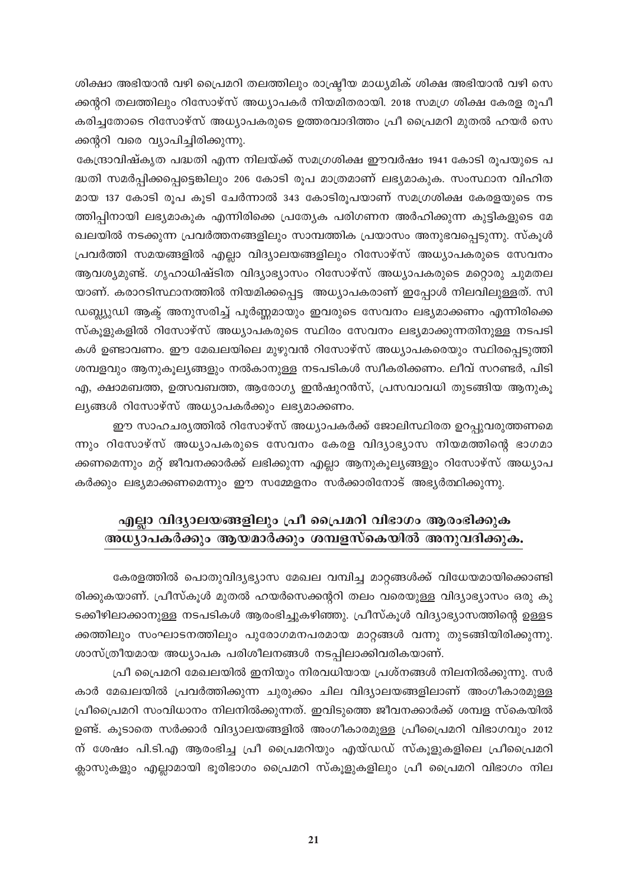ശിക്ഷാ അഭിയാൻ വഴി പ്രൈമറി തലത്തിലും രാഷ്ട്രീയ മാധ്യമിക് ശിക്ഷ അഭിയാൻ വഴി സെക്കന്ററി തലത്തിലും റിസോഴ്സ് അധ്യാപകർ നിയമിതരായി. 2018 സമഗ്ര ശിക്ഷ കേരള രൂപീകരിച്ചതോടെ റിസോഴ്സ് അധ്യാപകരുടെ ഉത്തരവാദിത്തം പ്രീ പ്രൈമറി മുതൽ ഹയർ സെക്കന്ററി വരെ വ്യാപിച്ചിരിക്കുന്നു.

കേന്ദ്രാവിഷ്കൃത പദ്ധതി എന്ന നിലയ്ക്ക് സമഗ്രശിക്ഷ ഈവർഷം 1941 കോടി രൂപയുടെ പദ്ധതി സമർപ്പിക്കപ്പെട്ടെങ്കിലും 206 കോടി രൂപ മാത്രമാണ് ലഭ്യമാകുക. സംസ്ഥാന വിഹിതമായ 137 കോടി രൂപ കൂടി ചേർന്നാൽ 343 കോടിരൂപയാണ് സമഗ്രശിക്ഷ കേരളയുടെ നടത്തിപ്പിനായി ലഭ്യമാകുക എന്നിരിക്കെ പ്രത്യേക പരിഗണന അർഹിക്കുന്ന കുട്ടികളുടെ മേഖലയിൽ നടക്കുന്ന പ്രവർത്തനങ്ങളിലും സാമ്പത്തിക പ്രയാസം അനുഭവപ്പെടുന്നു. സ്കൂൾ പ്രവർത്തി സമയങ്ങളിൽ എല്ലാ വിദ്യാലയങ്ങളിലും റിസോഴ്സ് അധ്യാപകരുടെ സേവനം ആവശ്യമുണ്ട്. ഗൃഹാധിഷ്ടിത വിദ്യാഭ്യാസം റിസോഴ്സ് അധ്യാപകരുടെ മറ്റൊരു ചുമതലയാണ്. കരാറടിസ്ഥാനത്തിൽ നിയമിക്കപ്പെട്ട അധ്യാപകരാണ് ഇപ്പോൾ നിലവിലുള്ളത്. സിഡബ്ല്യുഡി ആക്ട് അനുസരിച്ച് പൂർണ്ണമായും ഇവരുടെ സേവനം ലഭ്യമാക്കണം എന്നിരിക്കെ സ്കൂളുകളിൽ റിസോഴ്സ് അധ്യാപകരുടെ സ്ഥിരം സേവനം ലഭ്യമാക്കുന്നതിനുള്ള നടപടികൾ ഉണ്ടാവണം. ഈ മേഖലയിലെ മുഴുവൻ റിസോഴ്സ് അധ്യാപകരെയും സ്ഥിരപ്പെടുത്തി ശമ്പളവും ആനുകൂല്യങ്ങളും നൽകാനുള്ള നടപടികൾ സ്വീകരിക്കണം. ലീവ് സറണ്ടർ, പിടിഎ, ക്ഷാമബത്ത, ഉത്സവബത്ത, ആരോഗ്യ ഇൻഷുറൻസ്, പ്രസവാവധി തുടങ്ങിയ ആനുകൂല്യങ്ങൾ റിസോഴ്സ് അധ്യാപകർക്കും ലഭ്യമാക്കണം.

ഈ സാഹചര്യത്തിൽ റിസോഴ്സ് അധ്യാപകർക്ക് ജോലിസ്ഥിരത ഉറപ്പുവരുത്തണമെന്നും റിസോഴ്സ് അധ്യാപകരുടെ സേവനം കേരള വിദ്യാഭ്യാസ നിയമത്തിന്റെ ഭാഗമാക്കണമെന്നും മറ്റ് ജീവനക്കാർക്ക് ലഭിക്കുന്ന എല്ലാ ആനുകൂല്യങ്ങളും റിസോഴ്സ് അധ്യാപകർക്കും ലഭ്യമാക്കണമെന്നും ഈ സമ്മേളനം സർക്കാരിനോട് അഭ്യർത്ഥിക്കുന്നു.

## എല്ലാ വിദ്യാലയങ്ങളിലും പ്രീ പ്രൈമറി വിഭാഗം ആരംഭിക്കുക അധ്യാപകർക്കും ആയമാർക്കും ശമ്പളസ്കെയിൽ അനുവദിക്കുക.

കേരളത്തിൽ പൊതുവിദ്യഭ്യാസ മേഖല വമ്പിച്ച മാറ്റങ്ങൾക്ക് വിധേയമായിക്കൊണ്ടിരിക്കുകയാണ്. പ്രീസ്കൂൾ മുതൽ ഹയർസെക്കന്ററി തലം വരെയുള്ള വിദ്യാഭ്യാസം ഒരു കുടക്കീഴിലാക്കാനുള്ള നടപടികൾ ആരംഭിച്ചുകഴിഞ്ഞു. പ്രീസ്കൂൾ വിദ്യാഭ്യാസത്തിന്റെ ഉള്ളടക്കത്തിലും സംഘാടനത്തിലും പുരോഗമനപരമായ മാറ്റങ്ങൾ വന്നു തുടങ്ങിയിരിക്കുന്നു. ശാസ്ത്രീയമായ അധ്യാപക പരിശീലനങ്ങൾ നടപ്പിലാക്കിവരികയാണ്.

പ്രീ പ്രൈമറി മേഖലയിൽ ഇനിയും നിരവധിയായ പ്രശ്നങ്ങൾ നിലനിൽക്കുന്നു. സർക്കാർ മേഖലയിൽ പ്രവർത്തിക്കുന്ന ചുരുക്കം ചില വിദ്യാലയങ്ങളിലാണ് അംഗീകാരമുള്ള പ്രീപ്രൈമറി സംവിധാനം നിലനിൽക്കുന്നത്. ഇവിടുത്തെ ജീവനക്കാർക്ക് ശമ്പള സ്കെയിൽ ഉണ്ട്. കൂടാതെ സർക്കാർ വിദ്യാലയങ്ങളിൽ അംഗീകാരമുള്ള പ്രീപ്രൈമറി വിഭാഗവും 2012 ന് ശേഷം പി.ടി.എ ആരംഭിച്ച പ്രീ പ്രൈമറിയും എയ്ഡഡ് സ്കൂളുകളിലെ പ്രീപ്രൈമറി ക്ലാസുകളും എല്ലാമായി ഭൂരിഭാഗം പ്രൈമറി സ്കൂളുകളിലും പ്രീ പ്രൈമറി വിഭാഗം നില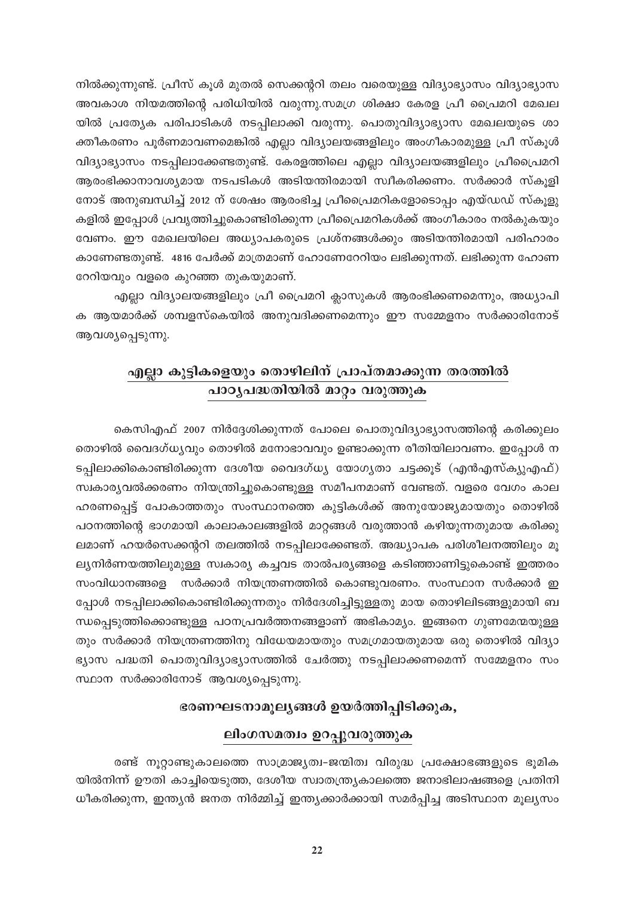നിൽക്കുന്നുണ്ട്. പ്രീസ് കൂൾ മുതൽ സെക്കന്ററി തലം വരെയുള്ള വിദ്യാഭ്യാസം വിദ്യാഭ്യാസ അവകാശ നിയമത്തിന്റെ പരിധിയിൽ വരുന്നു.സമഗ്ര ശിക്ഷാ കേരള പ്രീ പ്രൈമറി മേഖലയിൽ പ്രത്യേക പരിപാടികൾ നടപ്പിലാക്കി വരുന്നു. പൊതുവിദ്യാഭ്യാസ മേഖലയുടെ ശാക്തീകരണം പൂർണമാവണമെങ്കിൽ എല്ലാ വിദ്യാലയങ്ങളിലും അംഗീകാരമുള്ള പ്രീ സ്കൂൾ വിദ്യാഭ്യാസം നടപ്പിലാക്കേണ്ടതുണ്ട്. കേരളത്തിലെ എല്ലാ വിദ്യാലയങ്ങളിലും പ്രീപ്രൈമറി ആരംഭിക്കാനാവശ്യമായ നടപടികൾ അടിയന്തിരമായി സ്വീകരിക്കണം. സർക്കാർ സ്കൂളിനോട് അനുബന്ധിച്ച് 2012 ന് ശേഷം ആരംഭിച്ച പ്രീപ്രൈമറികളോടൊപ്പം എയ്ഡഡ് സ്കൂളുകളിൽ ഇപ്പോൾ പ്രവൃത്തിച്ചുകൊണ്ടിരിക്കുന്ന പ്രീപ്രൈമറികൾക്ക് അംഗീകാരം നൽകുകയും വേണം. ഈ മേഖലയിലെ അധ്യാപകരുടെ പ്രശ്നങ്ങൾക്കും അടിയന്തിരമായി പരിഹാരം കാണേണ്ടതുണ്ട്. 4816 പേർക്ക് മാത്രമാണ് ഹോണേറേറിയം ലഭിക്കുന്നത്. ലഭിക്കുന്ന ഹോണറേറിയവും വളരെ കുറഞ്ഞ തുകയുമാണ്.

എല്ലാ വിദ്യാലയങ്ങളിലും പ്രീ പ്രൈമറി ക്ലാസുകൾ ആരംഭിക്കണമെന്നും, അധ്യാപിക ആയമാർക്ക് ശമ്പളസ്കെയിൽ അനുവദിക്കണമെന്നും ഈ സമ്മേളനം സർക്കാരിനോട് ആവശ്യപ്പെടുന്നു.

## എല്ലാ കുട്ടികളെയും തൊഴിലിന് പ്രാപ്തമാക്കുന്ന തരത്തിൽ പാഠ്യപദ്ധതിയിൽ മാറ്റം വരുത്തുക

കെസിഎഫ് 2007 നിർദ്ദേശിക്കുന്നത് പോലെ പൊതുവിദ്യാഭ്യാസത്തിന്റെ കരിക്കുലം തൊഴിൽ വൈദഗ്ധ്യവും തൊഴിൽ മനോഭാവവും ഉണ്ടാക്കുന്ന രീതിയിലാവണം. ഇപ്പോൾ നടപ്പിലാക്കികൊണ്ടിരിക്കുന്ന ദേശീയ വൈദഗ്ധ്യ യോഗ്യതാ ചട്ടക്കൂട് (എൻഎസ്ക്യുഎഫ്) സ്വകാര്യവൽക്കരണം നിയന്ത്രിച്ചുകൊണ്ടുള്ള സമീപനമാണ് വേണ്ടത്. വളരെ വേഗം കാലഹരണപ്പെട്ട് പോകാത്തതും സംസ്ഥാനത്തെ കുട്ടികൾക്ക് അനുയോജ്യമായതും തൊഴിൽ പഠനത്തിന്റെ ഭാഗമായി കാലാകാലങ്ങളിൽ മാറ്റങ്ങൾ വരുത്താൻ കഴിയുന്നതുമായ കരിക്കുലമാണ് ഹയർസെക്കന്ററി തലത്തിൽ നടപ്പിലാക്കേണ്ടത്. അദ്ധ്യാപക പരിശീലനത്തിലും മൂല്യനിർണയത്തിലുമുള്ള സ്വകാര്യ കച്ചവട താൽപര്യങ്ങളെ കടിഞ്ഞാണിട്ടുകൊണ്ട് ഇത്തരം സംവിധാനങ്ങളെ സർക്കാർ നിയന്ത്രണത്തിൽ കൊണ്ടുവരണം. സംസ്ഥാന സർക്കാർ ഇപ്പോൾ നടപ്പിലാക്കികൊണ്ടിരിക്കുന്നതും നിർദേശിച്ചിട്ടുള്ളതു മായ തൊഴിലിടങ്ങളുമായി ബന്ധപ്പെടുത്തിക്കൊണ്ടുള്ള പഠനപ്രവർത്തനങ്ങളാണ് അഭികാമ്യം. ഇങ്ങനെ ഗുണമേന്മയുള്ളതും സർക്കാർ നിയന്ത്രണത്തിനു വിധേയമായതും സമഗ്രമായതുമായ ഒരു തൊഴിൽ വിദ്യാഭ്യാസ പദ്ധതി പൊതുവിദ്യാഭ്യാസത്തിൽ ചേർത്തു നടപ്പിലാക്കണമെന്ന് സമ്മേളനം സംസ്ഥാന സർക്കാരിനോട് ആവശ്യപ്പെടുന്നു.

## ഭരണഘടനാമൂല്യങ്ങൾ ഉയർത്തിപ്പിടിക്കുക, ലിംഗസമത്വം ഉറപ്പുവരുത്തുക

രണ്ട് നൂറ്റാണ്ടുകാലത്തെ സാമ്രാജ്യത്വ-ജന്മിത്വ വിരുദ്ധ പ്രക്ഷോഭങ്ങളുടെ ഭൂമികയിൽനിന്ന് ഊതി കാച്ചിയെടുത്ത, ദേശീയ സ്വാതന്ത്ര്യകാലത്തെ ജനാഭിലാഷങ്ങളെ പ്രതിനിധീകരിക്കുന്ന, ഇന്ത്യൻ ജനത നിർമ്മിച്ച് ഇന്ത്യക്കാർക്കായി സമർപ്പിച്ച അടിസ്ഥാന മൂല്യസം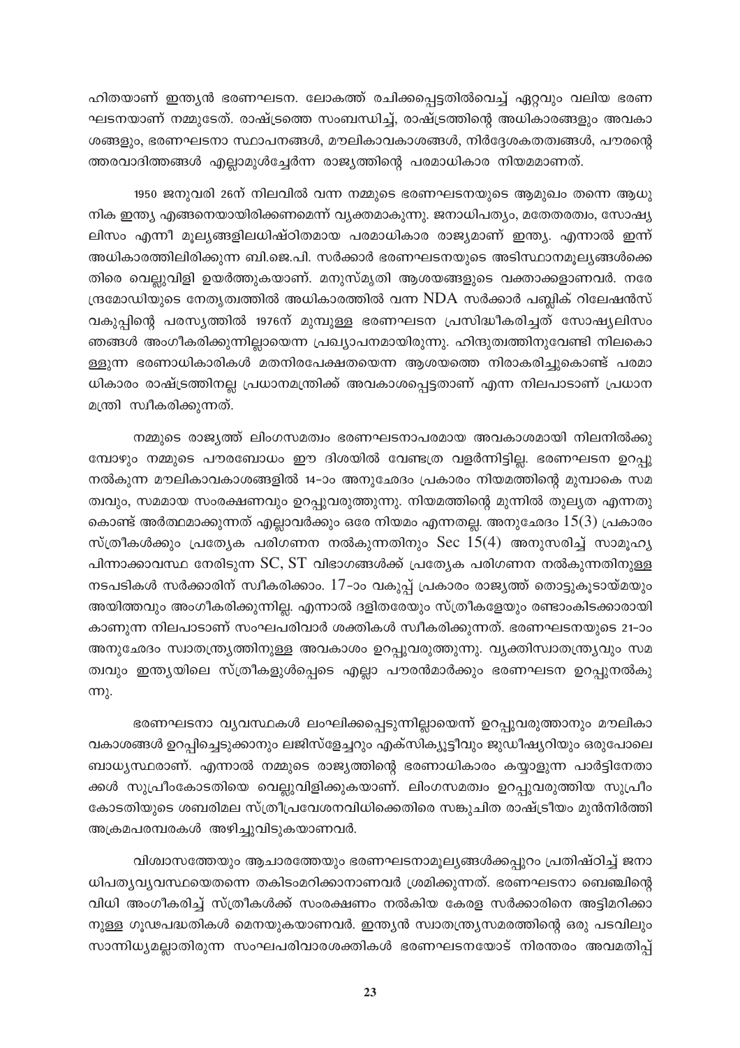ഹിതയാണ് ഇന്ത്യൻ ഭരണഘടന. ലോകത്ത് രചിക്കപ്പെട്ടതിൽവെച്ച് ഏറ്റവും വലിയ ഭരണഘടനയാണ് നമ്മുടേത്. രാഷ്ട്രത്തെ സംബന്ധിച്ച്, രാഷ്ട്രത്തിന്റെ അധികാരങ്ങളും അവകാശങ്ങളും, ഭരണഘടനാ സ്ഥാപനങ്ങൾ, മൗലികാവകാശങ്ങൾ, നിർദ്ദേശകതത്വങ്ങൾ, പൗരന്റെ ത്തരവാദിത്തങ്ങൾ എല്ലാമുൾച്ചേർന്ന രാജ്യത്തിന്റെ പരമാധികാര നിയമമാണത്.

1950 ജനുവരി 26ന് നിലവിൽ വന്ന നമ്മുടെ ഭരണഘടനയുടെ ആമുഖം തന്നെ ആധുനിക ഇന്ത്യ എങ്ങനെയായിരിക്കണമെന്ന് വ്യക്തമാകുന്നു. ജനാധിപത്യം, മതേതരത്വം, സോഷ്യലിസം എന്നീ മൂല്യങ്ങളിലധിഷ്ഠിതമായ പരമാധികാര രാജ്യമാണ് ഇന്ത്യ. എന്നാൽ ഇന്ന് അധികാരത്തിലിരിക്കുന്ന ബി.ജെ.പി. സർക്കാർ ഭരണഘടനയുടെ അടിസ്ഥാനമൂല്യങ്ങൾക്കെതിരെ വെല്ലുവിളി ഉയർത്തുകയാണ്. മനുസ്മൃതി ആശയങ്ങളുടെ വക്താക്കളാണവർ. നരേന്ദ്രമോഡിയുടെ നേതൃത്വത്തിൽ അധികാരത്തിൽ വന്ന NDA സർക്കാർ പബ്ലിക് റിലേഷൻസ് വകുപ്പിന്റെ പരസ്യത്തിൽ 1976ന് മുമ്പുള്ള ഭരണഘടന പ്രസിദ്ധീകരിച്ചത് സോഷ്യലിസം ഞങ്ങൾ അംഗീകരിക്കുന്നില്ലായെന്ന പ്രഖ്യാപനമായിരുന്നു. ഹിന്ദുത്വത്തിനുവേണ്ടി നിലകൊള്ളുന്ന ഭരണാധികാരികൾ മതനിരപേക്ഷതയെന്ന ആശയത്തെ നിരാകരിച്ചുകൊണ്ട് പരമാധികാരം രാഷ്ട്രത്തിനല്ല പ്രധാനമന്ത്രിക്ക് അവകാശപ്പെട്ടതാണ് എന്ന നിലപാടാണ് പ്രധാനമന്ത്രി സ്വീകരിക്കുന്നത്.

നമ്മുടെ രാജ്യത്ത് ലിംഗസമത്വം ഭരണഘടനാപരമായ അവകാശമായി നിലനിൽക്കുമ്പോഴും നമ്മുടെ പൗരബോധം ഈ ദിശയിൽ വേണ്ടത്ര വളർന്നിട്ടില്ല. ഭരണഘടന ഉറപ്പു നൽകുന്ന മൗലികാവകാശങ്ങളിൽ 14-ാം അനുഛേദം പ്രകാരം നിയമത്തിന്റെ മുമ്പാകെ സമത്വവും, സമമായ സംരക്ഷണവും ഉറപ്പുവരുത്തുന്നു. നിയമത്തിന്റെ മുന്നിൽ തുല്യത എന്നതുകൊണ്ട് അർത്ഥമാക്കുന്നത് എല്ലാവർക്കും ഒരേ നിയമം എന്നതല്ല. അനുഛേദം 15(3) പ്രകാരം സ്ത്രീകൾക്കും പ്രത്യേക പരിഗണന നൽകുന്നതിനും Sec 15(4) അനുസരിച്ച് സാമൂഹ്യ പിന്നാക്കാവസ്ഥ നേരിടുന്ന SC, ST വിഭാഗങ്ങൾക്ക് പ്രത്യേക പരിഗണന നൽകുന്നതിനുള്ള നടപടികൾ സർക്കാരിന് സ്വീകരിക്കാം. 17-ാം വകുപ്പ് പ്രകാരം രാജ്യത്ത് തൊട്ടുകൂടായ്മയും അയിത്തവും അംഗീകരിക്കുന്നില്ല. എന്നാൽ ദളിതരേയും സ്ത്രീകളേയും രണ്ടാംകിടക്കാരായി കാണുന്ന നിലപാടാണ് സംഘപരിവാർ ശക്തികൾ സ്വീകരിക്കുന്നത്. ഭരണഘടനയുടെ 21-ാം അനുഛേദം സ്വാതന്ത്ര്യത്തിനുള്ള അവകാശം ഉറപ്പുവരുത്തുന്നു. വ്യക്തിസ്വാതന്ത്ര്യവും സമത്വവും ഇന്ത്യയിലെ സ്ത്രീകളുൾപ്പെടെ എല്ലാ പൗരൻമാർക്കും ഭരണഘടന ഉറപ്പുനൽകുന്നു.

ഭരണഘടനാ വ്യവസ്ഥകൾ ലംഘിക്കപ്പെടുന്നില്ലായെന്ന് ഉറപ്പുവരുത്താനും മൗലികാവകാശങ്ങൾ ഉറപ്പിച്ചെടുക്കാനും ലജിസ്‌ളേച്ചറും എക്സിക്യൂട്ടീവും ജുഡീഷ്യറിയും ഒരുപോലെ ബാധ്യസ്ഥരാണ്. എന്നാൽ നമ്മുടെ രാജ്യത്തിന്റെ ഭരണാധികാരം കയ്യാളുന്ന പാർട്ടിനേതാക്കൾ സുപ്രീംകോടതിയെ വെല്ലുവിളിക്കുകയാണ്. ലിംഗസമത്വം ഉറപ്പുവരുത്തിയ സുപ്രീം കോടതിയുടെ ശബരിമല സ്ത്രീപ്രവേശനവിധിക്കെതിരെ സങ്കുചിത രാഷ്ട്രീയം മുൻനിർത്തി അക്രമപരമ്പരകൾ അഴിച്ചുവിടുകയാണവർ.

വിശ്വാസത്തേയും ആചാരത്തേയും ഭരണഘടനാമൂല്യങ്ങൾക്കപ്പുറം പ്രതിഷ്ഠിച്ച് ജനാധിപത്യവ്യവസ്ഥയെതന്നെ തകിടംമറിക്കാനാണവർ ശ്രമിക്കുന്നത്. ഭരണഘടനാ ബെഞ്ചിന്റെ വിധി അംഗീകരിച്ച് സ്ത്രീകൾക്ക് സംരക്ഷണം നൽകിയ കേരള സർക്കാരിനെ അട്ടിമറിക്കാനുള്ള ഗൂഢപദ്ധതികൾ മെനയുകയാണവർ. ഇന്ത്യൻ സ്വാതന്ത്ര്യസമരത്തിന്റെ ഒരു പടവിലും സാന്നിധ്യമല്ലാതിരുന്ന സംഘപരിവാരശക്തികൾ ഭരണഘടനയോട് നിരന്തരം അവമതിപ്പ്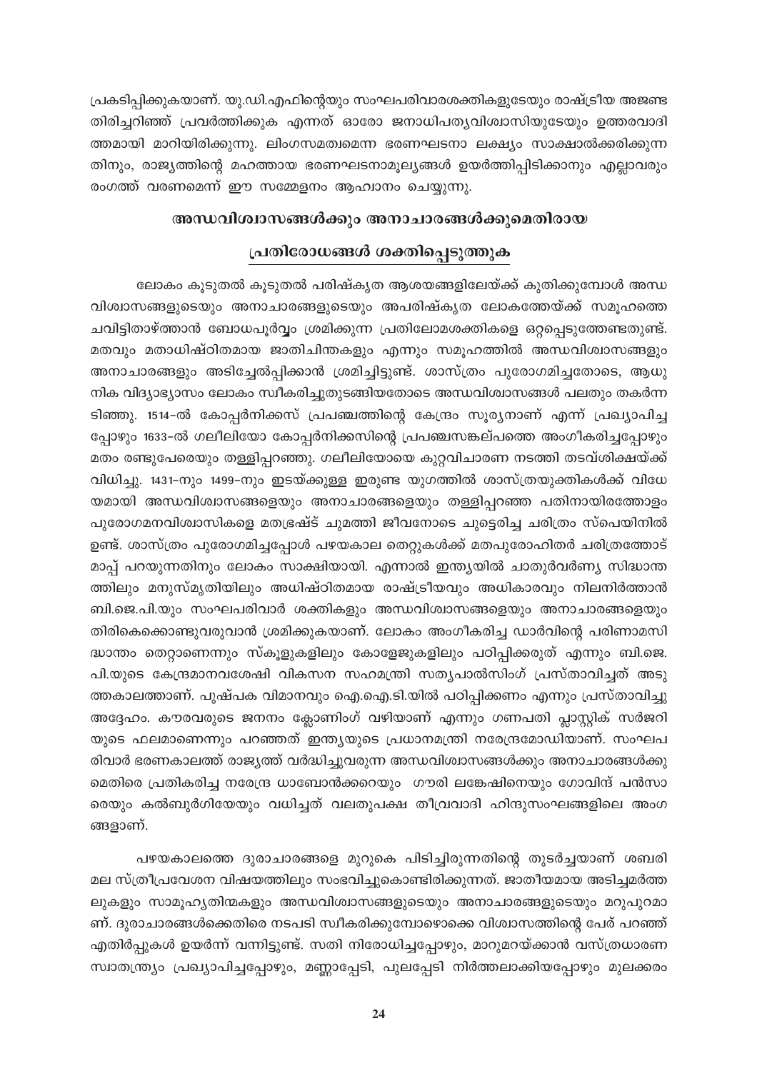പ്രകടിപ്പിക്കുകയാണ്. യു.ഡി.എഫിന്റെയും സംഘപരിവാരശക്തികളുടേയും രാഷ്ട്രീയ അജണ്ട തിരിച്ചറിഞ്ഞ് പ്രവർത്തിക്കുക എന്നത് ഓരോ ജനാധിപത്യവിശ്വാസിയുടേയും ഉത്തരവാദിത്തമായി മാറിയിരിക്കുന്നു. ലിംഗസമത്വമെന്ന ഭരണഘടനാ ലക്ഷ്യം സാക്ഷാൽക്കരിക്കുന്നതിനും, രാജ്യത്തിന്റെ മഹത്തായ ഭരണഘടനാമൂല്യങ്ങൾ ഉയർത്തിപ്പിടിക്കാനും എല്ലാവരും രംഗത്ത് വരണമെന്ന് ഈ സമ്മേളനം ആഹ്വാനം ചെയ്യുന്നു.

## അന്ധവിശ്വാസങ്ങൾക്കും അനാചാരങ്ങൾക്കുമെതിരായ പ്രതിരോധങ്ങൾ ശക്തിപ്പെടുത്തുക

ലോകം കൂടുതൽ കൂടുതൽ പരിഷ്കൃത ആശയങ്ങളിലേയ്ക്ക് കുതിക്കുമ്പോൾ അന്ധവിശ്വാസങ്ങളുടെയും അനാചാരങ്ങളുടെയും അപരിഷ്കൃത ലോകത്തേയ്ക്ക് സമൂഹത്തെ ചവിട്ടിതാഴ്ത്താൻ ബോധപൂർവ്വം ശ്രമിക്കുന്ന പ്രതിലോമശക്തികളെ ഒറ്റപ്പെടുത്തേണ്ടതുണ്ട്. മതവും മതാധിഷ്ഠിതമായ ജാതിചിന്തകളും എന്നും സമൂഹത്തിൽ അന്ധവിശ്വാസങ്ങളും അനാചാരങ്ങളും അടിച്ചേൽപ്പിക്കാൻ ശ്രമിച്ചിട്ടുണ്ട്. ശാസ്ത്രം പുരോഗമിച്ചതോടെ, ആധുനിക വിദ്യാഭ്യാസം ലോകം സ്വീകരിച്ചുതുടങ്ങിയതോടെ അന്ധവിശ്വാസങ്ങൾ പലതും തകർന്നടിഞ്ഞു. 1514-ൽ കോപ്പർനിക്കസ് പ്രപഞ്ചത്തിന്റെ കേന്ദ്രം സൂര്യനാണ് എന്ന് പ്രഖ്യാപിച്ചപ്പോഴും 1633-ൽ ഗലീലിയോ കോപ്പർനിക്കസിന്റെ പ്രപഞ്ചസങ്കല്പത്തെ അംഗീകരിച്ചപ്പോഴും മതം രണ്ടുപേരെയും തള്ളിപ്പറഞ്ഞു. ഗലീലിയോയെ കുറ്റവിചാരണ നടത്തി തടവ്ശിക്ഷയ്ക്ക് വിധിച്ചു. 1431-നും 1499-നും ഇടയ്ക്കുള്ള ഇരുണ്ട യുഗത്തിൽ ശാസ്ത്രയുക്തികൾക്ക് വിധേയമായി അന്ധവിശ്വാസങ്ങളെയും അനാചാരങ്ങളെയും തള്ളിപ്പറഞ്ഞ പതിനായിരത്തോളം പുരോഗമനവിശ്വാസികളെ മതഭ്രഷ്ട് ചുമത്തി ജീവനോടെ ചുട്ടെരിച്ച ചരിത്രം സ്പെയിനിൽ ഉണ്ട്. ശാസ്ത്രം പുരോഗമിച്ചപ്പോൾ പഴയകാല തെറ്റുകൾക്ക് മതപുരോഹിതർ ചരിത്രത്തോട് മാപ്പ് പറയുന്നതിനും ലോകം സാക്ഷിയായി. എന്നാൽ ഇന്ത്യയിൽ ചാതുർവർണ്യ സിദ്ധാന്തത്തിലും മനുസ്മൃതിയിലും അധിഷ്ഠിതമായ രാഷ്ട്രീയവും അധികാരവും നിലനിർത്താൻ ബി.ജെ.പി.യും സംഘപരിവാർ ശക്തികളും അന്ധവിശ്വാസങ്ങളെയും അനാചാരങ്ങളെയും തിരികെക്കൊണ്ടുവരുവാൻ ശ്രമിക്കുകയാണ്. ലോകം അംഗീകരിച്ച ഡാർവിന്റെ പരിണാമസിദ്ധാന്തം തെറ്റാണെന്നും സ്കൂളുകളിലും കോളേജുകളിലും പഠിപ്പിക്കരുത് എന്നും ബി.ജെ.പി.യുടെ കേന്ദ്രമാനവശേഷി വികസന സഹമന്ത്രി സത്യപാൽസിംഗ് പ്രസ്താവിച്ചത് അടുത്തകാലത്താണ്. പുഷ്പക വിമാനവും ഐ.ഐ.ടി.യിൽ പഠിപ്പിക്കണം എന്നും പ്രസ്താവിച്ചു അദ്ദേഹം. കൗരവരുടെ ജനനം ക്ലോണിംഗ് വഴിയാണ് എന്നും ഗണപതി പ്ലാസ്റ്റിക് സർജറിയുടെ ഫലമാണെന്നും പറഞ്ഞത് ഇന്ത്യയുടെ പ്രധാനമന്ത്രി നരേന്ദ്രമോഡിയാണ്. സംഘപരിവാർ ഭരണകാലത്ത് രാജ്യത്ത് വർദ്ധിച്ചുവരുന്ന അന്ധവിശ്വാസങ്ങൾക്കും അനാചാരങ്ങൾക്കുമെതിരെ പ്രതികരിച്ച നരേന്ദ്ര ധാബോൻക്കറെയും ഗൗരി ലങ്കേഷിനെയും ഗോവിന്ദ് പൻസാരെയും കൽബുർഗിയേയും വധിച്ചത് വലതുപക്ഷ തീവ്രവാദി ഹിന്ദുസംഘങ്ങളിലെ അംഗങ്ങളാണ്.

പഴയകാലത്തെ ദുരാചാരങ്ങളെ മുറുകെ പിടിച്ചിരുന്നതിന്റെ തുടർച്ചയാണ് ശബരിമല സ്ത്രീപ്രവേശന വിഷയത്തിലും സംഭവിച്ചുകൊണ്ടിരിക്കുന്നത്. ജാതീയമായ അടിച്ചമർത്തലുകളും സാമൂഹ്യതിന്മകളും അന്ധവിശ്വാസങ്ങളുടെയും അനാചാരങ്ങളുടെയും മറുപുറമാണ്. ദുരാചാരങ്ങൾക്കെതിരെ നടപടി സ്വീകരിക്കുമ്പോഴൊക്കെ വിശ്വാസത്തിന്റെ പേര് പറഞ്ഞ് എതിർപ്പുകൾ ഉയർന്ന് വന്നിട്ടുണ്ട്. സതി നിരോധിച്ചപ്പോഴും, മാറുമറയ്ക്കാൻ വസ്ത്രധാരണ സ്വാതന്ത്ര്യം പ്രഖ്യാപിച്ചപ്പോഴും, മണ്ണാപ്പേടി, പുലപ്പേടി നിർത്തലാക്കിയപ്പോഴും മുലക്കരം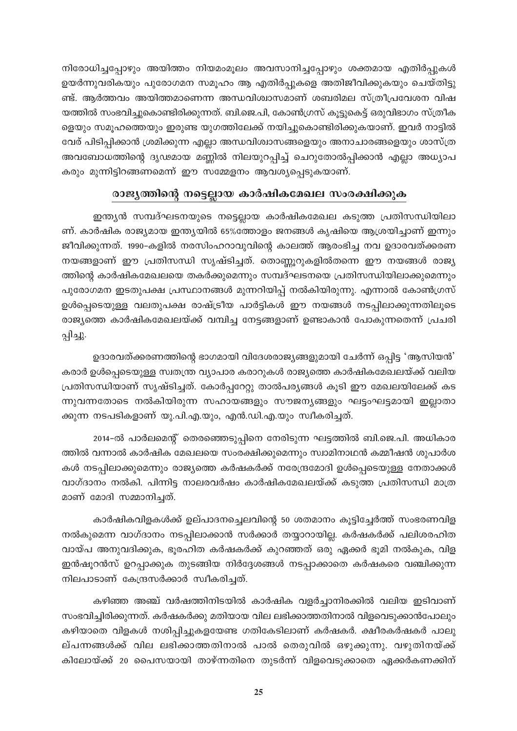നിരോധിച്ചപ്പോഴും അയിത്തം നിയമംമൂലം അവസാനിച്ചപ്പോഴും ശക്തമായ എതിർപ്പുകൾ ഉയർന്നുവരികയും പുരോഗമന സമൂഹം ആ എതിർപ്പുകളെ അതിജീവിക്കുകയും ചെയ്തിട്ടുണ്ട്. ആർത്തവം അയിത്തമാണെന്ന അന്ധവിശ്വാസമാണ് ശബരിമല സ്ത്രീപ്രവേശന വിഷയത്തിൽ സംഭവിച്ചുകൊണ്ടിരിക്കുന്നത്. ബി.ജെ.പി, കോൺഗ്രസ് കൂട്ടുകെട്ട് ഒരുവിഭാഗം സ്ത്രീകളെയും സമൂഹത്തെയും ഇരുണ്ട യുഗത്തിലേക്ക് നയിച്ചുകൊണ്ടിരിക്കുകയാണ്. ഇവർ നാട്ടിൽ വേര് പിടിപ്പിക്കാൻ ശ്രമിക്കുന്ന എല്ലാ അന്ധവിശ്വാസങ്ങളെയും അനാചാരങ്ങളെയും ശാസ്ത്ര അവബോധത്തിന്റെ ദൃഢമായ മണ്ണിൽ നിലയുറപ്പിച്ച് ചെറുതോൽപ്പിക്കാൻ എല്ലാ അധ്യാപകരും മുന്നിട്ടിറങ്ങണമെന്ന് ഈ സമ്മേളനം ആവശ്യപ്പെടുകയാണ്.

## രാജ്യത്തിന്റെ നട്ടെല്ലായ കാർഷികമേഖല സംരക്ഷിക്കുക

ഇന്ത്യൻ സമ്പദ്ഘടനയുടെ നട്ടെല്ലായ കാർഷികമേഖല കടുത്ത പ്രതിസന്ധിയിലാണ്. കാർഷിക രാജ്യമായ ഇന്ത്യയിൽ 65%ത്തോളം ജനങ്ങൾ കൃഷിയെ ആശ്രയിച്ചാണ് ഇന്നും ജീവിക്കുന്നത്. 1990-കളിൽ നരസിംഹറാവുവിന്റെ കാലത്ത് ആരംഭിച്ച നവ ഉദാരവത്ക്കരണ നയങ്ങളാണ് ഈ പ്രതിസന്ധി സൃഷ്ടിച്ചത്. തൊണ്ണൂറുകളിൽതന്നെ ഈ നയങ്ങൾ രാജ്യത്തിന്റെ കാർഷികമേഖലയെ തകർക്കുമെന്നും സമ്പദ്ഘടനയെ പ്രതിസന്ധിയിലാക്കുമെന്നും പുരോഗമന ഇടതുപക്ഷ പ്രസ്ഥാനങ്ങൾ മുന്നറിയിപ്പ് നൽകിയിരുന്നു. എന്നാൽ കോൺഗ്രസ് ഉൾപ്പെടെയുള്ള വലതുപക്ഷ രാഷ്ട്രീയ പാർട്ടികൾ ഈ നയങ്ങൾ നടപ്പിലാക്കുന്നതിലൂടെ രാജ്യത്തെ കാർഷികമേഖലയ്ക്ക് വമ്പിച്ച നേട്ടങ്ങളാണ് ഉണ്ടാകാൻ പോകുന്നതെന്ന് പ്രചരിപ്പിച്ചു.

ഉദാരവത്ക്കരണത്തിന്റെ ഭാഗമായി വിദേശരാജ്യങ്ങളുമായി ചേർന്ന് ഒപ്പിട്ട 'ആസിയൻ' കരാർ ഉൾപ്പെടെയുള്ള സ്വതന്ത്ര വ്യാപാര കരാറുകൾ രാജ്യത്തെ കാർഷികമേഖലയ്ക്ക് വലിയ പ്രതിസന്ധിയാണ് സൃഷ്ടിച്ചത്. കോർപ്പറേറ്റു താൽപര്യങ്ങൾ കൂടി ഈ മേഖലയിലേക്ക് കടന്നുവന്നതോടെ നൽകിയിരുന്ന സഹായങ്ങളും സൗജന്യങ്ങളും ഘട്ടംഘട്ടമായി ഇല്ലാതാക്കുന്ന നടപടികളാണ് യു.പി.എ.യും, എൻ.ഡി.എ.യും സ്വീകരിച്ചത്.

2014-ൽ പാർലമെന്റ് തെരഞ്ഞെടുപ്പിനെ നേരിടുന്ന ഘട്ടത്തിൽ ബി.ജെ.പി. അധികാരത്തിൽ വന്നാൽ കാർഷിക മേഖലയെ സംരക്ഷിക്കുമെന്നും സ്വാമിനാഥൻ കമ്മീഷൻ ശുപാർശകൾ നടപ്പിലാക്കുമെന്നും രാജ്യത്തെ കർഷകർക്ക് നരേന്ദ്രമോദി ഉൾപ്പെടെയുള്ള നേതാക്കൾ വാഗ്ദാനം നൽകി. പിന്നിട്ട നാലരവർഷം കാർഷികമേഖലയ്ക്ക് കടുത്ത പ്രതിസന്ധി മാത്രമാണ് മോദി സമ്മാനിച്ചത്.

കാർഷികവിളകൾക്ക് ഉല്പാദനച്ചെലവിന്റെ 50 ശതമാനം കൂട്ടിച്ചേർത്ത് സംഭരണവില നൽകുമെന്ന വാഗ്ദാനം നടപ്പിലാക്കാൻ സർക്കാർ തയ്യാറായില്ല. കർഷകർക്ക് പലിശരഹിത വായ്പ അനുവദിക്കുക, ഭൂരഹിത കർഷകർക്ക് കുറഞ്ഞത് ഒരു ഏക്കർ ഭൂമി നൽകുക, വിള ഇൻഷൂറൻസ് ഉറപ്പാക്കുക തുടങ്ങിയ നിർദ്ദേശങ്ങൾ നടപ്പാക്കാതെ കർഷകരെ വഞ്ചിക്കുന്ന നിലപാടാണ് കേന്ദ്രസർക്കാർ സ്വീകരിച്ചത്.

കഴിഞ്ഞ അഞ്ച് വർഷത്തിനിടയിൽ കാർഷിക വളർച്ചാനിരക്കിൽ വലിയ ഇടിവാണ് സംഭവിച്ചിരിക്കുന്നത്. കർഷകർക്കു മതിയായ വില ലഭിക്കാത്തതിനാൽ വിളവെടുക്കാൻപോലും കഴിയാതെ വിളകൾ നശിപ്പിച്ചുകളയേണ്ട ഗതികേടിലാണ് കർഷകർ. ക്ഷീരകർഷകർ പാലുല്പന്നങ്ങൾക്ക് വില ലഭിക്കാത്തതിനാൽ പാൽ തെരുവിൽ ഒഴുക്കുന്നു. വഴുതിനയ്ക്ക് കിലോയ്ക്ക് 20 പൈസയായി താഴ്ന്നതിനെ തുടർന്ന് വിളവെടുക്കാതെ ഏക്കർകണക്കിന്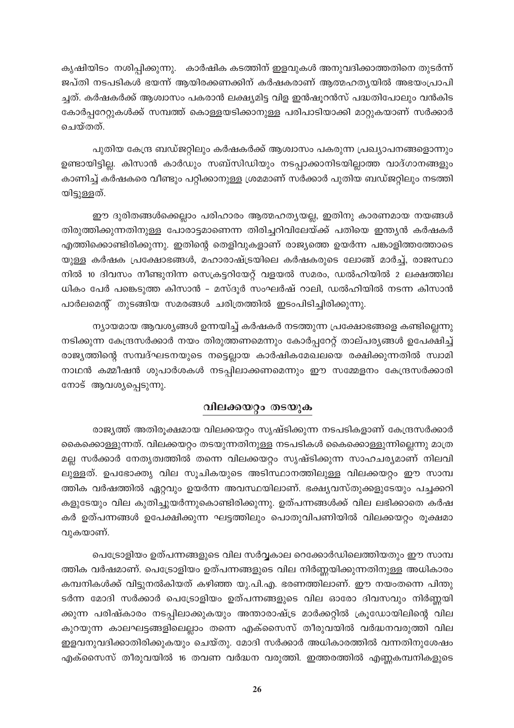കൃഷിയിടം നശിപ്പിക്കുന്നു. കാർഷിക കടത്തിന് ഇളവുകൾ അനുവദിക്കാത്തതിനെ തുടർന്ന് ജപ്തി നടപടികൾ ഭയന്ന് ആയിരക്കണക്കിന് കർഷകരാണ് ആത്മഹത്യയിൽ അഭയംപ്രാപിച്ചത്. കർഷകർക്ക് ആശ്വാസം പകരാൻ ലക്ഷ്യമിട്ട വിള ഇൻഷുറൻസ് പദ്ധതിപോലും വൻകിട കോർപ്പറേറ്റുകൾക്ക് സമ്പത്ത് കൊള്ളയടിക്കാനുള്ള പരിപാടിയാക്കി മാറ്റുകയാണ് സർക്കാർ ചെയ്തത്.

പുതിയ കേന്ദ്ര ബഡ്ജറ്റിലും കർഷകർക്ക് ആശ്വാസം പകരുന്ന പ്രഖ്യാപനങ്ങളൊന്നും ഉണ്ടായിട്ടില്ല. കിസാൻ കാർഡും സബ്സിഡിയും നടപ്പാക്കാനിടയില്ലാത്ത വാദ്ഗാനങ്ങളും കാണിച്ച് കർഷകരെ വീണ്ടും പറ്റിക്കാനുള്ള ശ്രമമാണ് സർക്കാർ പുതിയ ബഡ്ജറ്റിലും നടത്തിയിട്ടുള്ളത്.

ഈ ദുരിതങ്ങൾക്കെല്ലാം പരിഹാരം ആത്മഹത്യയല്ല, ഇതിനു കാരണമായ നയങ്ങൾ തിരുത്തിക്കുന്നതിനുള്ള പോരാട്ടമാണെന്ന തിരിച്ചറിവിലേയ്ക്ക് പതിയെ ഇന്ത്യൻ കർഷകർ എത്തിക്കൊണ്ടിരിക്കുന്നു. ഇതിന്റെ തെളിവുകളാണ് രാജ്യത്തെ ഉയർന്ന പങ്കാളിത്തത്തോടെയുള്ള കർഷക പ്രക്ഷോഭങ്ങൾ, മഹാരാഷ്ട്രയിലെ കർഷകരുടെ ലോങ്ങ് മാർച്ച്, രാജസ്ഥാനിൽ 10 ദിവസം നീണ്ടുനിന്ന സെക്രട്ടറിയേറ്റ് വളയൽ സമരം, ഡൽഹിയിൽ 2 ലക്ഷത്തിലധികം പേർ പങ്കെടുത്ത കിസാൻ – മസ്ദൂർ സംഘർഷ് റാലി, ഡൽഹിയിൽ നടന്ന കിസാൻ പാർലമെന്റ് തുടങ്ങിയ സമരങ്ങൾ ചരിത്രത്തിൽ ഇടംപിടിച്ചിരിക്കുന്നു.

ന്യായമായ ആവശ്യങ്ങൾ ഉന്നയിച്ച് കർഷകർ നടത്തുന്ന പ്രക്ഷോഭങ്ങളെ കണ്ടില്ലെന്നു നടിക്കുന്ന കേന്ദ്രസർക്കാർ നയം തിരുത്തണമെന്നും കോർപ്പറേറ്റ് താല്പര്യങ്ങൾ ഉപേക്ഷിച്ച് രാജ്യത്തിന്റെ സമ്പദ്ഘടനയുടെ നട്ടെല്ലായ കാർഷികമേഖലയെ രക്ഷിക്കുന്നതിൽ സ്വാമിനാഥൻ കമ്മീഷൻ ശുപാർശകൾ നടപ്പിലാക്കണമെന്നും ഈ സമ്മേളനം കേന്ദ്രസർക്കാരിനോട് ആവശ്യപ്പെടുന്നു.

## വിലക്കയറ്റം തടയുക

രാജ്യത്ത് അതിരൂക്ഷമായ വിലക്കയറ്റം സൃഷ്ടിക്കുന്ന നടപടികളാണ് കേന്ദ്രസർക്കാർ കൈക്കൊള്ളുന്നത്. വിലക്കയറ്റം തടയുന്നതിനുള്ള നടപടികൾ കൈക്കൊള്ളുന്നില്ലെന്നു മാത്രമല്ല സർക്കാർ നേതൃത്വത്തിൽ തന്നെ വിലക്കയറ്റം സൃഷ്ടിക്കുന്ന സാഹചര്യമാണ് നിലവിലുള്ളത്. ഉപഭോക്തൃ വില സൂചികയുടെ അടിസ്ഥാനത്തിലുള്ള വിലക്കയറ്റം ഈ സാമ്പത്തിക വർഷത്തിൽ ഏറ്റവും ഉയർന്ന അവസ്ഥയിലാണ്. ഭക്ഷ്യവസ്തുക്കളുടേയും പച്ചക്കറികളുടേയും വില കുതിച്ചുയർന്നുകൊണ്ടിരിക്കുന്നു. ഉത്പന്നങ്ങൾക്ക് വില ലഭിക്കാതെ കർഷകർ ഉത്പന്നങ്ങൾ ഉപേക്ഷിക്കുന്ന ഘട്ടത്തിലും പൊതുവിപണിയിൽ വിലക്കയറ്റം രൂക്ഷമാവുകയാണ്.

പെട്രോളിയം ഉത്പന്നങ്ങളുടെ വില സർവ്വകാല റെക്കോർഡിലെത്തിയതും ഈ സാമ്പത്തിക വർഷമാണ്. പെട്രോളിയം ഉത്പന്നങ്ങളുടെ വില നിർണ്ണയിക്കുന്നതിനുള്ള അധികാരം കമ്പനികൾക്ക് വിട്ടുനൽകിയത് കഴിഞ്ഞ യു.പി.എ. ഭരണത്തിലാണ്. ഈ നയംതന്നെ പിന്തുടർന്ന മോദി സർക്കാർ പെട്രോളിയം ഉത്പന്നങ്ങളുടെ വില ഓരോ ദിവസവും നിർണ്ണയിക്കുന്ന പരിഷ്കാരം നടപ്പിലാക്കുകയും അന്താരാഷ്ട്ര മാർക്കറ്റിൽ ക്രൂഡോയിലിന്റെ വില കുറയുന്ന കാലഘട്ടങ്ങളിലെല്ലാം തന്നെ എക്സൈസ് തീരുവയിൽ വർദ്ധനവരുത്തി വില ഇളവനുവദിക്കാതിരിക്കുകയും ചെയ്തു. മോദി സർക്കാർ അധികാരത്തിൽ വന്നതിനുശേഷം എക്സൈസ് തീരുവയിൽ 16 തവണ വർദ്ധന വരുത്തി. ഇത്തരത്തിൽ എണ്ണകമ്പനികളുടെ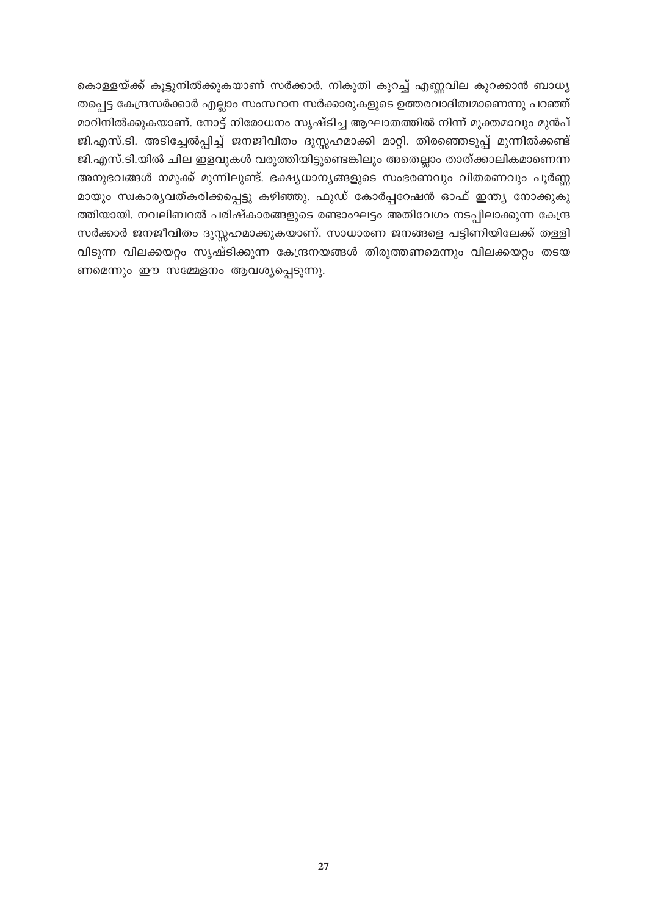കൊള്ളയ്ക്ക് കൂട്ടുനിൽക്കുകയാണ് സർക്കാർ. നികുതി കുറച്ച് എണ്ണവില കുറക്കാൻ ബാധ്യതപ്പെട്ട കേന്ദ്രസർക്കാർ എല്ലാം സംസ്ഥാന സർക്കാരുകളുടെ ഉത്തരവാദിത്വമാണെന്നു പറഞ്ഞ് മാറിനിൽക്കുകയാണ്. നോട്ട് നിരോധനം സൃഷ്ടിച്ച ആഘാതത്തിൽ നിന്ന് മുക്തമാവും മുൻപ് ജി.എസ്.ടി. അടിച്ചേൽപ്പിച്ച് ജനജീവിതം ദുസ്സഹമാക്കി മാറ്റി. തിരഞ്ഞെടുപ്പ് മുന്നിൽക്കണ്ട് ജി.എസ്.ടി.യിൽ ചില ഇളവുകൾ വരുത്തിയിട്ടുണ്ടെങ്കിലും അതെല്ലാം താത്ക്കാലികമാണെന്ന അനുഭവങ്ങൾ നമുക്ക് മുന്നിലുണ്ട്. ഭക്ഷ്യധാന്യങ്ങളുടെ സംഭരണവും വിതരണവും പൂർണ്ണമായും സ്വകാര്യവത്കരിക്കപ്പെട്ടു കഴിഞ്ഞു. ഫുഡ് കോർപ്പറേഷൻ ഓഫ് ഇന്ത്യ നോക്കുകുത്തിയായി. നവലിബറൽ പരിഷ്കാരങ്ങളുടെ രണ്ടാംഘട്ടം അതിവേഗം നടപ്പിലാക്കുന്ന കേന്ദ്ര സർക്കാർ ജനജീവിതം ദുസ്സഹമാക്കുകയാണ്. സാധാരണ ജനങ്ങളെ പട്ടിണിയിലേക്ക് തള്ളിവിടുന്ന വിലക്കയറ്റം സൃഷ്ടിക്കുന്ന കേന്ദ്രനയങ്ങൾ തിരുത്തണമെന്നും വിലക്കയറ്റം തടയണമെന്നും ഈ സമ്മേളനം ആവശ്യപ്പെടുന്നു.